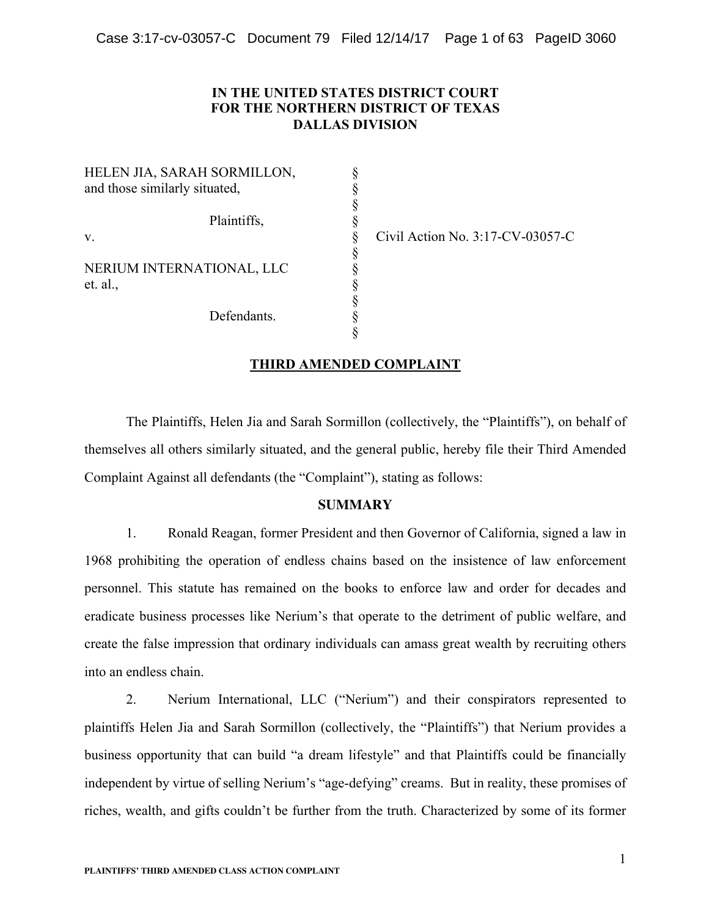**IN THE UNITED STATES DISTRICT COURT**
**FOR THE NORTHERN DISTRICT OF TEXAS**
**DALLAS DIVISION**

| | | |
|---|---|---|
| HELEN JIA, SARAH SORMILLON, and those similarly situated, | § | |
| Plaintiffs, | § | |
| v. | § | Civil Action No. 3:17-CV-03057-C |
| NERIUM INTERNATIONAL, LLC et. al., | § | |
| Defendants. | § | |

## THIRD AMENDED COMPLAINT

The Plaintiffs, Helen Jia and Sarah Sormillon (collectively, the "Plaintiffs"), on behalf of themselves all others similarly situated, and the general public, hereby file their Third Amended Complaint Against all defendants (the "Complaint"), stating as follows:

## SUMMARY

1. Ronald Reagan, former President and then Governor of California, signed a law in 1968 prohibiting the operation of endless chains based on the insistence of law enforcement personnel. This statute has remained on the books to enforce law and order for decades and eradicate business processes like Nerium's that operate to the detriment of public welfare, and create the false impression that ordinary individuals can amass great wealth by recruiting others into an endless chain.

2. Nerium International, LLC ("Nerium") and their conspirators represented to plaintiffs Helen Jia and Sarah Sormillon (collectively, the "Plaintiffs") that Nerium provides a business opportunity that can build "a dream lifestyle" and that Plaintiffs could be financially independent by virtue of selling Nerium's "age-defying" creams. But in reality, these promises of riches, wealth, and gifts couldn't be further from the truth. Characterized by some of its former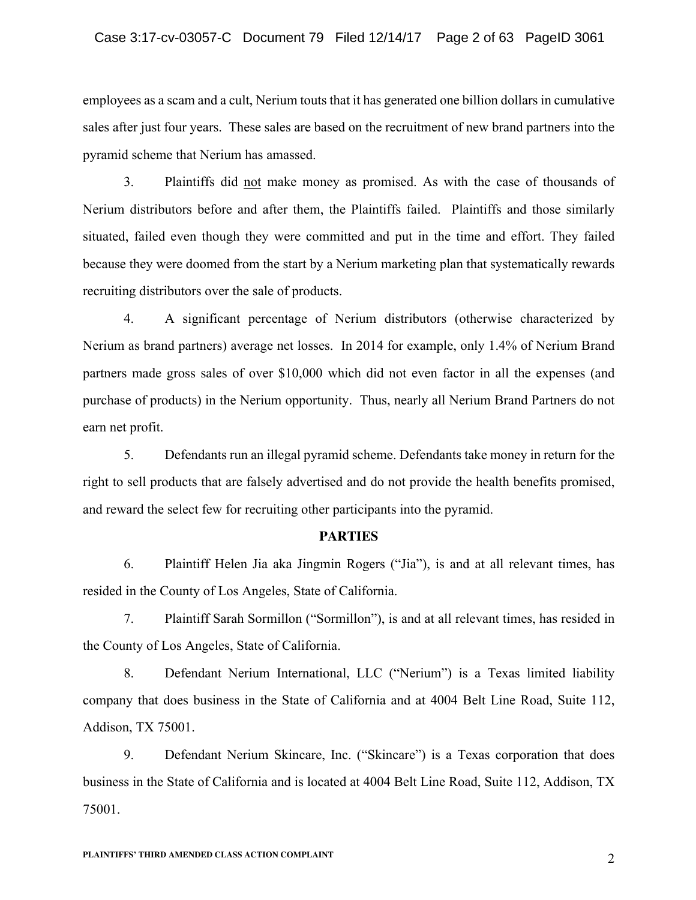employees as a scam and a cult, Nerium touts that it has generated one billion dollars in cumulative sales after just four years. These sales are based on the recruitment of new brand partners into the pyramid scheme that Nerium has amassed.

3. Plaintiffs did <u>not</u> make money as promised. As with the case of thousands of Nerium distributors before and after them, the Plaintiffs failed. Plaintiffs and those similarly situated, failed even though they were committed and put in the time and effort. They failed because they were doomed from the start by a Nerium marketing plan that systematically rewards recruiting distributors over the sale of products.

4. A significant percentage of Nerium distributors (otherwise characterized by Nerium as brand partners) average net losses. In 2014 for example, only 1.4% of Nerium Brand partners made gross sales of over $10,000 which did not even factor in all the expenses (and purchase of products) in the Nerium opportunity. Thus, nearly all Nerium Brand Partners do not earn net profit.

5. Defendants run an illegal pyramid scheme. Defendants take money in return for the right to sell products that are falsely advertised and do not provide the health benefits promised, and reward the select few for recruiting other participants into the pyramid.

## PARTIES

6. Plaintiff Helen Jia aka Jingmin Rogers ("Jia"), is and at all relevant times, has resided in the County of Los Angeles, State of California.

7. Plaintiff Sarah Sormillon ("Sormillon"), is and at all relevant times, has resided in the County of Los Angeles, State of California.

8. Defendant Nerium International, LLC ("Nerium") is a Texas limited liability company that does business in the State of California and at 4004 Belt Line Road, Suite 112, Addison, TX 75001.

9. Defendant Nerium Skincare, Inc. ("Skincare") is a Texas corporation that does business in the State of California and is located at 4004 Belt Line Road, Suite 112, Addison, TX 75001.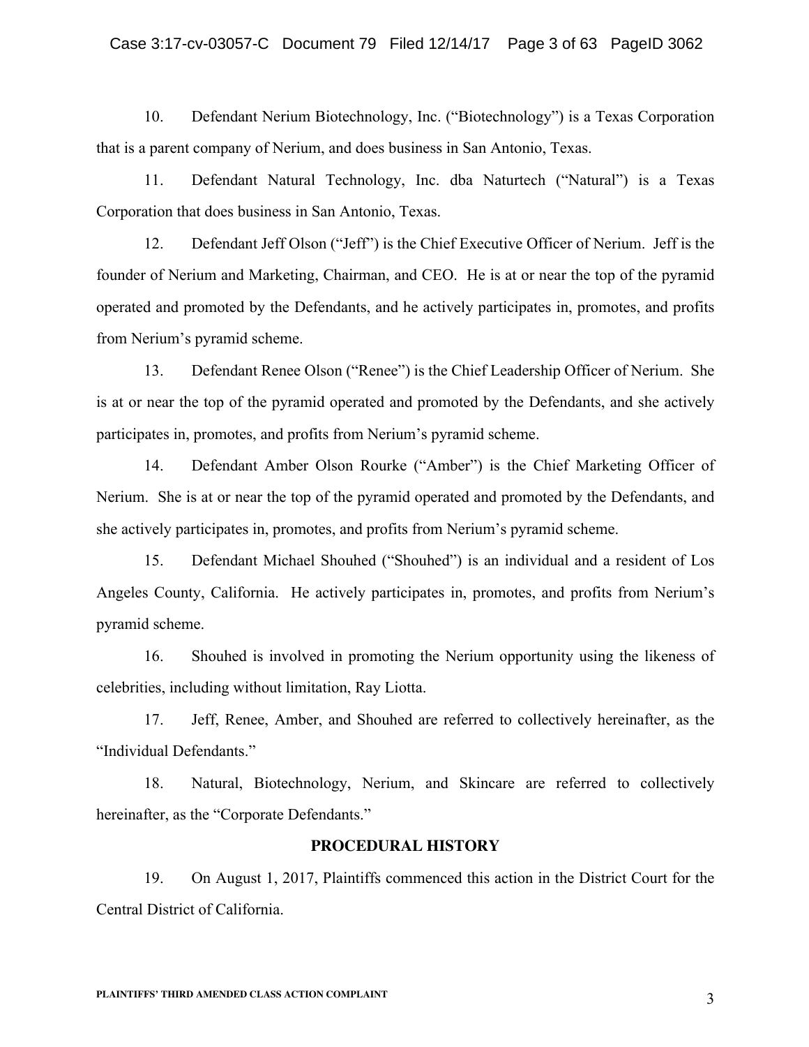10. Defendant Nerium Biotechnology, Inc. ("Biotechnology") is a Texas Corporation that is a parent company of Nerium, and does business in San Antonio, Texas.

11. Defendant Natural Technology, Inc. dba Naturtech ("Natural") is a Texas Corporation that does business in San Antonio, Texas.

12. Defendant Jeff Olson ("Jeff") is the Chief Executive Officer of Nerium. Jeff is the founder of Nerium and Marketing, Chairman, and CEO. He is at or near the top of the pyramid operated and promoted by the Defendants, and he actively participates in, promotes, and profits from Nerium's pyramid scheme.

13. Defendant Renee Olson ("Renee") is the Chief Leadership Officer of Nerium. She is at or near the top of the pyramid operated and promoted by the Defendants, and she actively participates in, promotes, and profits from Nerium's pyramid scheme.

14. Defendant Amber Olson Rourke ("Amber") is the Chief Marketing Officer of Nerium. She is at or near the top of the pyramid operated and promoted by the Defendants, and she actively participates in, promotes, and profits from Nerium's pyramid scheme.

15. Defendant Michael Shouhed ("Shouhed") is an individual and a resident of Los Angeles County, California. He actively participates in, promotes, and profits from Nerium's pyramid scheme.

16. Shouhed is involved in promoting the Nerium opportunity using the likeness of celebrities, including without limitation, Ray Liotta.

17. Jeff, Renee, Amber, and Shouhed are referred to collectively hereinafter, as the "Individual Defendants."

18. Natural, Biotechnology, Nerium, and Skincare are referred to collectively hereinafter, as the "Corporate Defendants."

## PROCEDURAL HISTORY

19. On August 1, 2017, Plaintiffs commenced this action in the District Court for the Central District of California.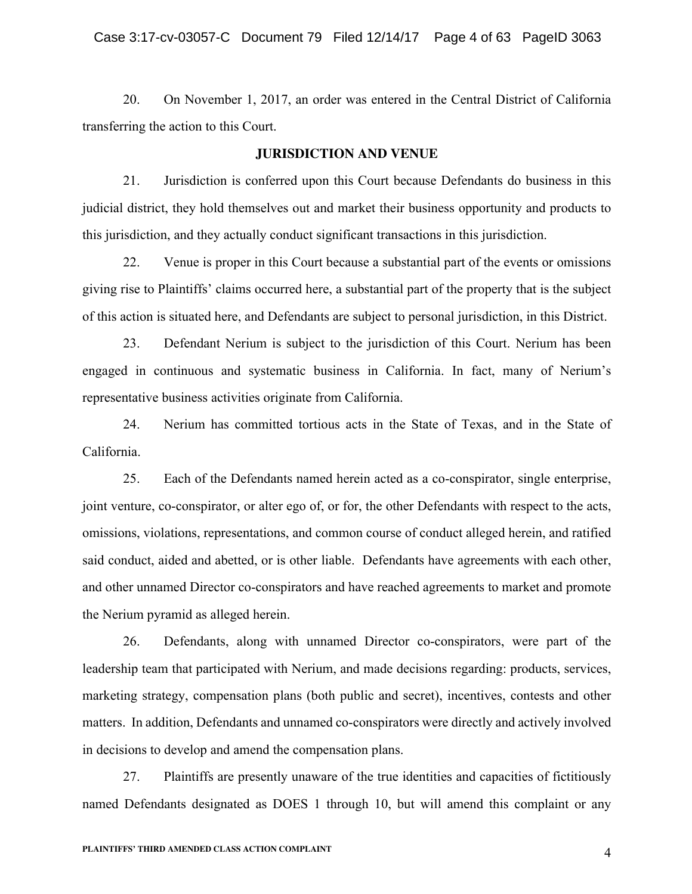20. On November 1, 2017, an order was entered in the Central District of California transferring the action to this Court.

## JURISDICTION AND VENUE

21. Jurisdiction is conferred upon this Court because Defendants do business in this judicial district, they hold themselves out and market their business opportunity and products to this jurisdiction, and they actually conduct significant transactions in this jurisdiction.

22. Venue is proper in this Court because a substantial part of the events or omissions giving rise to Plaintiffs' claims occurred here, a substantial part of the property that is the subject of this action is situated here, and Defendants are subject to personal jurisdiction, in this District.

23. Defendant Nerium is subject to the jurisdiction of this Court. Nerium has been engaged in continuous and systematic business in California. In fact, many of Nerium's representative business activities originate from California.

24. Nerium has committed tortious acts in the State of Texas, and in the State of California.

25. Each of the Defendants named herein acted as a co-conspirator, single enterprise, joint venture, co-conspirator, or alter ego of, or for, the other Defendants with respect to the acts, omissions, violations, representations, and common course of conduct alleged herein, and ratified said conduct, aided and abetted, or is other liable. Defendants have agreements with each other, and other unnamed Director co-conspirators and have reached agreements to market and promote the Nerium pyramid as alleged herein.

26. Defendants, along with unnamed Director co-conspirators, were part of the leadership team that participated with Nerium, and made decisions regarding: products, services, marketing strategy, compensation plans (both public and secret), incentives, contests and other matters. In addition, Defendants and unnamed co-conspirators were directly and actively involved in decisions to develop and amend the compensation plans.

27. Plaintiffs are presently unaware of the true identities and capacities of fictitiously named Defendants designated as DOES 1 through 10, but will amend this complaint or any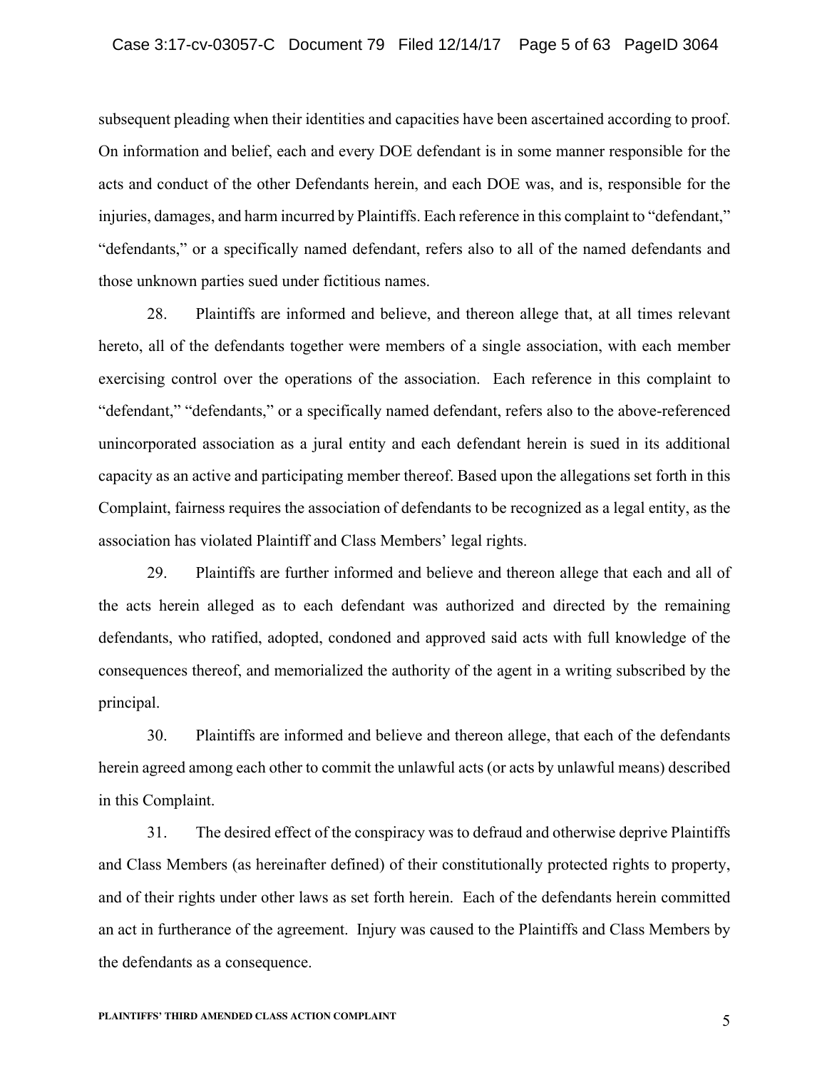subsequent pleading when their identities and capacities have been ascertained according to proof. On information and belief, each and every DOE defendant is in some manner responsible for the acts and conduct of the other Defendants herein, and each DOE was, and is, responsible for the injuries, damages, and harm incurred by Plaintiffs. Each reference in this complaint to "defendant," "defendants," or a specifically named defendant, refers also to all of the named defendants and those unknown parties sued under fictitious names.

28. Plaintiffs are informed and believe, and thereon allege that, at all times relevant hereto, all of the defendants together were members of a single association, with each member exercising control over the operations of the association. Each reference in this complaint to "defendant," "defendants," or a specifically named defendant, refers also to the above-referenced unincorporated association as a jural entity and each defendant herein is sued in its additional capacity as an active and participating member thereof. Based upon the allegations set forth in this Complaint, fairness requires the association of defendants to be recognized as a legal entity, as the association has violated Plaintiff and Class Members' legal rights.

29. Plaintiffs are further informed and believe and thereon allege that each and all of the acts herein alleged as to each defendant was authorized and directed by the remaining defendants, who ratified, adopted, condoned and approved said acts with full knowledge of the consequences thereof, and memorialized the authority of the agent in a writing subscribed by the principal.

30. Plaintiffs are informed and believe and thereon allege, that each of the defendants herein agreed among each other to commit the unlawful acts (or acts by unlawful means) described in this Complaint.

31. The desired effect of the conspiracy was to defraud and otherwise deprive Plaintiffs and Class Members (as hereinafter defined) of their constitutionally protected rights to property, and of their rights under other laws as set forth herein. Each of the defendants herein committed an act in furtherance of the agreement. Injury was caused to the Plaintiffs and Class Members by the defendants as a consequence.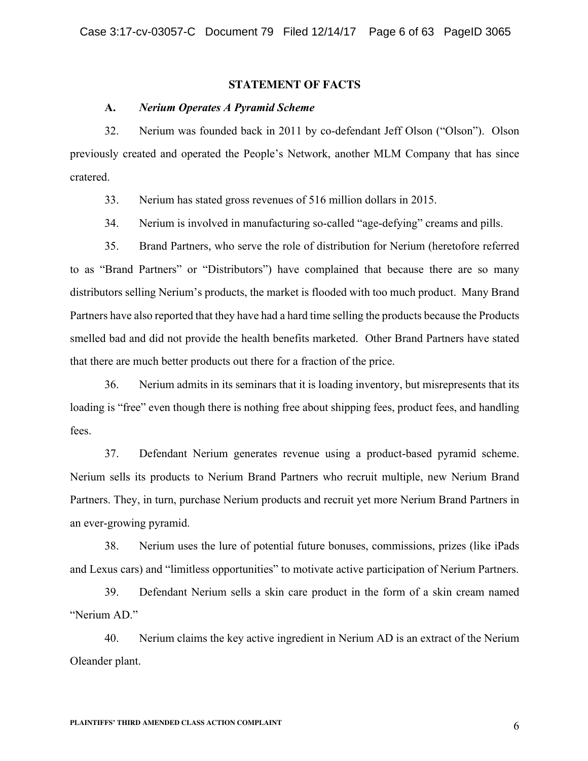## STATEMENT OF FACTS

### A. *Nerium Operates A Pyramid Scheme*

32. Nerium was founded back in 2011 by co-defendant Jeff Olson ("Olson"). Olson previously created and operated the People's Network, another MLM Company that has since cratered.

33. Nerium has stated gross revenues of 516 million dollars in 2015.

34. Nerium is involved in manufacturing so-called "age-defying" creams and pills.

35. Brand Partners, who serve the role of distribution for Nerium (heretofore referred to as "Brand Partners" or "Distributors") have complained that because there are so many distributors selling Nerium's products, the market is flooded with too much product. Many Brand Partners have also reported that they have had a hard time selling the products because the Products smelled bad and did not provide the health benefits marketed. Other Brand Partners have stated that there are much better products out there for a fraction of the price.

36. Nerium admits in its seminars that it is loading inventory, but misrepresents that its loading is "free" even though there is nothing free about shipping fees, product fees, and handling fees.

37. Defendant Nerium generates revenue using a product-based pyramid scheme. Nerium sells its products to Nerium Brand Partners who recruit multiple, new Nerium Brand Partners. They, in turn, purchase Nerium products and recruit yet more Nerium Brand Partners in an ever-growing pyramid.

38. Nerium uses the lure of potential future bonuses, commissions, prizes (like iPads and Lexus cars) and "limitless opportunities" to motivate active participation of Nerium Partners.

39. Defendant Nerium sells a skin care product in the form of a skin cream named "Nerium AD."

40. Nerium claims the key active ingredient in Nerium AD is an extract of the Nerium Oleander plant.

PLAINTIFFS' THIRD AMENDED CLASS ACTION COMPLAINT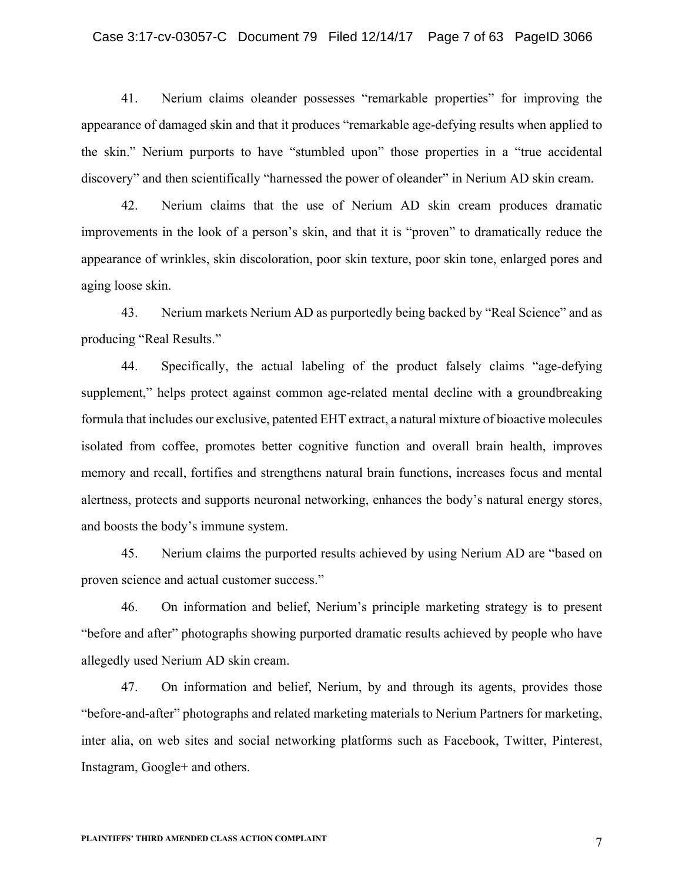41. Nerium claims oleander possesses "remarkable properties" for improving the appearance of damaged skin and that it produces "remarkable age-defying results when applied to the skin." Nerium purports to have "stumbled upon" those properties in a "true accidental discovery" and then scientifically "harnessed the power of oleander" in Nerium AD skin cream.

42. Nerium claims that the use of Nerium AD skin cream produces dramatic improvements in the look of a person's skin, and that it is "proven" to dramatically reduce the appearance of wrinkles, skin discoloration, poor skin texture, poor skin tone, enlarged pores and aging loose skin.

43. Nerium markets Nerium AD as purportedly being backed by "Real Science" and as producing "Real Results."

44. Specifically, the actual labeling of the product falsely claims "age-defying supplement," helps protect against common age-related mental decline with a groundbreaking formula that includes our exclusive, patented EHT extract, a natural mixture of bioactive molecules isolated from coffee, promotes better cognitive function and overall brain health, improves memory and recall, fortifies and strengthens natural brain functions, increases focus and mental alertness, protects and supports neuronal networking, enhances the body's natural energy stores, and boosts the body's immune system.

45. Nerium claims the purported results achieved by using Nerium AD are "based on proven science and actual customer success."

46. On information and belief, Nerium's principle marketing strategy is to present "before and after" photographs showing purported dramatic results achieved by people who have allegedly used Nerium AD skin cream.

47. On information and belief, Nerium, by and through its agents, provides those "before-and-after" photographs and related marketing materials to Nerium Partners for marketing, inter alia, on web sites and social networking platforms such as Facebook, Twitter, Pinterest, Instagram, Google+ and others.

**PLAINTIFFS' THIRD AMENDED CLASS ACTION COMPLAINT**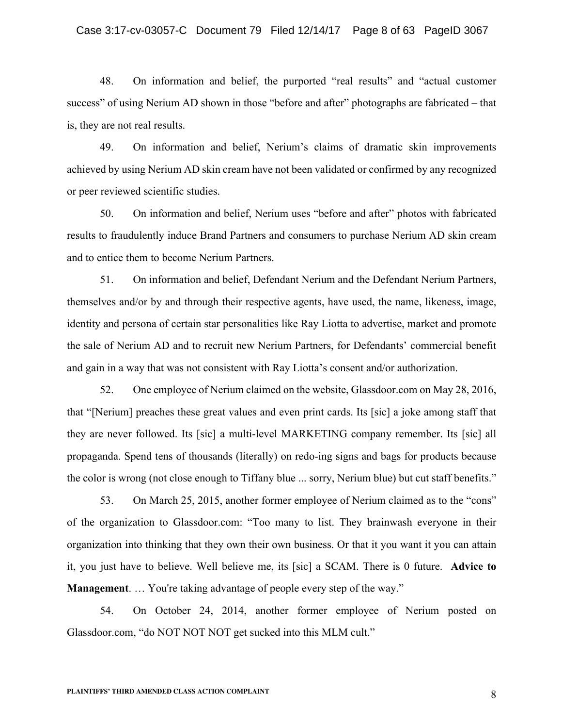48. On information and belief, the purported "real results" and "actual customer success" of using Nerium AD shown in those "before and after" photographs are fabricated – that is, they are not real results.

49. On information and belief, Nerium's claims of dramatic skin improvements achieved by using Nerium AD skin cream have not been validated or confirmed by any recognized or peer reviewed scientific studies.

50. On information and belief, Nerium uses "before and after" photos with fabricated results to fraudulently induce Brand Partners and consumers to purchase Nerium AD skin cream and to entice them to become Nerium Partners.

51. On information and belief, Defendant Nerium and the Defendant Nerium Partners, themselves and/or by and through their respective agents, have used, the name, likeness, image, identity and persona of certain star personalities like Ray Liotta to advertise, market and promote the sale of Nerium AD and to recruit new Nerium Partners, for Defendants' commercial benefit and gain in a way that was not consistent with Ray Liotta's consent and/or authorization.

52. One employee of Nerium claimed on the website, Glassdoor.com on May 28, 2016, that "[Nerium] preaches these great values and even print cards. Its [sic] a joke among staff that they are never followed. Its [sic] a multi-level MARKETING company remember. Its [sic] all propaganda. Spend tens of thousands (literally) on redo-ing signs and bags for products because the color is wrong (not close enough to Tiffany blue ... sorry, Nerium blue) but cut staff benefits."

53. On March 25, 2015, another former employee of Nerium claimed as to the "cons" of the organization to Glassdoor.com: "Too many to list. They brainwash everyone in their organization into thinking that they own their own business. Or that it you want it you can attain it, you just have to believe. Well believe me, its [sic] a SCAM. There is 0 future. **Advice to Management**. … You're taking advantage of people every step of the way."

54. On October 24, 2014, another former employee of Nerium posted on Glassdoor.com, "do NOT NOT NOT get sucked into this MLM cult."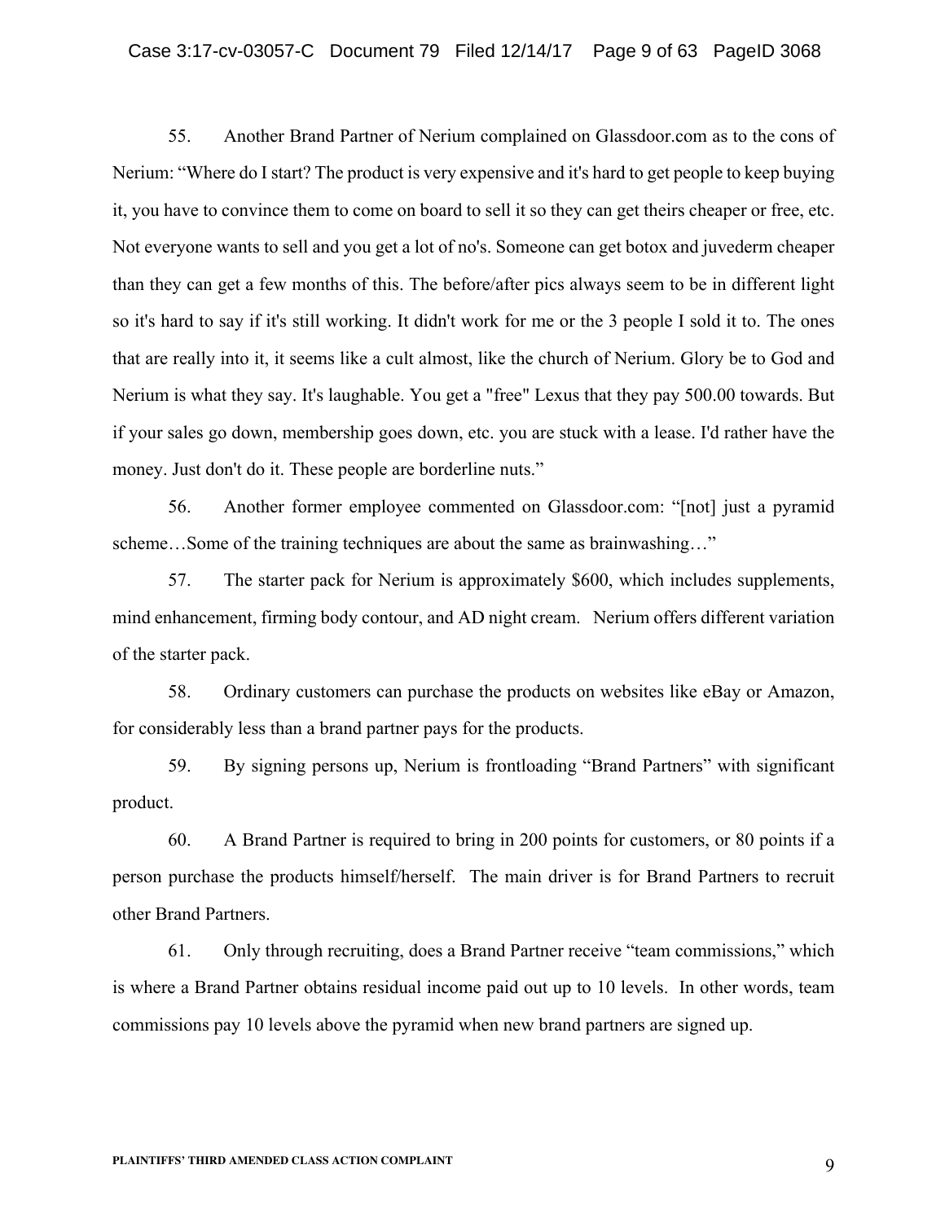55. Another Brand Partner of Nerium complained on Glassdoor.com as to the cons of Nerium: "Where do I start? The product is very expensive and it's hard to get people to keep buying it, you have to convince them to come on board to sell it so they can get theirs cheaper or free, etc. Not everyone wants to sell and you get a lot of no's. Someone can get botox and juvederm cheaper than they can get a few months of this. The before/after pics always seem to be in different light so it's hard to say if it's still working. It didn't work for me or the 3 people I sold it to. The ones that are really into it, it seems like a cult almost, like the church of Nerium. Glory be to God and Nerium is what they say. It's laughable. You get a "free" Lexus that they pay 500.00 towards. But if your sales go down, membership goes down, etc. you are stuck with a lease. I'd rather have the money. Just don't do it. These people are borderline nuts."

56. Another former employee commented on Glassdoor.com: "[not] just a pyramid scheme…Some of the training techniques are about the same as brainwashing…"

57. The starter pack for Nerium is approximately $600, which includes supplements, mind enhancement, firming body contour, and AD night cream. Nerium offers different variation of the starter pack.

58. Ordinary customers can purchase the products on websites like eBay or Amazon, for considerably less than a brand partner pays for the products.

59. By signing persons up, Nerium is frontloading "Brand Partners" with significant product.

60. A Brand Partner is required to bring in 200 points for customers, or 80 points if a person purchase the products himself/herself. The main driver is for Brand Partners to recruit other Brand Partners.

61. Only through recruiting, does a Brand Partner receive "team commissions," which is where a Brand Partner obtains residual income paid out up to 10 levels. In other words, team commissions pay 10 levels above the pyramid when new brand partners are signed up.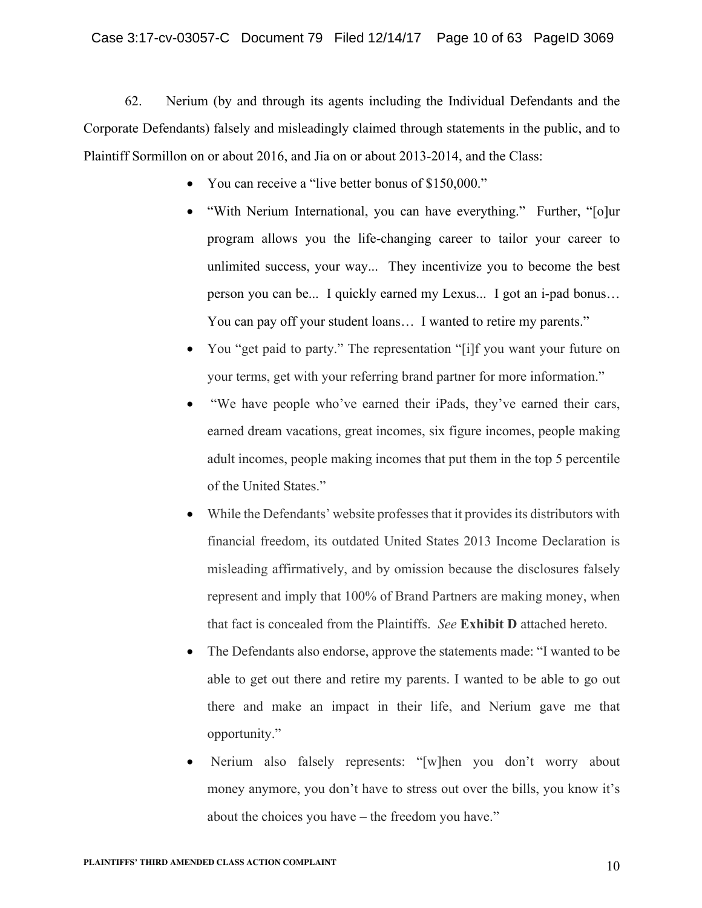62. Nerium (by and through its agents including the Individual Defendants and the Corporate Defendants) falsely and misleadingly claimed through statements in the public, and to Plaintiff Sormillon on or about 2016, and Jia on or about 2013-2014, and the Class:

- You can receive a "live better bonus of $150,000."
- "With Nerium International, you can have everything." Further, "[o]ur program allows you the life-changing career to tailor your career to unlimited success, your way... They incentivize you to become the best person you can be... I quickly earned my Lexus... I got an i-pad bonus… You can pay off your student loans… I wanted to retire my parents."
- You "get paid to party." The representation "[i]f you want your future on your terms, get with your referring brand partner for more information."
- "We have people who've earned their iPads, they've earned their cars, earned dream vacations, great incomes, six figure incomes, people making adult incomes, people making incomes that put them in the top 5 percentile of the United States."
- While the Defendants' website professes that it provides its distributors with financial freedom, its outdated United States 2013 Income Declaration is misleading affirmatively, and by omission because the disclosures falsely represent and imply that 100% of Brand Partners are making money, when that fact is concealed from the Plaintiffs. *See* **Exhibit D** attached hereto.
- The Defendants also endorse, approve the statements made: "I wanted to be able to get out there and retire my parents. I wanted to be able to go out there and make an impact in their life, and Nerium gave me that opportunity."
- Nerium also falsely represents: "[w]hen you don't worry about money anymore, you don't have to stress out over the bills, you know it's about the choices you have – the freedom you have."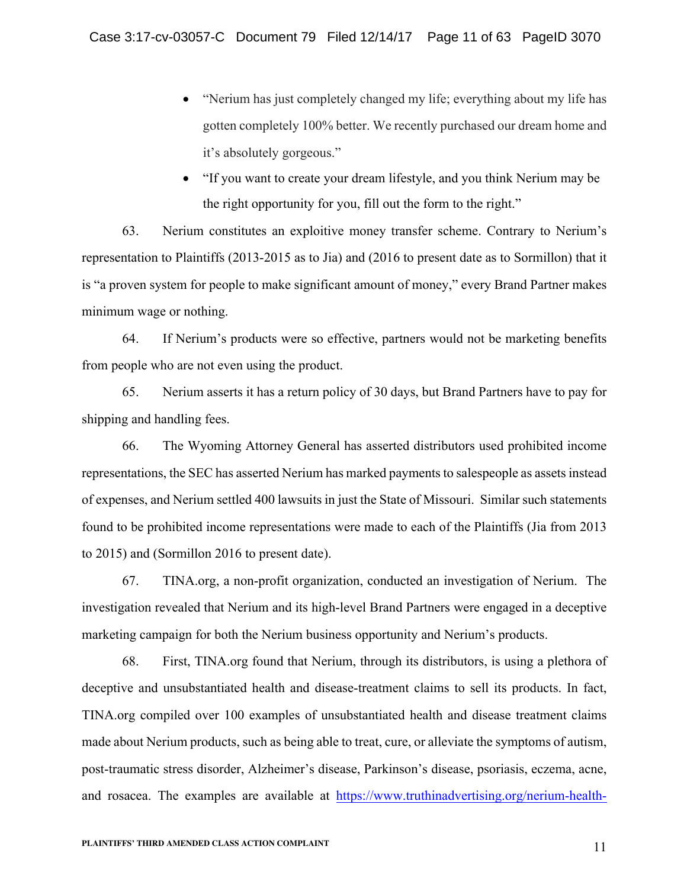- "Nerium has just completely changed my life; everything about my life has gotten completely 100% better. We recently purchased our dream home and it's absolutely gorgeous."
- "If you want to create your dream lifestyle, and you think Nerium may be the right opportunity for you, fill out the form to the right."

63. Nerium constitutes an exploitive money transfer scheme. Contrary to Nerium's representation to Plaintiffs (2013-2015 as to Jia) and (2016 to present date as to Sormillon) that it is "a proven system for people to make significant amount of money," every Brand Partner makes minimum wage or nothing.

64. If Nerium's products were so effective, partners would not be marketing benefits from people who are not even using the product.

65. Nerium asserts it has a return policy of 30 days, but Brand Partners have to pay for shipping and handling fees.

66. The Wyoming Attorney General has asserted distributors used prohibited income representations, the SEC has asserted Nerium has marked payments to salespeople as assets instead of expenses, and Nerium settled 400 lawsuits in just the State of Missouri. Similar such statements found to be prohibited income representations were made to each of the Plaintiffs (Jia from 2013 to 2015) and (Sormillon 2016 to present date).

67. TINA.org, a non-profit organization, conducted an investigation of Nerium. The investigation revealed that Nerium and its high-level Brand Partners were engaged in a deceptive marketing campaign for both the Nerium business opportunity and Nerium's products.

68. First, TINA.org found that Nerium, through its distributors, is using a plethora of deceptive and unsubstantiated health and disease-treatment claims to sell its products. In fact, TINA.org compiled over 100 examples of unsubstantiated health and disease treatment claims made about Nerium products, such as being able to treat, cure, or alleviate the symptoms of autism, post-traumatic stress disorder, Alzheimer's disease, Parkinson's disease, psoriasis, eczema, acne, and rosacea. The examples are available at https://www.truthinadvertising.org/nerium-health-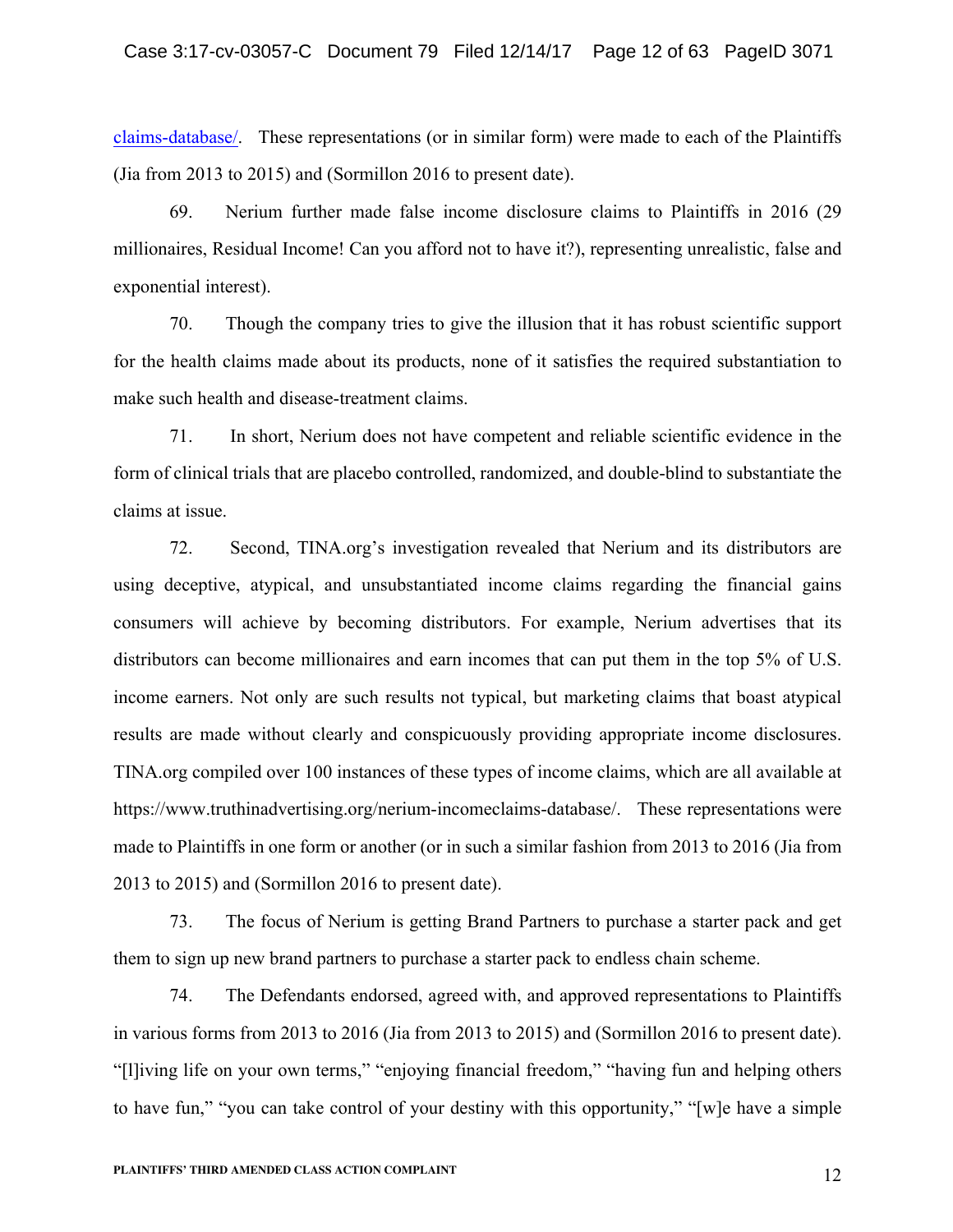claims-database/. These representations (or in similar form) were made to each of the Plaintiffs (Jia from 2013 to 2015) and (Sormillon 2016 to present date).

69. Nerium further made false income disclosure claims to Plaintiffs in 2016 (29 millionaires, Residual Income! Can you afford not to have it?), representing unrealistic, false and exponential interest).

70. Though the company tries to give the illusion that it has robust scientific support for the health claims made about its products, none of it satisfies the required substantiation to make such health and disease-treatment claims.

71. In short, Nerium does not have competent and reliable scientific evidence in the form of clinical trials that are placebo controlled, randomized, and double-blind to substantiate the claims at issue.

72. Second, TINA.org's investigation revealed that Nerium and its distributors are using deceptive, atypical, and unsubstantiated income claims regarding the financial gains consumers will achieve by becoming distributors. For example, Nerium advertises that its distributors can become millionaires and earn incomes that can put them in the top 5% of U.S. income earners. Not only are such results not typical, but marketing claims that boast atypical results are made without clearly and conspicuously providing appropriate income disclosures. TINA.org compiled over 100 instances of these types of income claims, which are all available at https://www.truthinadvertising.org/nerium-incomeclaims-database/. These representations were made to Plaintiffs in one form or another (or in such a similar fashion from 2013 to 2016 (Jia from 2013 to 2015) and (Sormillon 2016 to present date).

73. The focus of Nerium is getting Brand Partners to purchase a starter pack and get them to sign up new brand partners to purchase a starter pack to endless chain scheme.

74. The Defendants endorsed, agreed with, and approved representations to Plaintiffs in various forms from 2013 to 2016 (Jia from 2013 to 2015) and (Sormillon 2016 to present date). "[l]iving life on your own terms," "enjoying financial freedom," "having fun and helping others to have fun," "you can take control of your destiny with this opportunity," "[w]e have a simple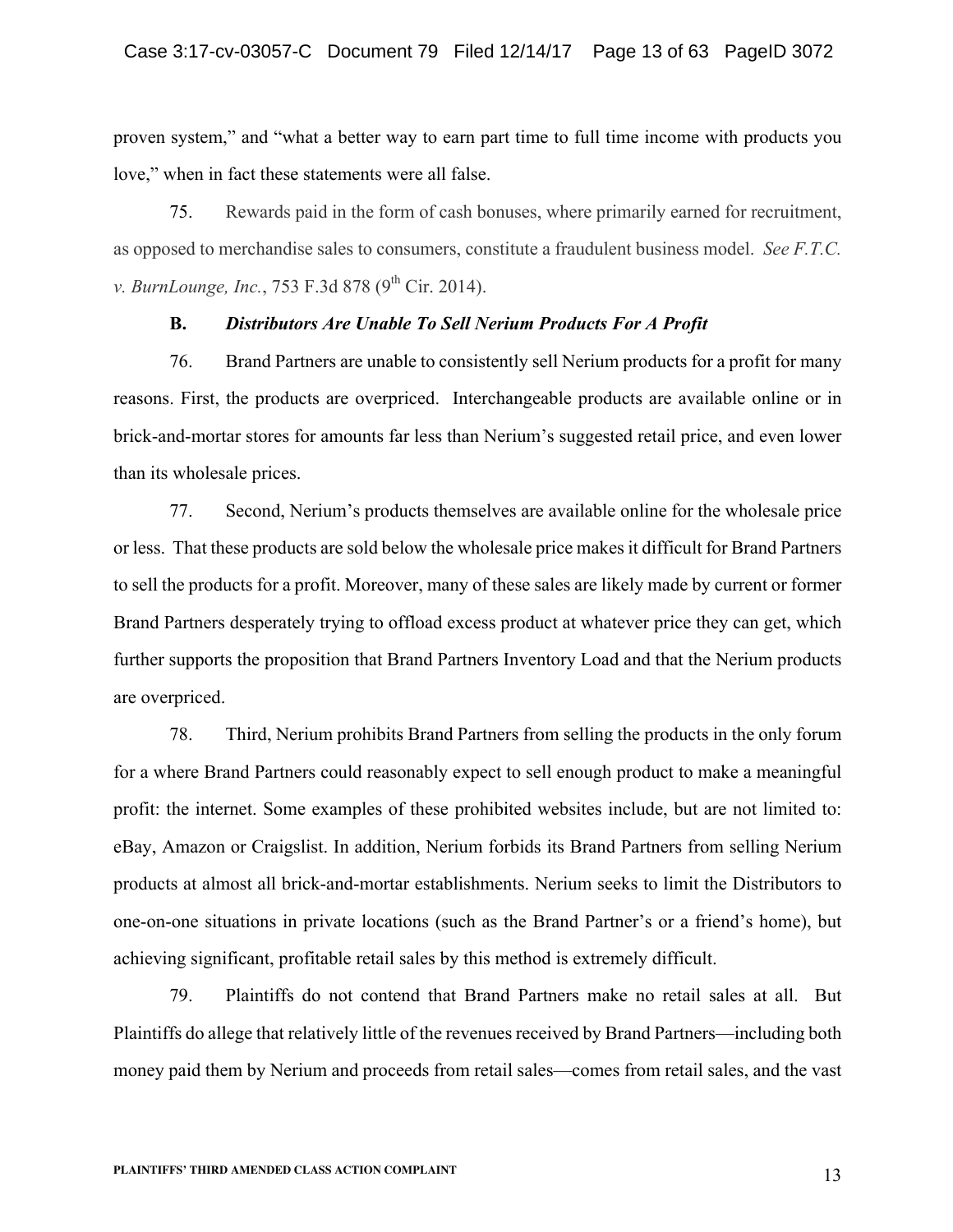proven system," and "what a better way to earn part time to full time income with products you love," when in fact these statements were all false.

75. Rewards paid in the form of cash bonuses, where primarily earned for recruitment, as opposed to merchandise sales to consumers, constitute a fraudulent business model. *See F.T.C. v. BurnLounge, Inc.*, 753 F.3d 878 (9th Cir. 2014).

**B. *Distributors Are Unable To Sell Nerium Products For A Profit***

76. Brand Partners are unable to consistently sell Nerium products for a profit for many reasons. First, the products are overpriced. Interchangeable products are available online or in brick-and-mortar stores for amounts far less than Nerium's suggested retail price, and even lower than its wholesale prices.

77. Second, Nerium's products themselves are available online for the wholesale price or less. That these products are sold below the wholesale price makes it difficult for Brand Partners to sell the products for a profit. Moreover, many of these sales are likely made by current or former Brand Partners desperately trying to offload excess product at whatever price they can get, which further supports the proposition that Brand Partners Inventory Load and that the Nerium products are overpriced.

78. Third, Nerium prohibits Brand Partners from selling the products in the only forum for a where Brand Partners could reasonably expect to sell enough product to make a meaningful profit: the internet. Some examples of these prohibited websites include, but are not limited to: eBay, Amazon or Craigslist. In addition, Nerium forbids its Brand Partners from selling Nerium products at almost all brick-and-mortar establishments. Nerium seeks to limit the Distributors to one-on-one situations in private locations (such as the Brand Partner's or a friend's home), but achieving significant, profitable retail sales by this method is extremely difficult.

79. Plaintiffs do not contend that Brand Partners make no retail sales at all. But Plaintiffs do allege that relatively little of the revenues received by Brand Partners—including both money paid them by Nerium and proceeds from retail sales—comes from retail sales, and the vast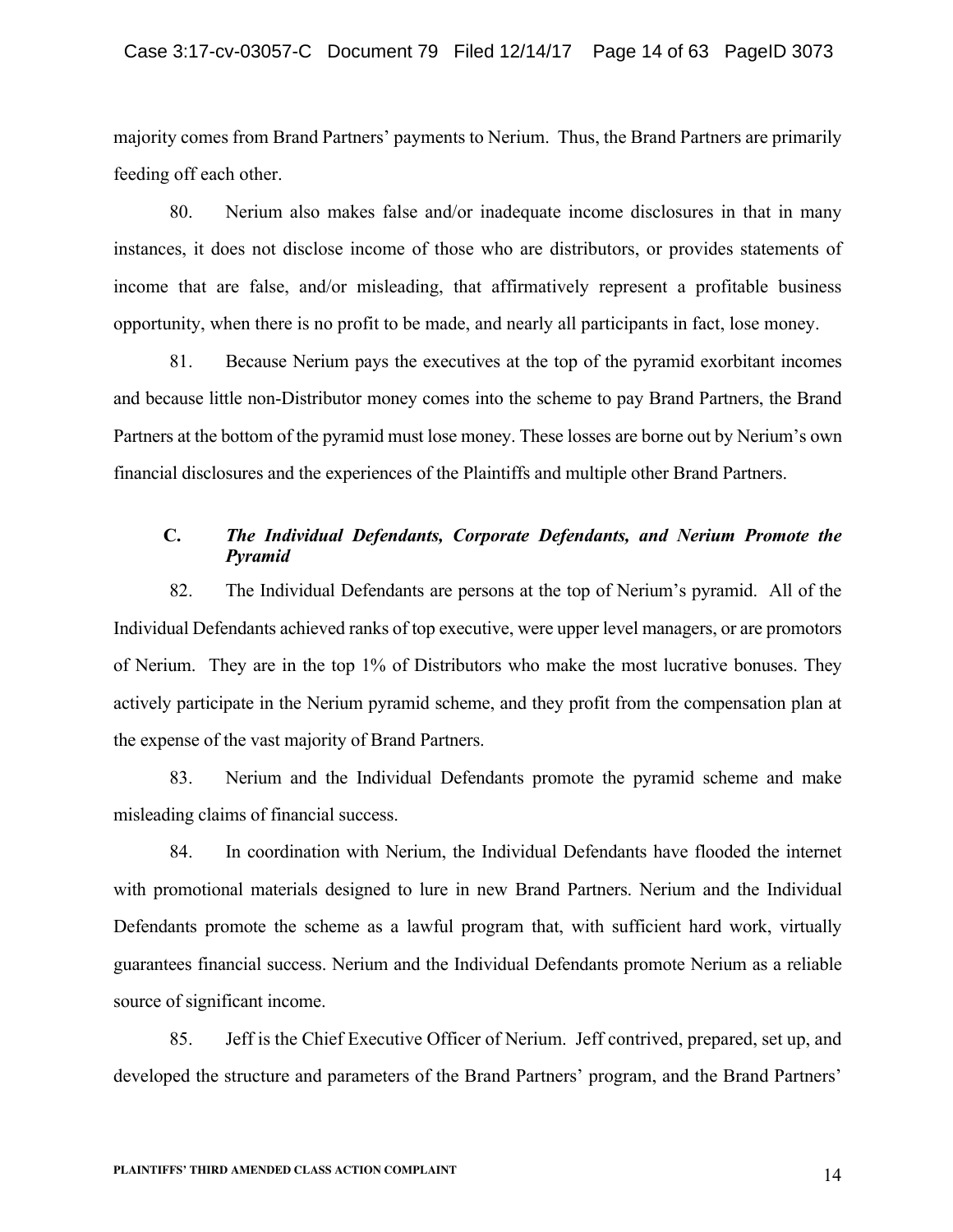majority comes from Brand Partners' payments to Nerium. Thus, the Brand Partners are primarily feeding off each other.

80. Nerium also makes false and/or inadequate income disclosures in that in many instances, it does not disclose income of those who are distributors, or provides statements of income that are false, and/or misleading, that affirmatively represent a profitable business opportunity, when there is no profit to be made, and nearly all participants in fact, lose money.

81. Because Nerium pays the executives at the top of the pyramid exorbitant incomes and because little non-Distributor money comes into the scheme to pay Brand Partners, the Brand Partners at the bottom of the pyramid must lose money. These losses are borne out by Nerium's own financial disclosures and the experiences of the Plaintiffs and multiple other Brand Partners.

### C. *The Individual Defendants, Corporate Defendants, and Nerium Promote the Pyramid*

82. The Individual Defendants are persons at the top of Nerium's pyramid. All of the Individual Defendants achieved ranks of top executive, were upper level managers, or are promotors of Nerium. They are in the top 1% of Distributors who make the most lucrative bonuses. They actively participate in the Nerium pyramid scheme, and they profit from the compensation plan at the expense of the vast majority of Brand Partners.

83. Nerium and the Individual Defendants promote the pyramid scheme and make misleading claims of financial success.

84. In coordination with Nerium, the Individual Defendants have flooded the internet with promotional materials designed to lure in new Brand Partners. Nerium and the Individual Defendants promote the scheme as a lawful program that, with sufficient hard work, virtually guarantees financial success. Nerium and the Individual Defendants promote Nerium as a reliable source of significant income.

85. Jeff is the Chief Executive Officer of Nerium. Jeff contrived, prepared, set up, and developed the structure and parameters of the Brand Partners' program, and the Brand Partners'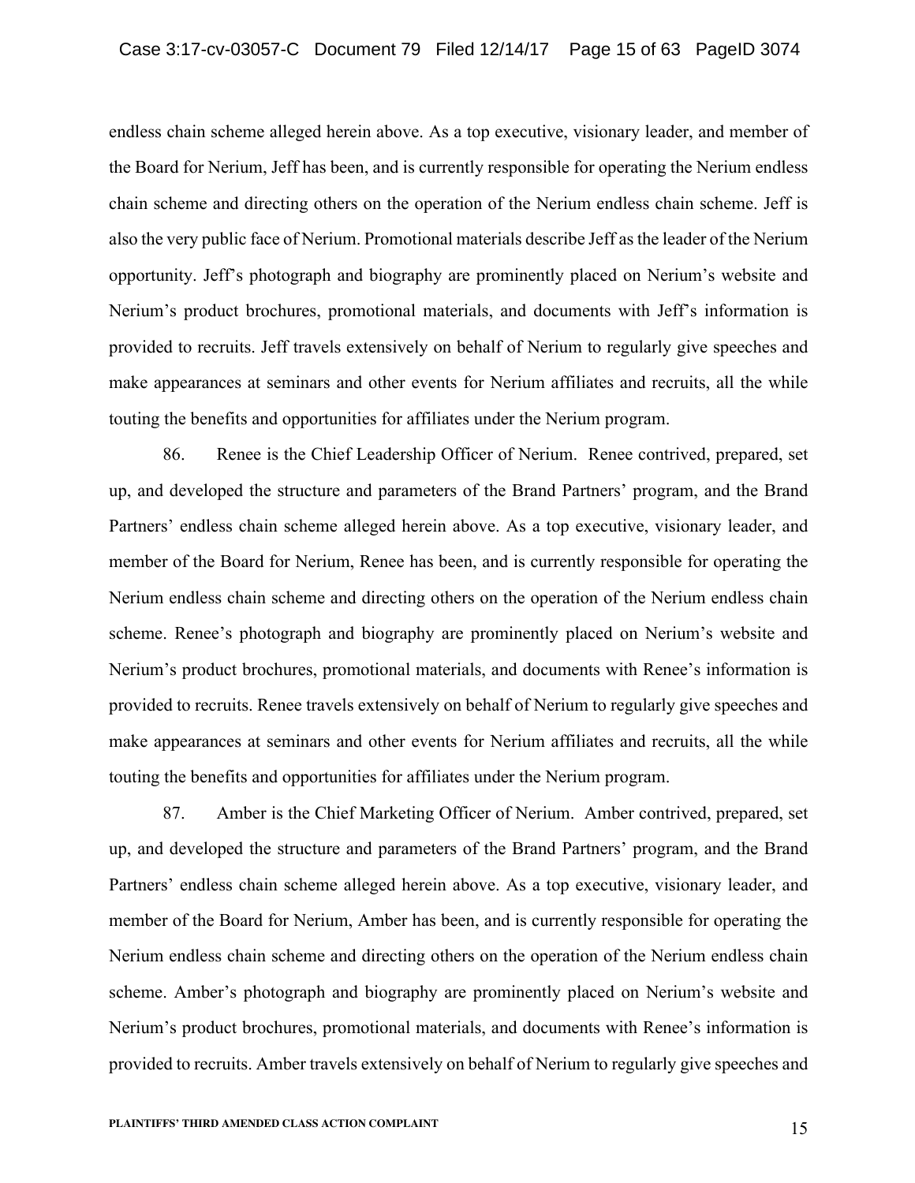endless chain scheme alleged herein above. As a top executive, visionary leader, and member of the Board for Nerium, Jeff has been, and is currently responsible for operating the Nerium endless chain scheme and directing others on the operation of the Nerium endless chain scheme. Jeff is also the very public face of Nerium. Promotional materials describe Jeff as the leader of the Nerium opportunity. Jeff's photograph and biography are prominently placed on Nerium's website and Nerium's product brochures, promotional materials, and documents with Jeff's information is provided to recruits. Jeff travels extensively on behalf of Nerium to regularly give speeches and make appearances at seminars and other events for Nerium affiliates and recruits, all the while touting the benefits and opportunities for affiliates under the Nerium program.

86. Renee is the Chief Leadership Officer of Nerium. Renee contrived, prepared, set up, and developed the structure and parameters of the Brand Partners' program, and the Brand Partners' endless chain scheme alleged herein above. As a top executive, visionary leader, and member of the Board for Nerium, Renee has been, and is currently responsible for operating the Nerium endless chain scheme and directing others on the operation of the Nerium endless chain scheme. Renee's photograph and biography are prominently placed on Nerium's website and Nerium's product brochures, promotional materials, and documents with Renee's information is provided to recruits. Renee travels extensively on behalf of Nerium to regularly give speeches and make appearances at seminars and other events for Nerium affiliates and recruits, all the while touting the benefits and opportunities for affiliates under the Nerium program.

87. Amber is the Chief Marketing Officer of Nerium. Amber contrived, prepared, set up, and developed the structure and parameters of the Brand Partners' program, and the Brand Partners' endless chain scheme alleged herein above. As a top executive, visionary leader, and member of the Board for Nerium, Amber has been, and is currently responsible for operating the Nerium endless chain scheme and directing others on the operation of the Nerium endless chain scheme. Amber's photograph and biography are prominently placed on Nerium's website and Nerium's product brochures, promotional materials, and documents with Renee's information is provided to recruits. Amber travels extensively on behalf of Nerium to regularly give speeches and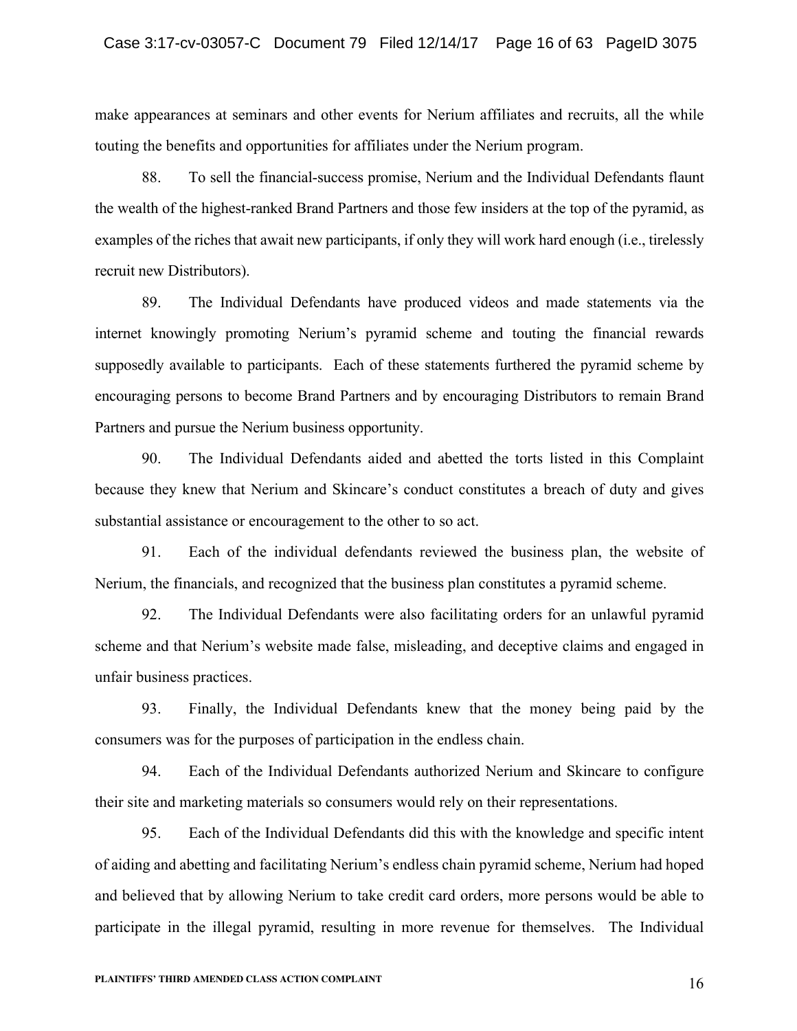make appearances at seminars and other events for Nerium affiliates and recruits, all the while touting the benefits and opportunities for affiliates under the Nerium program.

88. To sell the financial-success promise, Nerium and the Individual Defendants flaunt the wealth of the highest-ranked Brand Partners and those few insiders at the top of the pyramid, as examples of the riches that await new participants, if only they will work hard enough (i.e., tirelessly recruit new Distributors).

89. The Individual Defendants have produced videos and made statements via the internet knowingly promoting Nerium's pyramid scheme and touting the financial rewards supposedly available to participants. Each of these statements furthered the pyramid scheme by encouraging persons to become Brand Partners and by encouraging Distributors to remain Brand Partners and pursue the Nerium business opportunity.

90. The Individual Defendants aided and abetted the torts listed in this Complaint because they knew that Nerium and Skincare's conduct constitutes a breach of duty and gives substantial assistance or encouragement to the other to so act.

91. Each of the individual defendants reviewed the business plan, the website of Nerium, the financials, and recognized that the business plan constitutes a pyramid scheme.

92. The Individual Defendants were also facilitating orders for an unlawful pyramid scheme and that Nerium's website made false, misleading, and deceptive claims and engaged in unfair business practices.

93. Finally, the Individual Defendants knew that the money being paid by the consumers was for the purposes of participation in the endless chain.

94. Each of the Individual Defendants authorized Nerium and Skincare to configure their site and marketing materials so consumers would rely on their representations.

95. Each of the Individual Defendants did this with the knowledge and specific intent of aiding and abetting and facilitating Nerium's endless chain pyramid scheme, Nerium had hoped and believed that by allowing Nerium to take credit card orders, more persons would be able to participate in the illegal pyramid, resulting in more revenue for themselves. The Individual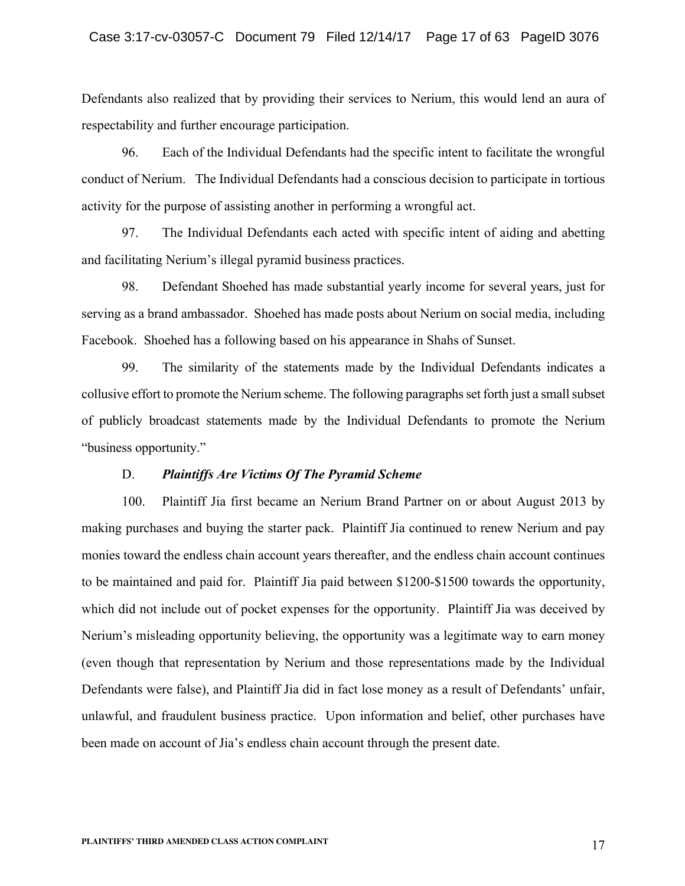Defendants also realized that by providing their services to Nerium, this would lend an aura of respectability and further encourage participation.

96. Each of the Individual Defendants had the specific intent to facilitate the wrongful conduct of Nerium. The Individual Defendants had a conscious decision to participate in tortious activity for the purpose of assisting another in performing a wrongful act.

97. The Individual Defendants each acted with specific intent of aiding and abetting and facilitating Nerium's illegal pyramid business practices.

98. Defendant Shoehed has made substantial yearly income for several years, just for serving as a brand ambassador. Shoehed has made posts about Nerium on social media, including Facebook. Shoehed has a following based on his appearance in Shahs of Sunset.

99. The similarity of the statements made by the Individual Defendants indicates a collusive effort to promote the Nerium scheme. The following paragraphs set forth just a small subset of publicly broadcast statements made by the Individual Defendants to promote the Nerium "business opportunity."

D. ***Plaintiffs Are Victims Of The Pyramid Scheme***

100. Plaintiff Jia first became an Nerium Brand Partner on or about August 2013 by making purchases and buying the starter pack. Plaintiff Jia continued to renew Nerium and pay monies toward the endless chain account years thereafter, and the endless chain account continues to be maintained and paid for. Plaintiff Jia paid between $1200-$1500 towards the opportunity, which did not include out of pocket expenses for the opportunity. Plaintiff Jia was deceived by Nerium's misleading opportunity believing, the opportunity was a legitimate way to earn money (even though that representation by Nerium and those representations made by the Individual Defendants were false), and Plaintiff Jia did in fact lose money as a result of Defendants' unfair, unlawful, and fraudulent business practice. Upon information and belief, other purchases have been made on account of Jia's endless chain account through the present date.

PLAINTIFFS' THIRD AMENDED CLASS ACTION COMPLAINT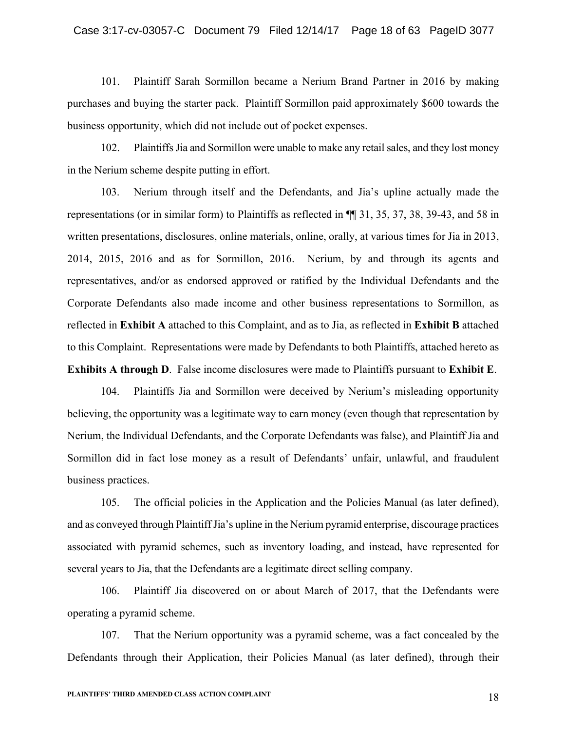101. Plaintiff Sarah Sormillon became a Nerium Brand Partner in 2016 by making purchases and buying the starter pack. Plaintiff Sormillon paid approximately $600 towards the business opportunity, which did not include out of pocket expenses.

102. Plaintiffs Jia and Sormillon were unable to make any retail sales, and they lost money in the Nerium scheme despite putting in effort.

103. Nerium through itself and the Defendants, and Jia's upline actually made the representations (or in similar form) to Plaintiffs as reflected in ¶¶ 31, 35, 37, 38, 39-43, and 58 in written presentations, disclosures, online materials, online, orally, at various times for Jia in 2013, 2014, 2015, 2016 and as for Sormillon, 2016. Nerium, by and through its agents and representatives, and/or as endorsed approved or ratified by the Individual Defendants and the Corporate Defendants also made income and other business representations to Sormillon, as reflected in **Exhibit A** attached to this Complaint, and as to Jia, as reflected in **Exhibit B** attached to this Complaint. Representations were made by Defendants to both Plaintiffs, attached hereto as **Exhibits A through D**. False income disclosures were made to Plaintiffs pursuant to **Exhibit E**.

104. Plaintiffs Jia and Sormillon were deceived by Nerium's misleading opportunity believing, the opportunity was a legitimate way to earn money (even though that representation by Nerium, the Individual Defendants, and the Corporate Defendants was false), and Plaintiff Jia and Sormillon did in fact lose money as a result of Defendants' unfair, unlawful, and fraudulent business practices.

105. The official policies in the Application and the Policies Manual (as later defined), and as conveyed through Plaintiff Jia's upline in the Nerium pyramid enterprise, discourage practices associated with pyramid schemes, such as inventory loading, and instead, have represented for several years to Jia, that the Defendants are a legitimate direct selling company.

106. Plaintiff Jia discovered on or about March of 2017, that the Defendants were operating a pyramid scheme.

107. That the Nerium opportunity was a pyramid scheme, was a fact concealed by the Defendants through their Application, their Policies Manual (as later defined), through their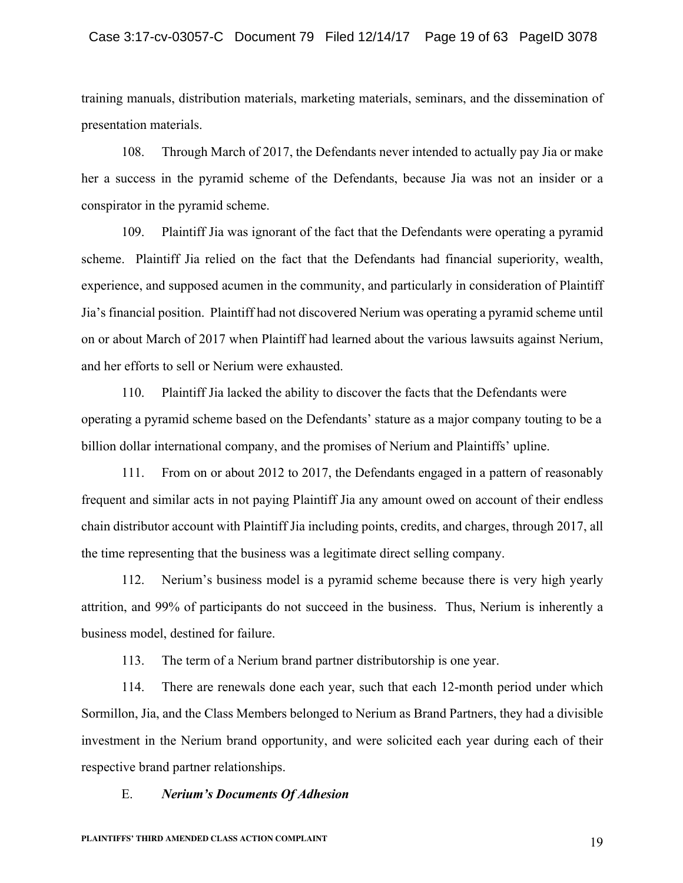training manuals, distribution materials, marketing materials, seminars, and the dissemination of presentation materials.

108. Through March of 2017, the Defendants never intended to actually pay Jia or make her a success in the pyramid scheme of the Defendants, because Jia was not an insider or a conspirator in the pyramid scheme.

109. Plaintiff Jia was ignorant of the fact that the Defendants were operating a pyramid scheme. Plaintiff Jia relied on the fact that the Defendants had financial superiority, wealth, experience, and supposed acumen in the community, and particularly in consideration of Plaintiff Jia's financial position. Plaintiff had not discovered Nerium was operating a pyramid scheme until on or about March of 2017 when Plaintiff had learned about the various lawsuits against Nerium, and her efforts to sell or Nerium were exhausted.

110. Plaintiff Jia lacked the ability to discover the facts that the Defendants were operating a pyramid scheme based on the Defendants' stature as a major company touting to be a billion dollar international company, and the promises of Nerium and Plaintiffs' upline.

111. From on or about 2012 to 2017, the Defendants engaged in a pattern of reasonably frequent and similar acts in not paying Plaintiff Jia any amount owed on account of their endless chain distributor account with Plaintiff Jia including points, credits, and charges, through 2017, all the time representing that the business was a legitimate direct selling company.

112. Nerium's business model is a pyramid scheme because there is very high yearly attrition, and 99% of participants do not succeed in the business. Thus, Nerium is inherently a business model, destined for failure.

113. The term of a Nerium brand partner distributorship is one year.

114. There are renewals done each year, such that each 12-month period under which Sormillon, Jia, and the Class Members belonged to Nerium as Brand Partners, they had a divisible investment in the Nerium brand opportunity, and were solicited each year during each of their respective brand partner relationships.

### E. *Nerium's Documents Of Adhesion*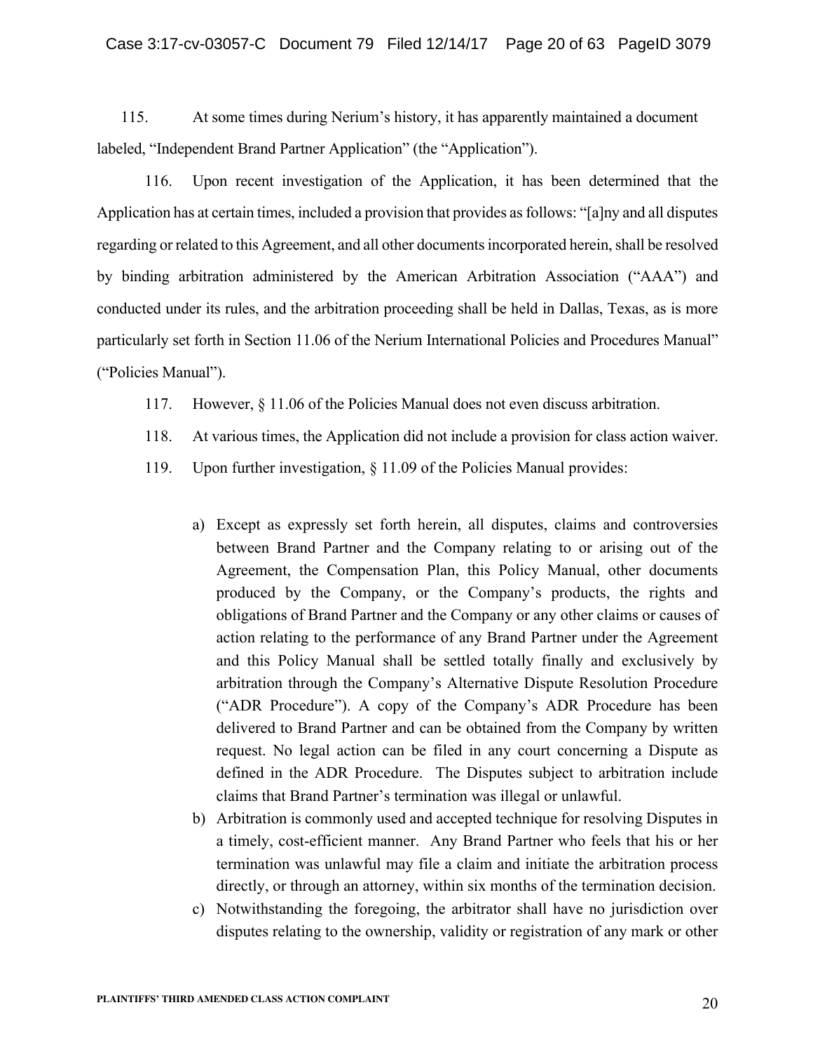115. At some times during Nerium's history, it has apparently maintained a document labeled, "Independent Brand Partner Application" (the "Application").

116. Upon recent investigation of the Application, it has been determined that the Application has at certain times, included a provision that provides as follows: "[a]ny and all disputes regarding or related to this Agreement, and all other documents incorporated herein, shall be resolved by binding arbitration administered by the American Arbitration Association ("AAA") and conducted under its rules, and the arbitration proceeding shall be held in Dallas, Texas, as is more particularly set forth in Section 11.06 of the Nerium International Policies and Procedures Manual" ("Policies Manual").

117. However, § 11.06 of the Policies Manual does not even discuss arbitration.

118. At various times, the Application did not include a provision for class action waiver.

119. Upon further investigation, § 11.09 of the Policies Manual provides:

> a) Except as expressly set forth herein, all disputes, claims and controversies between Brand Partner and the Company relating to or arising out of the Agreement, the Compensation Plan, this Policy Manual, other documents produced by the Company, or the Company's products, the rights and obligations of Brand Partner and the Company or any other claims or causes of action relating to the performance of any Brand Partner under the Agreement and this Policy Manual shall be settled totally finally and exclusively by arbitration through the Company's Alternative Dispute Resolution Procedure ("ADR Procedure"). A copy of the Company's ADR Procedure has been delivered to Brand Partner and can be obtained from the Company by written request. No legal action can be filed in any court concerning a Dispute as defined in the ADR Procedure. The Disputes subject to arbitration include claims that Brand Partner's termination was illegal or unlawful.
>
> b) Arbitration is commonly used and accepted technique for resolving Disputes in a timely, cost-efficient manner. Any Brand Partner who feels that his or her termination was unlawful may file a claim and initiate the arbitration process directly, or through an attorney, within six months of the termination decision.
>
> c) Notwithstanding the foregoing, the arbitrator shall have no jurisdiction over disputes relating to the ownership, validity or registration of any mark or other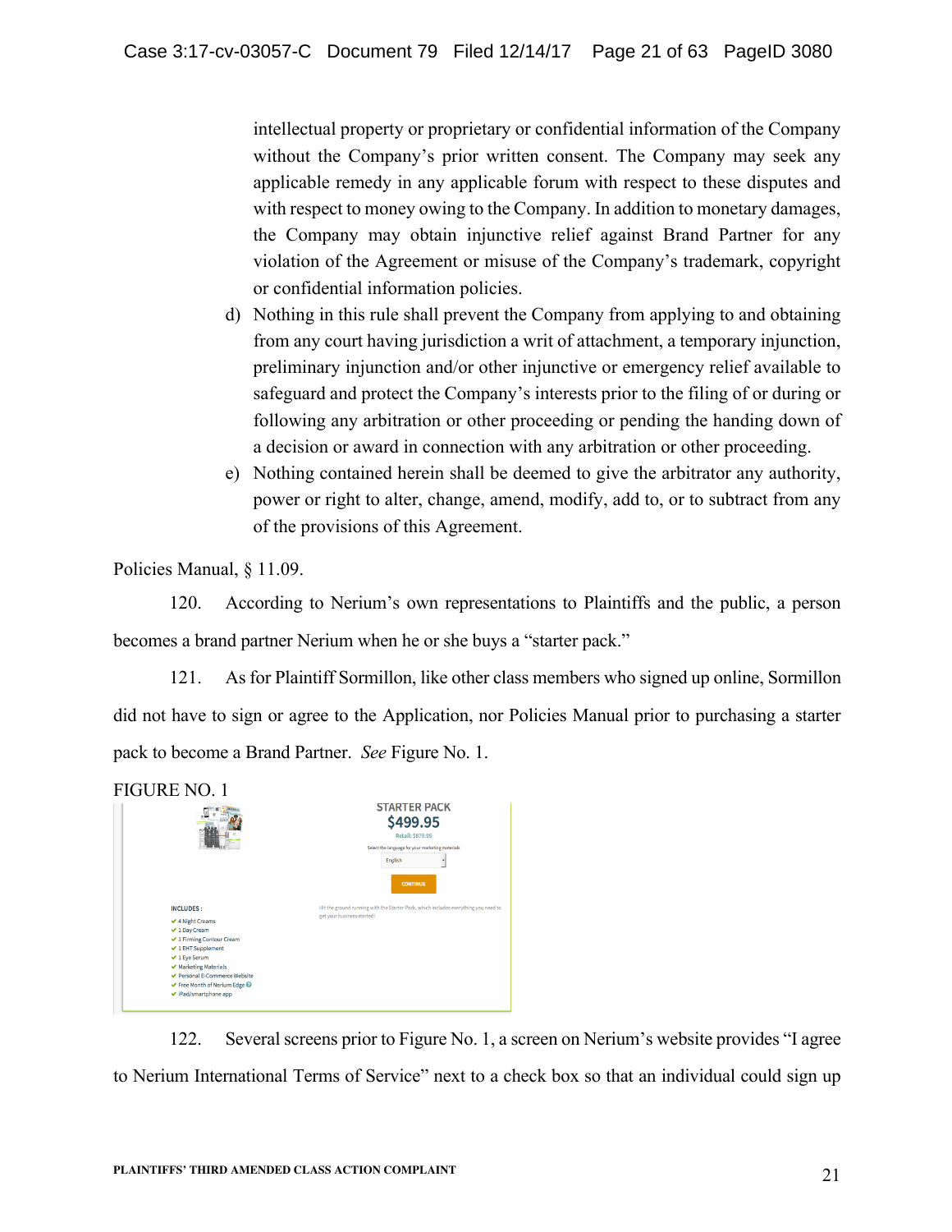intellectual property or proprietary or confidential information of the Company without the Company's prior written consent. The Company may seek any applicable remedy in any applicable forum with respect to these disputes and with respect to money owing to the Company. In addition to monetary damages, the Company may obtain injunctive relief against Brand Partner for any violation of the Agreement or misuse of the Company's trademark, copyright or confidential information policies.

d) Nothing in this rule shall prevent the Company from applying to and obtaining from any court having jurisdiction a writ of attachment, a temporary injunction, preliminary injunction and/or other injunctive or emergency relief available to safeguard and protect the Company's interests prior to the filing of or during or following any arbitration or other proceeding or pending the handing down of a decision or award in connection with any arbitration or other proceeding.

e) Nothing contained herein shall be deemed to give the arbitrator any authority, power or right to alter, change, amend, modify, add to, or to subtract from any of the provisions of this Agreement.

Policies Manual, § 11.09.

120. According to Nerium's own representations to Plaintiffs and the public, a person becomes a brand partner Nerium when he or she buys a "starter pack."

121. As for Plaintiff Sormillon, like other class members who signed up online, Sormillon did not have to sign or agree to the Application, nor Policies Manual prior to purchasing a starter pack to become a Brand Partner. *See* Figure No. 1.

FIGURE NO. 1

STARTER PACK
$499.95
Retail: $879.95
Select the language for your marketing materials
English
CONTINUE

INCLUDES:
- 4 Night Creams
- 1 Day Cream
- 1 Firming Contour Cream
- 1 EHT Supplement
- 1 Eye Serum
- Marketing Materials
- Personal E-Commerce Website
- Free Month of Nerium Edge
- iPad/smartphone app

Hit the ground running with the Starter Pack, which includes everything you need to get your business started!

122. Several screens prior to Figure No. 1, a screen on Nerium's website provides "I agree to Nerium International Terms of Service" next to a check box so that an individual could sign up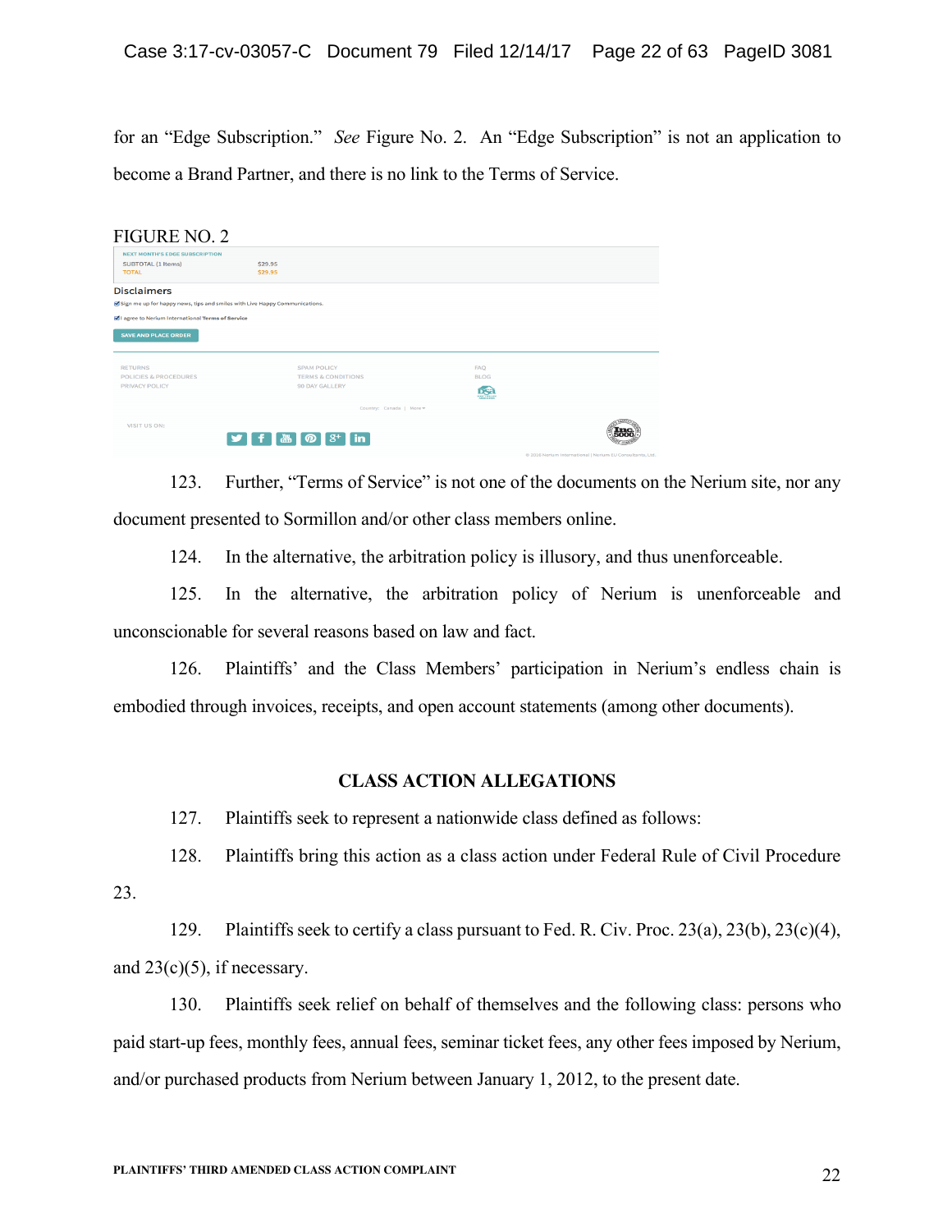for an "Edge Subscription." *See* Figure No. 2. An "Edge Subscription" is not an application to become a Brand Partner, and there is no link to the Terms of Service.

FIGURE NO. 2

NEXT MONTH'S EDGE SUBSCRIPTION
SUBTOTAL (1 Items) $29.95
TOTAL $29.95

Disclaimers

☑ Sign me up for happy news, tips and smiles with Live Happy Communications.

☑ I agree to Nerium International Terms of Service

SAVE AND PLACE ORDER

RETURNS | SPAM POLICY | FAQ
POLICIES & PROCEDURES | TERMS & CONDITIONS | BLOG
PRIVACY POLICY | 90 DAY GALLERY

Country: Canada | More

VISIT US ON:

© 2016 Nerium International | Nerium EU Consultants, Ltd.

123. Further, "Terms of Service" is not one of the documents on the Nerium site, nor any document presented to Sormillon and/or other class members online.

124. In the alternative, the arbitration policy is illusory, and thus unenforceable.

125. In the alternative, the arbitration policy of Nerium is unenforceable and unconscionable for several reasons based on law and fact.

126. Plaintiffs' and the Class Members' participation in Nerium's endless chain is embodied through invoices, receipts, and open account statements (among other documents).

## CLASS ACTION ALLEGATIONS

127. Plaintiffs seek to represent a nationwide class defined as follows:

128. Plaintiffs bring this action as a class action under Federal Rule of Civil Procedure 23.

129. Plaintiffs seek to certify a class pursuant to Fed. R. Civ. Proc. 23(a), 23(b), 23(c)(4), and 23(c)(5), if necessary.

130. Plaintiffs seek relief on behalf of themselves and the following class: persons who paid start-up fees, monthly fees, annual fees, seminar ticket fees, any other fees imposed by Nerium, and/or purchased products from Nerium between January 1, 2012, to the present date.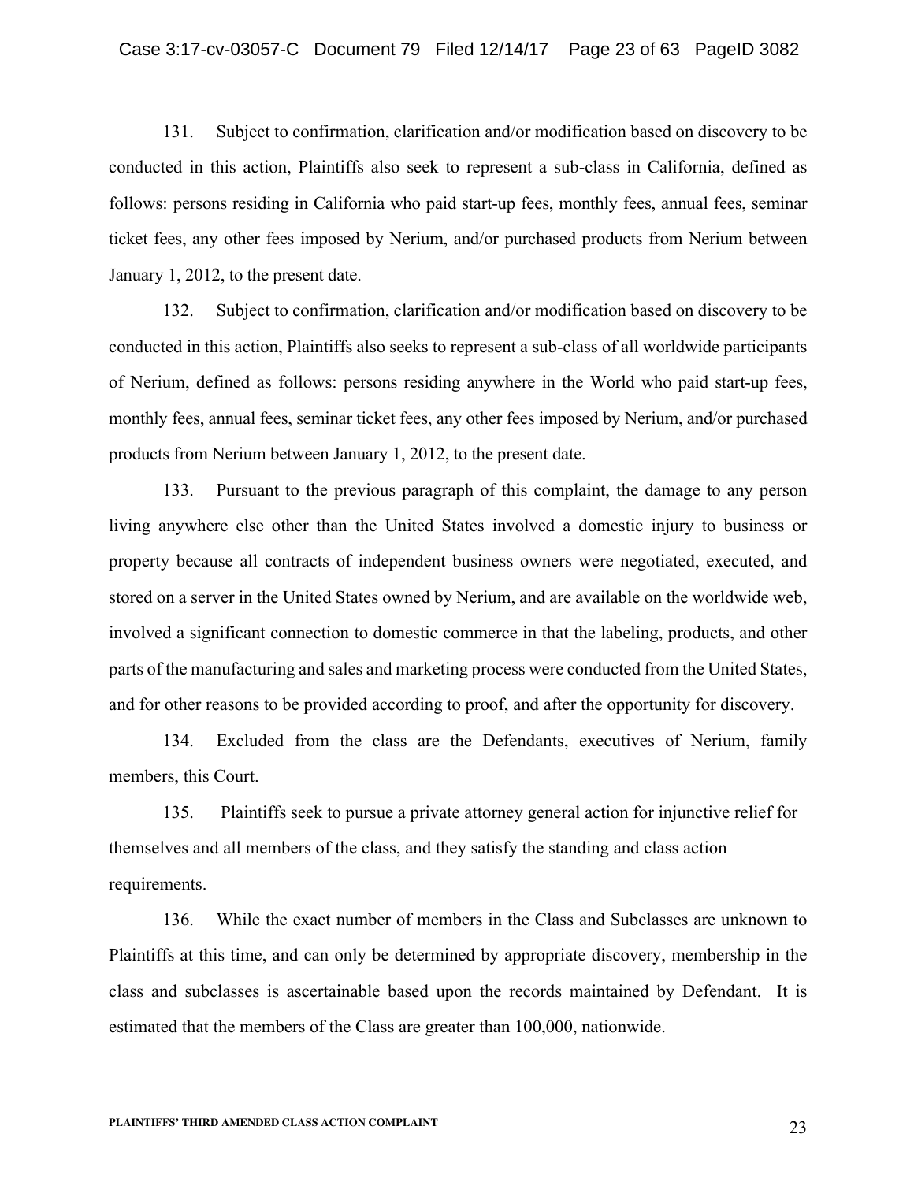131. Subject to confirmation, clarification and/or modification based on discovery to be conducted in this action, Plaintiffs also seek to represent a sub-class in California, defined as follows: persons residing in California who paid start-up fees, monthly fees, annual fees, seminar ticket fees, any other fees imposed by Nerium, and/or purchased products from Nerium between January 1, 2012, to the present date.

132. Subject to confirmation, clarification and/or modification based on discovery to be conducted in this action, Plaintiffs also seeks to represent a sub-class of all worldwide participants of Nerium, defined as follows: persons residing anywhere in the World who paid start-up fees, monthly fees, annual fees, seminar ticket fees, any other fees imposed by Nerium, and/or purchased products from Nerium between January 1, 2012, to the present date.

133. Pursuant to the previous paragraph of this complaint, the damage to any person living anywhere else other than the United States involved a domestic injury to business or property because all contracts of independent business owners were negotiated, executed, and stored on a server in the United States owned by Nerium, and are available on the worldwide web, involved a significant connection to domestic commerce in that the labeling, products, and other parts of the manufacturing and sales and marketing process were conducted from the United States, and for other reasons to be provided according to proof, and after the opportunity for discovery.

134. Excluded from the class are the Defendants, executives of Nerium, family members, this Court.

135. Plaintiffs seek to pursue a private attorney general action for injunctive relief for themselves and all members of the class, and they satisfy the standing and class action requirements.

136. While the exact number of members in the Class and Subclasses are unknown to Plaintiffs at this time, and can only be determined by appropriate discovery, membership in the class and subclasses is ascertainable based upon the records maintained by Defendant. It is estimated that the members of the Class are greater than 100,000, nationwide.

PLAINTIFFS' THIRD AMENDED CLASS ACTION COMPLAINT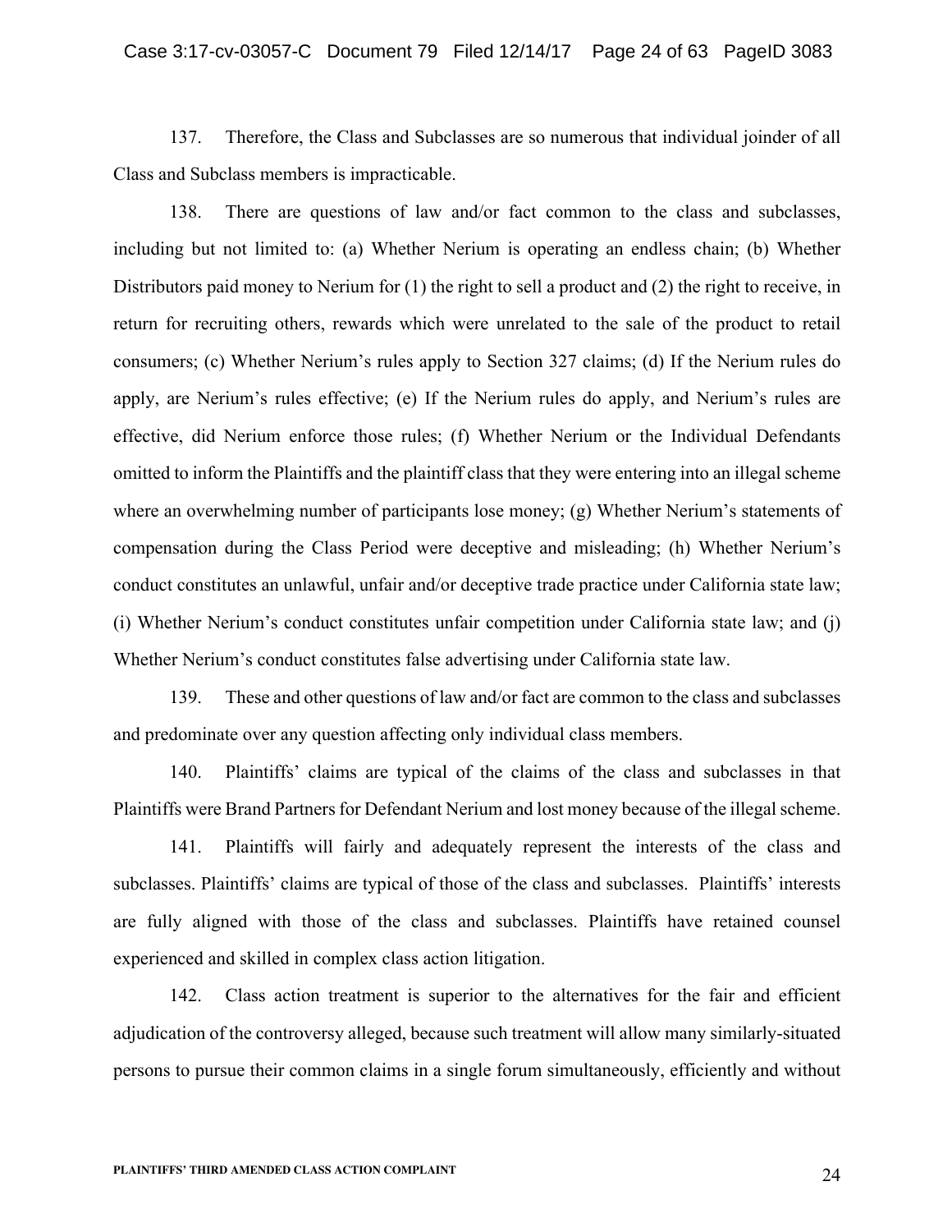137. Therefore, the Class and Subclasses are so numerous that individual joinder of all Class and Subclass members is impracticable.

138. There are questions of law and/or fact common to the class and subclasses, including but not limited to: (a) Whether Nerium is operating an endless chain; (b) Whether Distributors paid money to Nerium for (1) the right to sell a product and (2) the right to receive, in return for recruiting others, rewards which were unrelated to the sale of the product to retail consumers; (c) Whether Nerium's rules apply to Section 327 claims; (d) If the Nerium rules do apply, are Nerium's rules effective; (e) If the Nerium rules do apply, and Nerium's rules are effective, did Nerium enforce those rules; (f) Whether Nerium or the Individual Defendants omitted to inform the Plaintiffs and the plaintiff class that they were entering into an illegal scheme where an overwhelming number of participants lose money; (g) Whether Nerium's statements of compensation during the Class Period were deceptive and misleading; (h) Whether Nerium's conduct constitutes an unlawful, unfair and/or deceptive trade practice under California state law; (i) Whether Nerium's conduct constitutes unfair competition under California state law; and (j) Whether Nerium's conduct constitutes false advertising under California state law.

139. These and other questions of law and/or fact are common to the class and subclasses and predominate over any question affecting only individual class members.

140. Plaintiffs' claims are typical of the claims of the class and subclasses in that Plaintiffs were Brand Partners for Defendant Nerium and lost money because of the illegal scheme.

141. Plaintiffs will fairly and adequately represent the interests of the class and subclasses. Plaintiffs' claims are typical of those of the class and subclasses. Plaintiffs' interests are fully aligned with those of the class and subclasses. Plaintiffs have retained counsel experienced and skilled in complex class action litigation.

142. Class action treatment is superior to the alternatives for the fair and efficient adjudication of the controversy alleged, because such treatment will allow many similarly-situated persons to pursue their common claims in a single forum simultaneously, efficiently and without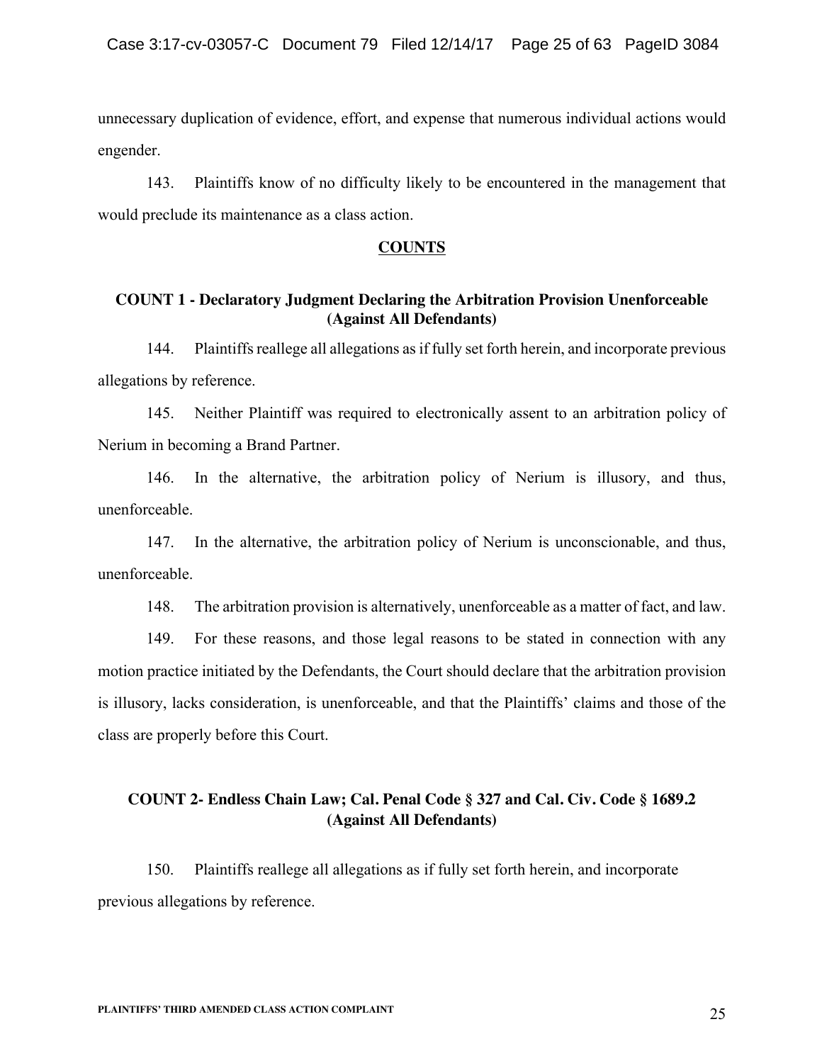unnecessary duplication of evidence, effort, and expense that numerous individual actions would engender.

143. Plaintiffs know of no difficulty likely to be encountered in the management that would preclude its maintenance as a class action.

## COUNTS

### COUNT 1 - Declaratory Judgment Declaring the Arbitration Provision Unenforceable (Against All Defendants)

144. Plaintiffs reallege all allegations as if fully set forth herein, and incorporate previous allegations by reference.

145. Neither Plaintiff was required to electronically assent to an arbitration policy of Nerium in becoming a Brand Partner.

146. In the alternative, the arbitration policy of Nerium is illusory, and thus, unenforceable.

147. In the alternative, the arbitration policy of Nerium is unconscionable, and thus, unenforceable.

148. The arbitration provision is alternatively, unenforceable as a matter of fact, and law.

149. For these reasons, and those legal reasons to be stated in connection with any motion practice initiated by the Defendants, the Court should declare that the arbitration provision is illusory, lacks consideration, is unenforceable, and that the Plaintiffs' claims and those of the class are properly before this Court.

### COUNT 2- Endless Chain Law; Cal. Penal Code § 327 and Cal. Civ. Code § 1689.2 (Against All Defendants)

150. Plaintiffs reallege all allegations as if fully set forth herein, and incorporate previous allegations by reference.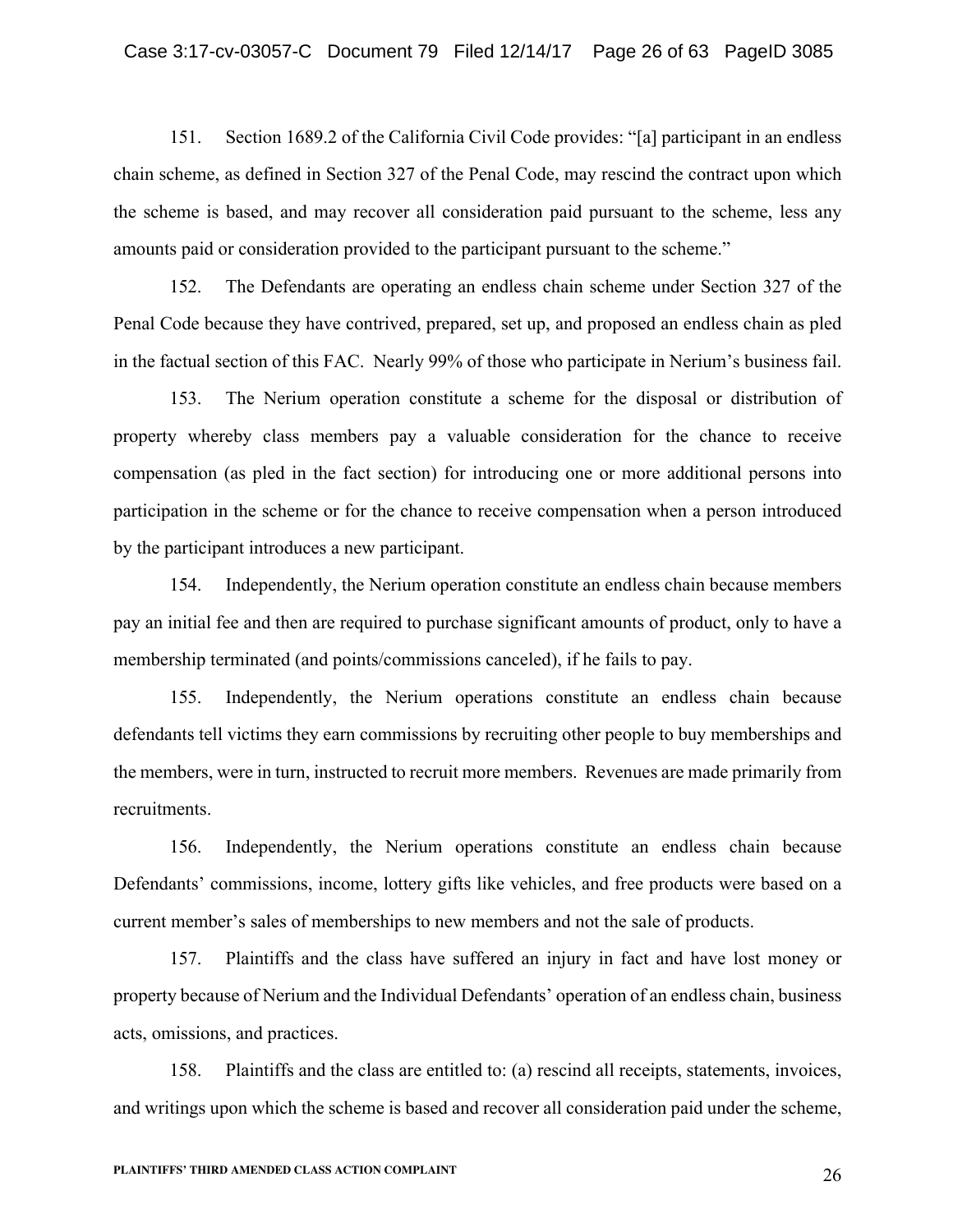151. Section 1689.2 of the California Civil Code provides: "[a] participant in an endless chain scheme, as defined in Section 327 of the Penal Code, may rescind the contract upon which the scheme is based, and may recover all consideration paid pursuant to the scheme, less any amounts paid or consideration provided to the participant pursuant to the scheme."

152. The Defendants are operating an endless chain scheme under Section 327 of the Penal Code because they have contrived, prepared, set up, and proposed an endless chain as pled in the factual section of this FAC. Nearly 99% of those who participate in Nerium's business fail.

153. The Nerium operation constitute a scheme for the disposal or distribution of property whereby class members pay a valuable consideration for the chance to receive compensation (as pled in the fact section) for introducing one or more additional persons into participation in the scheme or for the chance to receive compensation when a person introduced by the participant introduces a new participant.

154. Independently, the Nerium operation constitute an endless chain because members pay an initial fee and then are required to purchase significant amounts of product, only to have a membership terminated (and points/commissions canceled), if he fails to pay.

155. Independently, the Nerium operations constitute an endless chain because defendants tell victims they earn commissions by recruiting other people to buy memberships and the members, were in turn, instructed to recruit more members. Revenues are made primarily from recruitments.

156. Independently, the Nerium operations constitute an endless chain because Defendants' commissions, income, lottery gifts like vehicles, and free products were based on a current member's sales of memberships to new members and not the sale of products.

157. Plaintiffs and the class have suffered an injury in fact and have lost money or property because of Nerium and the Individual Defendants' operation of an endless chain, business acts, omissions, and practices.

158. Plaintiffs and the class are entitled to: (a) rescind all receipts, statements, invoices, and writings upon which the scheme is based and recover all consideration paid under the scheme,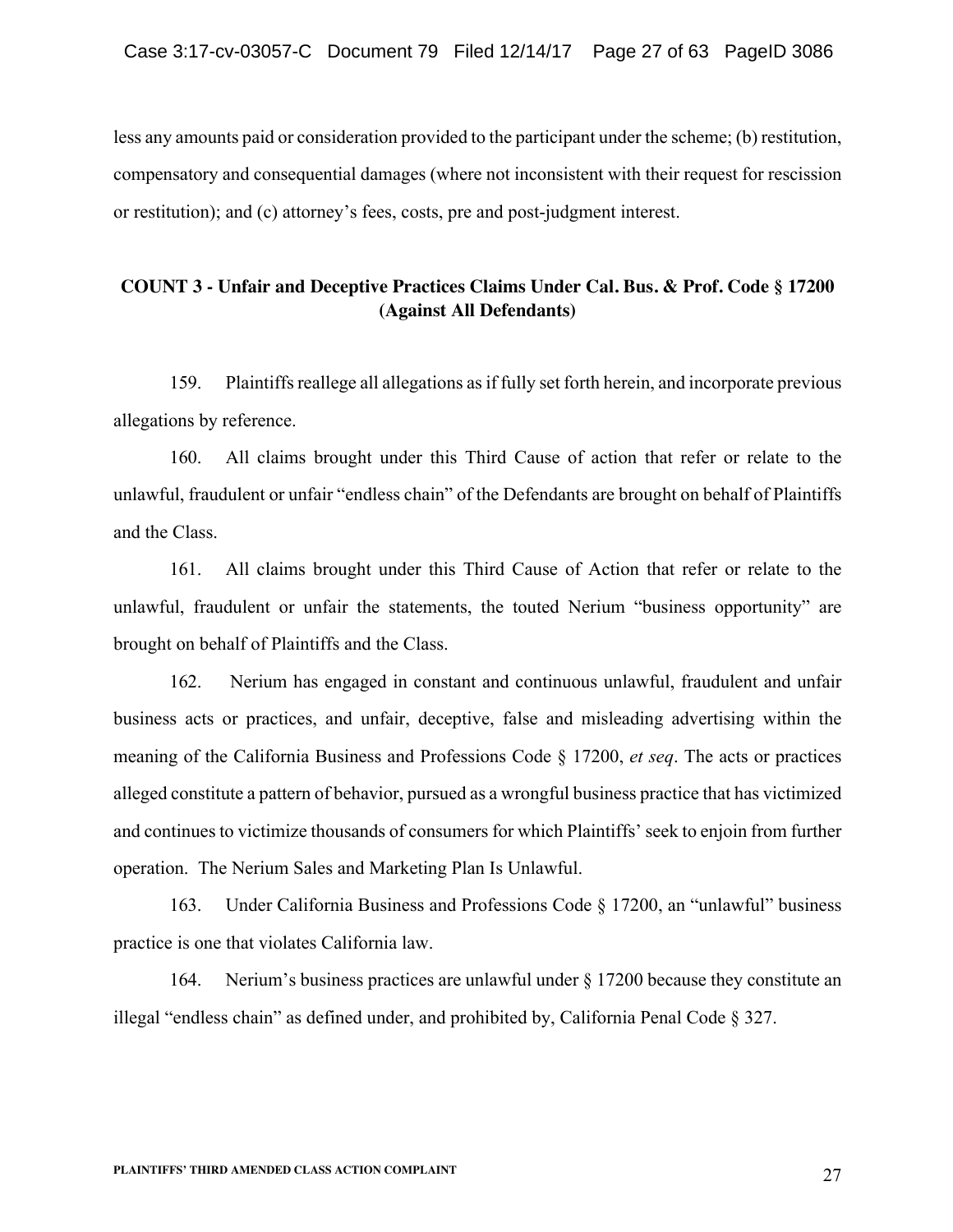less any amounts paid or consideration provided to the participant under the scheme; (b) restitution, compensatory and consequential damages (where not inconsistent with their request for rescission or restitution); and (c) attorney's fees, costs, pre and post-judgment interest.

**COUNT 3 - Unfair and Deceptive Practices Claims Under Cal. Bus. & Prof. Code § 17200 (Against All Defendants)**

159. Plaintiffs reallege all allegations as if fully set forth herein, and incorporate previous allegations by reference.

160. All claims brought under this Third Cause of action that refer or relate to the unlawful, fraudulent or unfair "endless chain" of the Defendants are brought on behalf of Plaintiffs and the Class.

161. All claims brought under this Third Cause of Action that refer or relate to the unlawful, fraudulent or unfair the statements, the touted Nerium "business opportunity" are brought on behalf of Plaintiffs and the Class.

162. Nerium has engaged in constant and continuous unlawful, fraudulent and unfair business acts or practices, and unfair, deceptive, false and misleading advertising within the meaning of the California Business and Professions Code § 17200, *et seq*. The acts or practices alleged constitute a pattern of behavior, pursued as a wrongful business practice that has victimized and continues to victimize thousands of consumers for which Plaintiffs' seek to enjoin from further operation. The Nerium Sales and Marketing Plan Is Unlawful.

163. Under California Business and Professions Code § 17200, an "unlawful" business practice is one that violates California law.

164. Nerium's business practices are unlawful under § 17200 because they constitute an illegal "endless chain" as defined under, and prohibited by, California Penal Code § 327.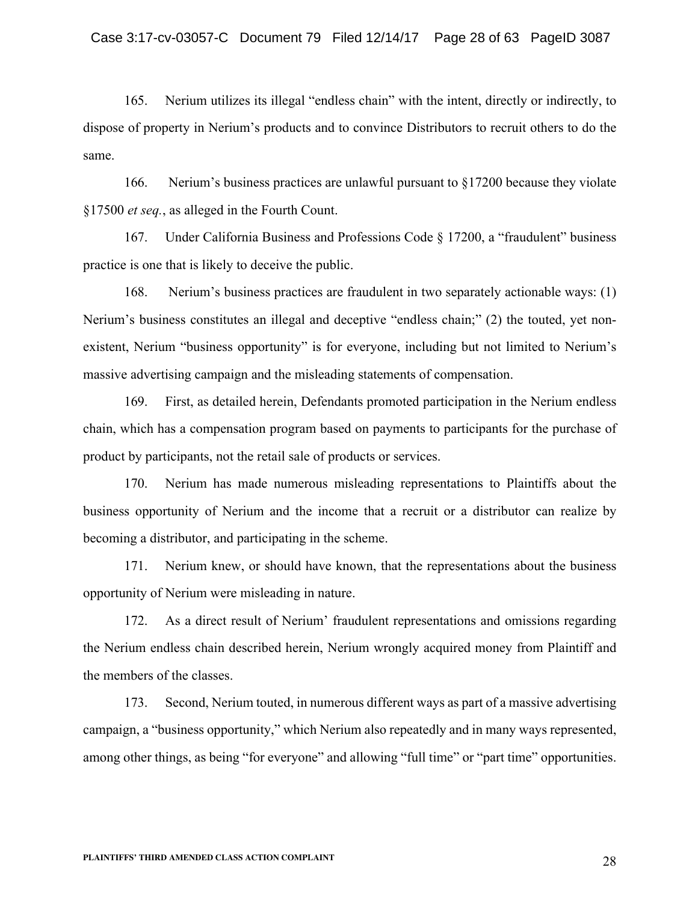165. Nerium utilizes its illegal "endless chain" with the intent, directly or indirectly, to dispose of property in Nerium's products and to convince Distributors to recruit others to do the same.

166. Nerium's business practices are unlawful pursuant to §17200 because they violate §17500 *et seq.*, as alleged in the Fourth Count.

167. Under California Business and Professions Code § 17200, a "fraudulent" business practice is one that is likely to deceive the public.

168. Nerium's business practices are fraudulent in two separately actionable ways: (1) Nerium's business constitutes an illegal and deceptive "endless chain;" (2) the touted, yet non-existent, Nerium "business opportunity" is for everyone, including but not limited to Nerium's massive advertising campaign and the misleading statements of compensation.

169. First, as detailed herein, Defendants promoted participation in the Nerium endless chain, which has a compensation program based on payments to participants for the purchase of product by participants, not the retail sale of products or services.

170. Nerium has made numerous misleading representations to Plaintiffs about the business opportunity of Nerium and the income that a recruit or a distributor can realize by becoming a distributor, and participating in the scheme.

171. Nerium knew, or should have known, that the representations about the business opportunity of Nerium were misleading in nature.

172. As a direct result of Nerium' fraudulent representations and omissions regarding the Nerium endless chain described herein, Nerium wrongly acquired money from Plaintiff and the members of the classes.

173. Second, Nerium touted, in numerous different ways as part of a massive advertising campaign, a "business opportunity," which Nerium also repeatedly and in many ways represented, among other things, as being "for everyone" and allowing "full time" or "part time" opportunities.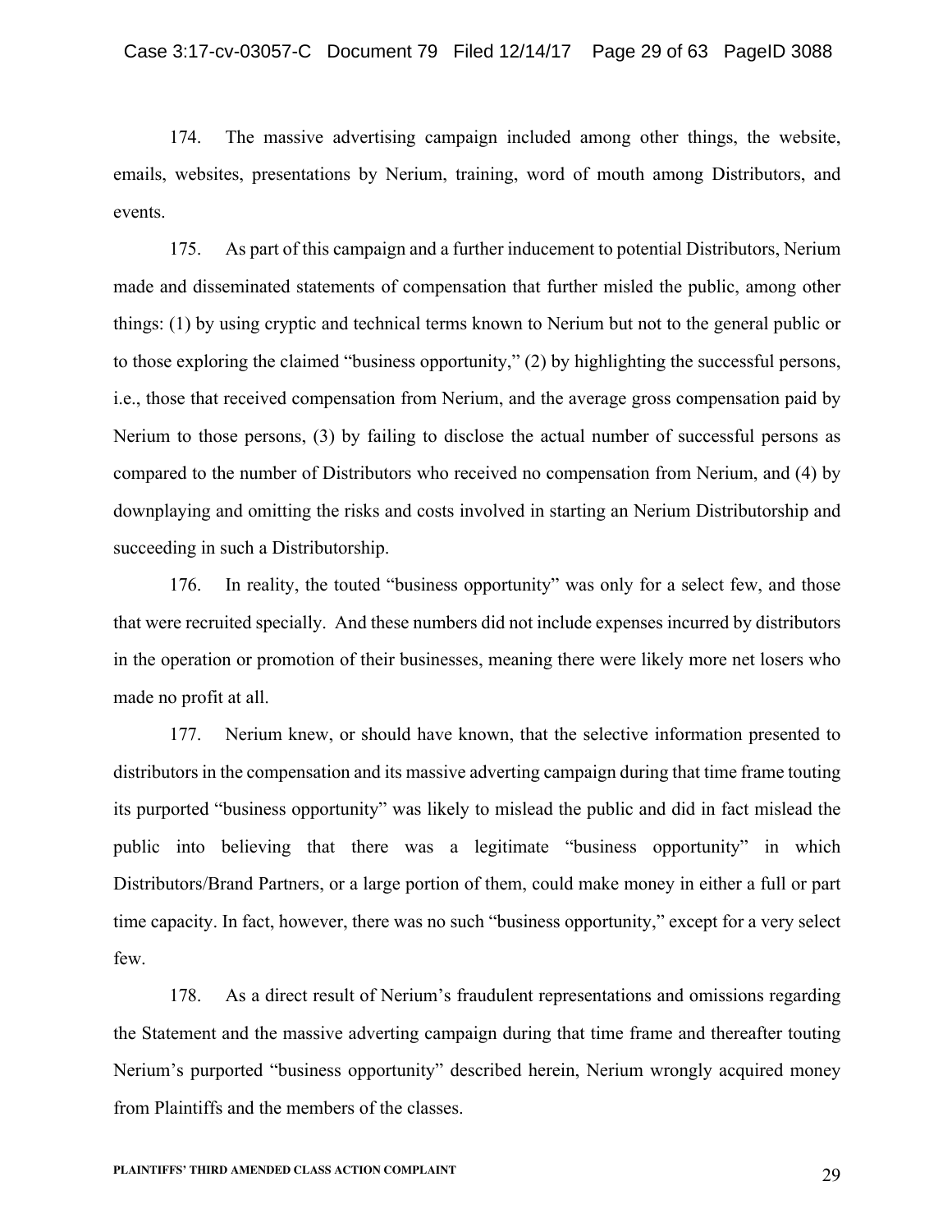174. The massive advertising campaign included among other things, the website, emails, websites, presentations by Nerium, training, word of mouth among Distributors, and events.

175. As part of this campaign and a further inducement to potential Distributors, Nerium made and disseminated statements of compensation that further misled the public, among other things: (1) by using cryptic and technical terms known to Nerium but not to the general public or to those exploring the claimed "business opportunity," (2) by highlighting the successful persons, i.e., those that received compensation from Nerium, and the average gross compensation paid by Nerium to those persons, (3) by failing to disclose the actual number of successful persons as compared to the number of Distributors who received no compensation from Nerium, and (4) by downplaying and omitting the risks and costs involved in starting an Nerium Distributorship and succeeding in such a Distributorship.

176. In reality, the touted "business opportunity" was only for a select few, and those that were recruited specially. And these numbers did not include expenses incurred by distributors in the operation or promotion of their businesses, meaning there were likely more net losers who made no profit at all.

177. Nerium knew, or should have known, that the selective information presented to distributors in the compensation and its massive adverting campaign during that time frame touting its purported "business opportunity" was likely to mislead the public and did in fact mislead the public into believing that there was a legitimate "business opportunity" in which Distributors/Brand Partners, or a large portion of them, could make money in either a full or part time capacity. In fact, however, there was no such "business opportunity," except for a very select few.

178. As a direct result of Nerium's fraudulent representations and omissions regarding the Statement and the massive adverting campaign during that time frame and thereafter touting Nerium's purported "business opportunity" described herein, Nerium wrongly acquired money from Plaintiffs and the members of the classes.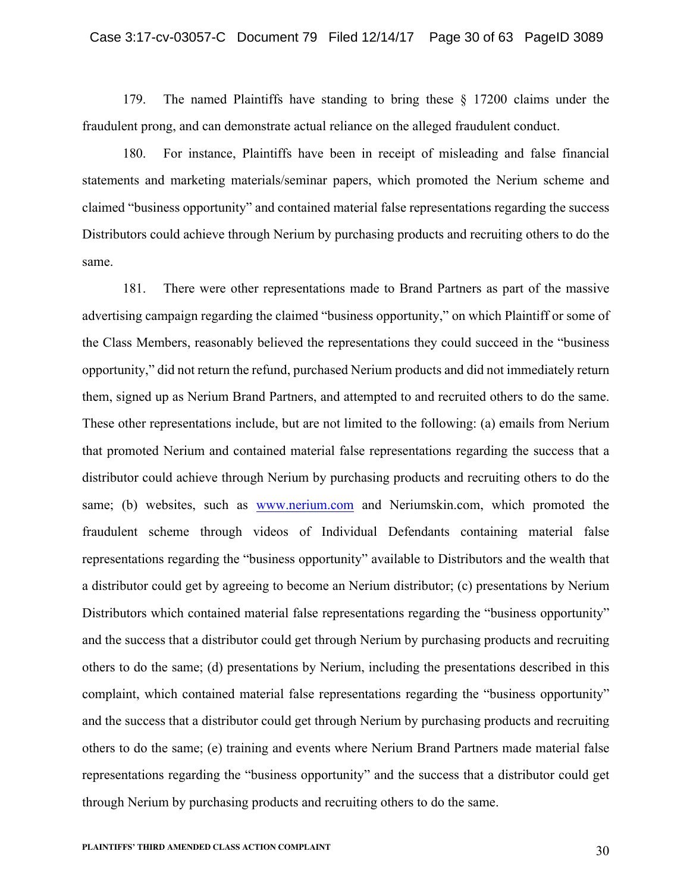179. The named Plaintiffs have standing to bring these § 17200 claims under the fraudulent prong, and can demonstrate actual reliance on the alleged fraudulent conduct.

180. For instance, Plaintiffs have been in receipt of misleading and false financial statements and marketing materials/seminar papers, which promoted the Nerium scheme and claimed "business opportunity" and contained material false representations regarding the success Distributors could achieve through Nerium by purchasing products and recruiting others to do the same.

181. There were other representations made to Brand Partners as part of the massive advertising campaign regarding the claimed "business opportunity," on which Plaintiff or some of the Class Members, reasonably believed the representations they could succeed in the "business opportunity," did not return the refund, purchased Nerium products and did not immediately return them, signed up as Nerium Brand Partners, and attempted to and recruited others to do the same. These other representations include, but are not limited to the following: (a) emails from Nerium that promoted Nerium and contained material false representations regarding the success that a distributor could achieve through Nerium by purchasing products and recruiting others to do the same; (b) websites, such as www.nerium.com and Neriumskin.com, which promoted the fraudulent scheme through videos of Individual Defendants containing material false representations regarding the "business opportunity" available to Distributors and the wealth that a distributor could get by agreeing to become an Nerium distributor; (c) presentations by Nerium Distributors which contained material false representations regarding the "business opportunity" and the success that a distributor could get through Nerium by purchasing products and recruiting others to do the same; (d) presentations by Nerium, including the presentations described in this complaint, which contained material false representations regarding the "business opportunity" and the success that a distributor could get through Nerium by purchasing products and recruiting others to do the same; (e) training and events where Nerium Brand Partners made material false representations regarding the "business opportunity" and the success that a distributor could get through Nerium by purchasing products and recruiting others to do the same.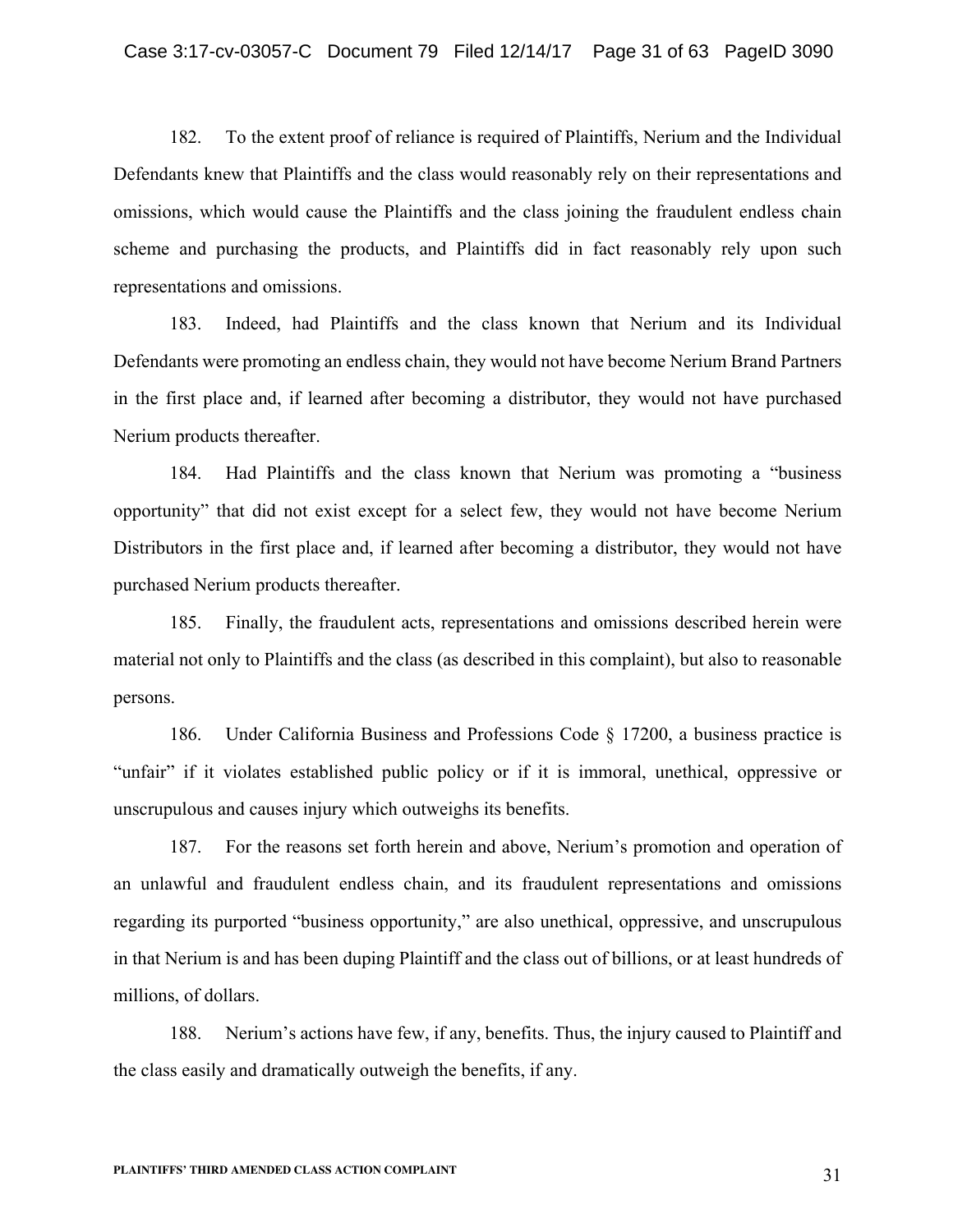182. To the extent proof of reliance is required of Plaintiffs, Nerium and the Individual Defendants knew that Plaintiffs and the class would reasonably rely on their representations and omissions, which would cause the Plaintiffs and the class joining the fraudulent endless chain scheme and purchasing the products, and Plaintiffs did in fact reasonably rely upon such representations and omissions.

183. Indeed, had Plaintiffs and the class known that Nerium and its Individual Defendants were promoting an endless chain, they would not have become Nerium Brand Partners in the first place and, if learned after becoming a distributor, they would not have purchased Nerium products thereafter.

184. Had Plaintiffs and the class known that Nerium was promoting a "business opportunity" that did not exist except for a select few, they would not have become Nerium Distributors in the first place and, if learned after becoming a distributor, they would not have purchased Nerium products thereafter.

185. Finally, the fraudulent acts, representations and omissions described herein were material not only to Plaintiffs and the class (as described in this complaint), but also to reasonable persons.

186. Under California Business and Professions Code § 17200, a business practice is "unfair" if it violates established public policy or if it is immoral, unethical, oppressive or unscrupulous and causes injury which outweighs its benefits.

187. For the reasons set forth herein and above, Nerium's promotion and operation of an unlawful and fraudulent endless chain, and its fraudulent representations and omissions regarding its purported "business opportunity," are also unethical, oppressive, and unscrupulous in that Nerium is and has been duping Plaintiff and the class out of billions, or at least hundreds of millions, of dollars.

188. Nerium's actions have few, if any, benefits. Thus, the injury caused to Plaintiff and the class easily and dramatically outweigh the benefits, if any.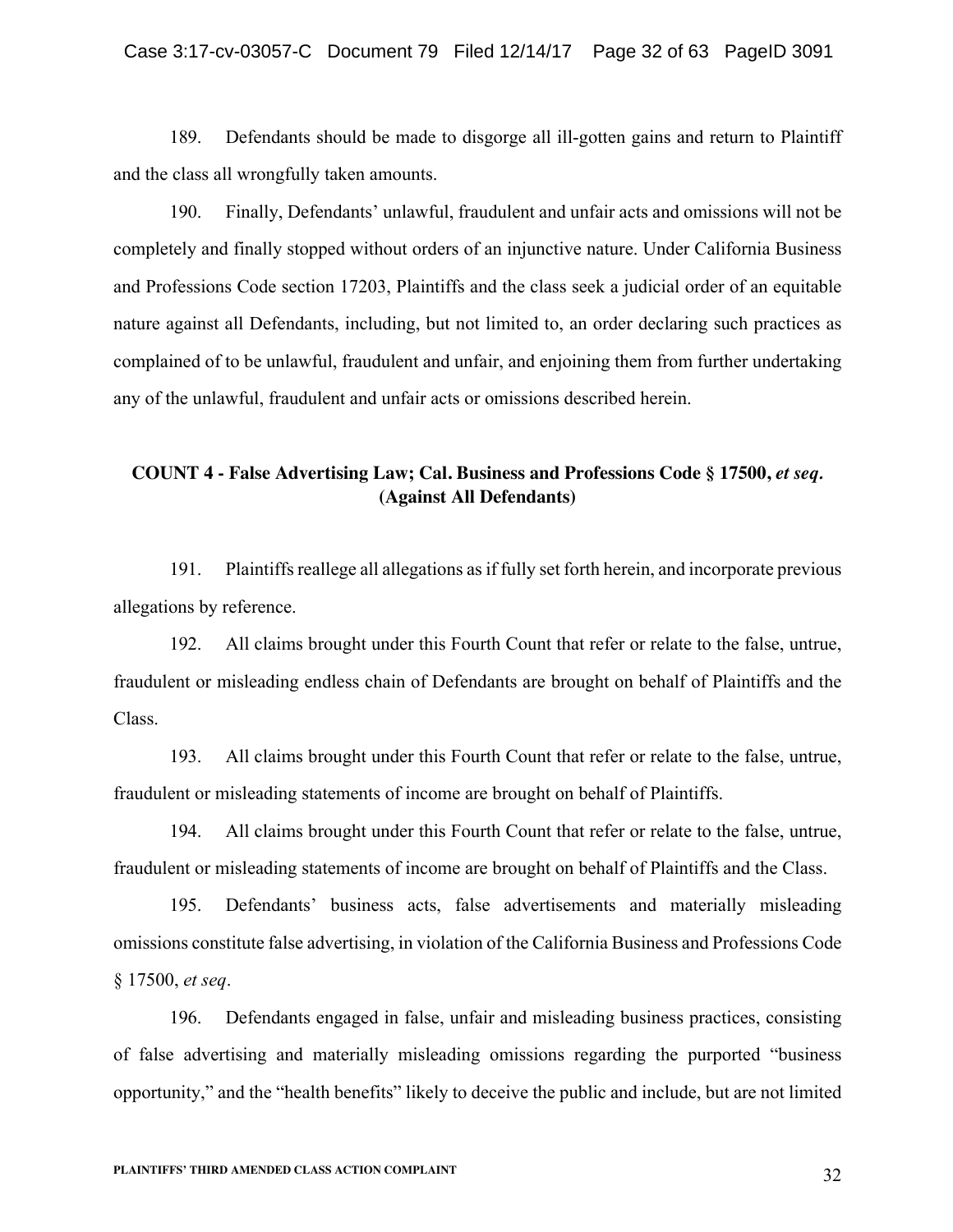189. Defendants should be made to disgorge all ill-gotten gains and return to Plaintiff and the class all wrongfully taken amounts.

190. Finally, Defendants' unlawful, fraudulent and unfair acts and omissions will not be completely and finally stopped without orders of an injunctive nature. Under California Business and Professions Code section 17203, Plaintiffs and the class seek a judicial order of an equitable nature against all Defendants, including, but not limited to, an order declaring such practices as complained of to be unlawful, fraudulent and unfair, and enjoining them from further undertaking any of the unlawful, fraudulent and unfair acts or omissions described herein.

## COUNT 4 - False Advertising Law; Cal. Business and Professions Code § 17500, *et seq*. (Against All Defendants)

191. Plaintiffs reallege all allegations as if fully set forth herein, and incorporate previous allegations by reference.

192. All claims brought under this Fourth Count that refer or relate to the false, untrue, fraudulent or misleading endless chain of Defendants are brought on behalf of Plaintiffs and the Class.

193. All claims brought under this Fourth Count that refer or relate to the false, untrue, fraudulent or misleading statements of income are brought on behalf of Plaintiffs.

194. All claims brought under this Fourth Count that refer or relate to the false, untrue, fraudulent or misleading statements of income are brought on behalf of Plaintiffs and the Class.

195. Defendants' business acts, false advertisements and materially misleading omissions constitute false advertising, in violation of the California Business and Professions Code § 17500, *et seq*.

196. Defendants engaged in false, unfair and misleading business practices, consisting of false advertising and materially misleading omissions regarding the purported "business opportunity," and the "health benefits" likely to deceive the public and include, but are not limited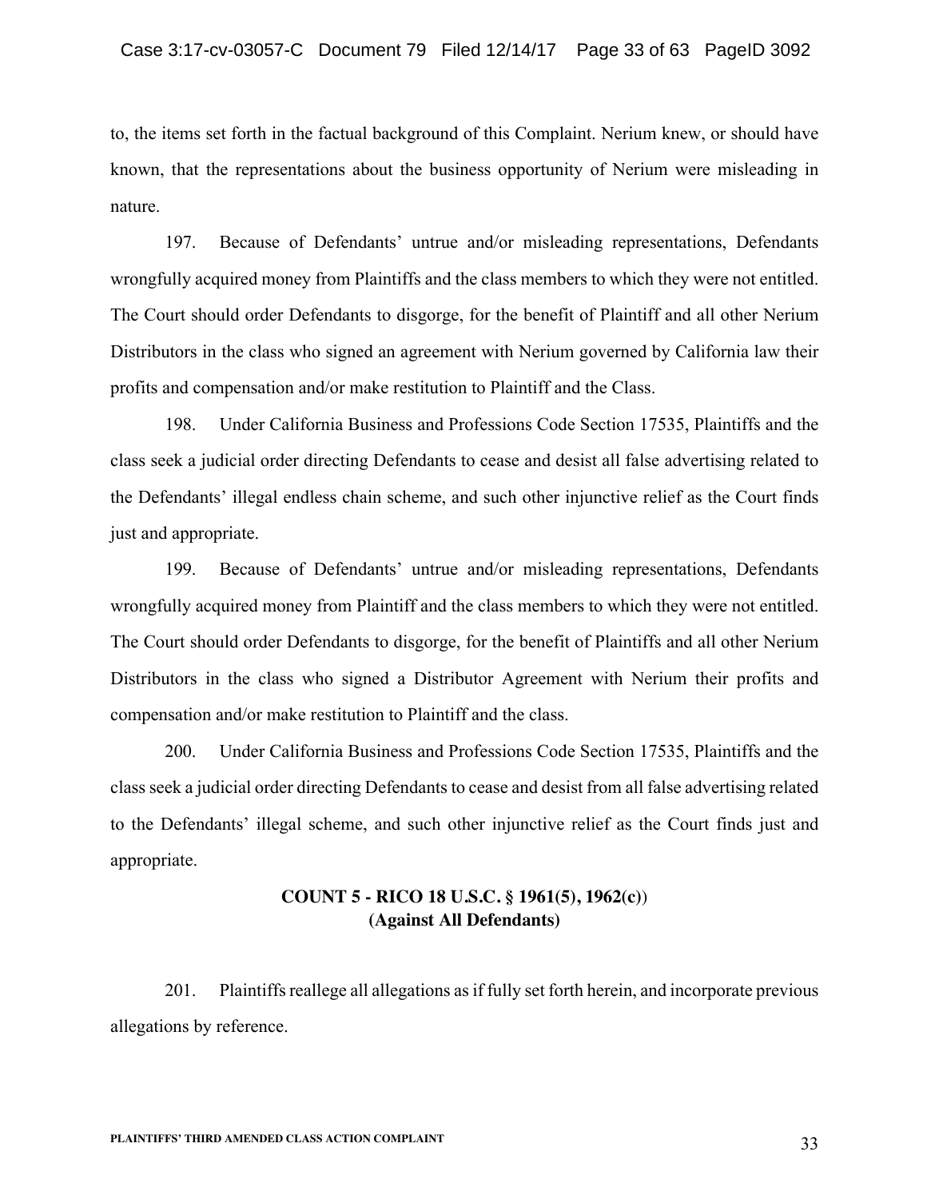to, the items set forth in the factual background of this Complaint. Nerium knew, or should have known, that the representations about the business opportunity of Nerium were misleading in nature.

197. Because of Defendants' untrue and/or misleading representations, Defendants wrongfully acquired money from Plaintiffs and the class members to which they were not entitled. The Court should order Defendants to disgorge, for the benefit of Plaintiff and all other Nerium Distributors in the class who signed an agreement with Nerium governed by California law their profits and compensation and/or make restitution to Plaintiff and the Class.

198. Under California Business and Professions Code Section 17535, Plaintiffs and the class seek a judicial order directing Defendants to cease and desist all false advertising related to the Defendants' illegal endless chain scheme, and such other injunctive relief as the Court finds just and appropriate.

199. Because of Defendants' untrue and/or misleading representations, Defendants wrongfully acquired money from Plaintiff and the class members to which they were not entitled. The Court should order Defendants to disgorge, for the benefit of Plaintiffs and all other Nerium Distributors in the class who signed a Distributor Agreement with Nerium their profits and compensation and/or make restitution to Plaintiff and the class.

200. Under California Business and Professions Code Section 17535, Plaintiffs and the class seek a judicial order directing Defendants to cease and desist from all false advertising related to the Defendants' illegal scheme, and such other injunctive relief as the Court finds just and appropriate.

**COUNT 5 - RICO 18 U.S.C. § 1961(5), 1962(c))**
**(Against All Defendants)**

201. Plaintiffs reallege all allegations as if fully set forth herein, and incorporate previous allegations by reference.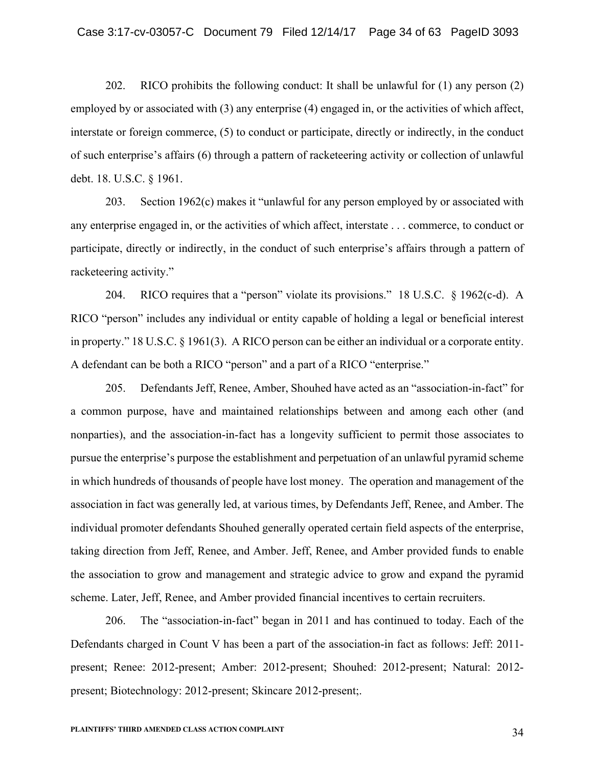202. RICO prohibits the following conduct: It shall be unlawful for (1) any person (2) employed by or associated with (3) any enterprise (4) engaged in, or the activities of which affect, interstate or foreign commerce, (5) to conduct or participate, directly or indirectly, in the conduct of such enterprise's affairs (6) through a pattern of racketeering activity or collection of unlawful debt. 18. U.S.C. § 1961.

203. Section 1962(c) makes it "unlawful for any person employed by or associated with any enterprise engaged in, or the activities of which affect, interstate . . . commerce, to conduct or participate, directly or indirectly, in the conduct of such enterprise's affairs through a pattern of racketeering activity."

204. RICO requires that a "person" violate its provisions." 18 U.S.C. § 1962(c-d). A RICO "person" includes any individual or entity capable of holding a legal or beneficial interest in property." 18 U.S.C. § 1961(3). A RICO person can be either an individual or a corporate entity. A defendant can be both a RICO "person" and a part of a RICO "enterprise."

205. Defendants Jeff, Renee, Amber, Shouhed have acted as an "association-in-fact" for a common purpose, have and maintained relationships between and among each other (and nonparties), and the association-in-fact has a longevity sufficient to permit those associates to pursue the enterprise's purpose the establishment and perpetuation of an unlawful pyramid scheme in which hundreds of thousands of people have lost money. The operation and management of the association in fact was generally led, at various times, by Defendants Jeff, Renee, and Amber. The individual promoter defendants Shouhed generally operated certain field aspects of the enterprise, taking direction from Jeff, Renee, and Amber. Jeff, Renee, and Amber provided funds to enable the association to grow and management and strategic advice to grow and expand the pyramid scheme. Later, Jeff, Renee, and Amber provided financial incentives to certain recruiters.

206. The "association-in-fact" began in 2011 and has continued to today. Each of the Defendants charged in Count V has been a part of the association-in fact as follows: Jeff: 2011-present; Renee: 2012-present; Amber: 2012-present; Shouhed: 2012-present; Natural: 2012-present; Biotechnology: 2012-present; Skincare 2012-present;.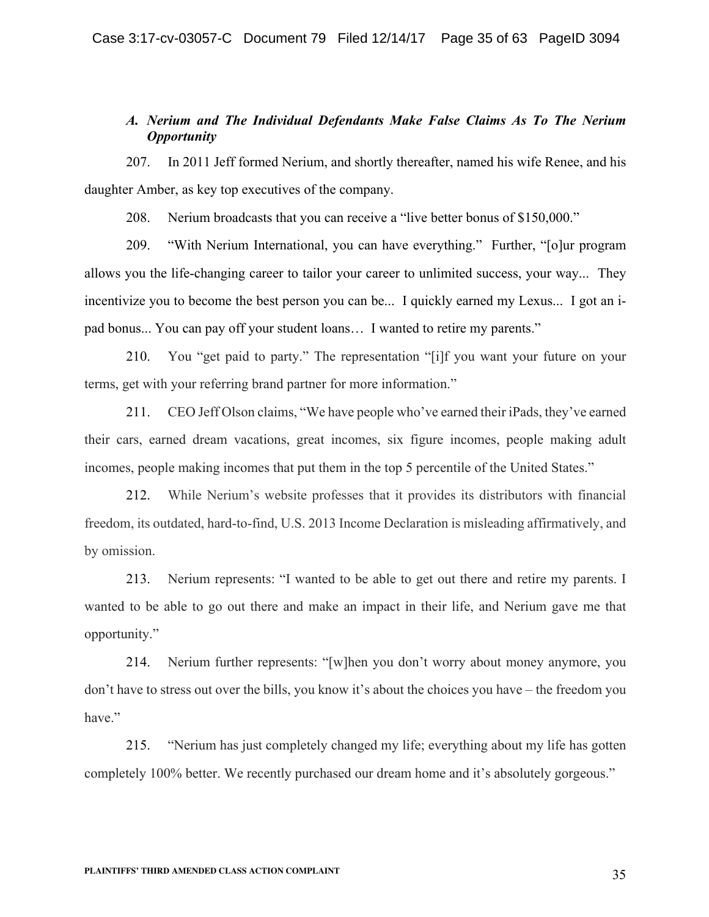### *A. Nerium and The Individual Defendants Make False Claims As To The Nerium Opportunity*

207. In 2011 Jeff formed Nerium, and shortly thereafter, named his wife Renee, and his daughter Amber, as key top executives of the company.

208. Nerium broadcasts that you can receive a "live better bonus of $150,000."

209. "With Nerium International, you can have everything." Further, "[o]ur program allows you the life-changing career to tailor your career to unlimited success, your way... They incentivize you to become the best person you can be... I quickly earned my Lexus... I got an i-pad bonus... You can pay off your student loans… I wanted to retire my parents."

210. You "get paid to party." The representation "[i]f you want your future on your terms, get with your referring brand partner for more information."

211. CEO Jeff Olson claims, "We have people who've earned their iPads, they've earned their cars, earned dream vacations, great incomes, six figure incomes, people making adult incomes, people making incomes that put them in the top 5 percentile of the United States."

212. While Nerium's website professes that it provides its distributors with financial freedom, its outdated, hard-to-find, U.S. 2013 Income Declaration is misleading affirmatively, and by omission.

213. Nerium represents: "I wanted to be able to get out there and retire my parents. I wanted to be able to go out there and make an impact in their life, and Nerium gave me that opportunity."

214. Nerium further represents: "[w]hen you don't worry about money anymore, you don't have to stress out over the bills, you know it's about the choices you have – the freedom you have."

215. "Nerium has just completely changed my life; everything about my life has gotten completely 100% better. We recently purchased our dream home and it's absolutely gorgeous."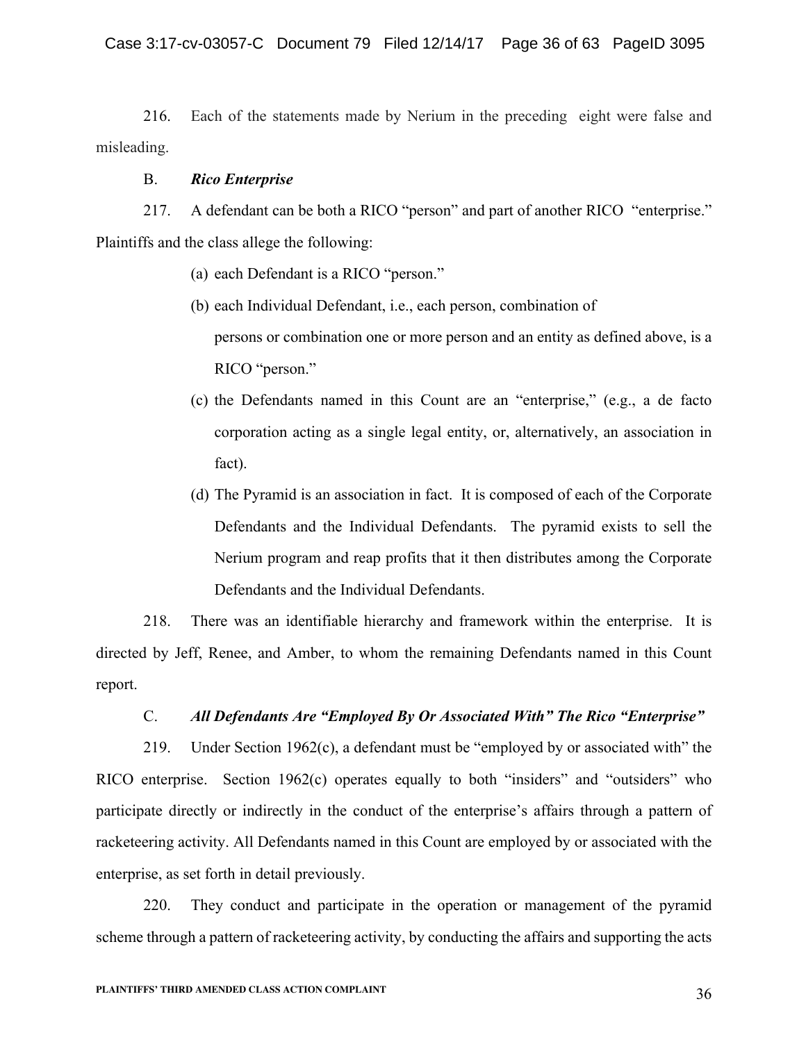216. Each of the statements made by Nerium in the preceding eight were false and misleading.

B. ***Rico Enterprise***

217. A defendant can be both a RICO "person" and part of another RICO "enterprise." Plaintiffs and the class allege the following:

(a) each Defendant is a RICO "person."

(b) each Individual Defendant, i.e., each person, combination of persons or combination one or more person and an entity as defined above, is a RICO "person."

(c) the Defendants named in this Count are an "enterprise," (e.g., a de facto corporation acting as a single legal entity, or, alternatively, an association in fact).

(d) The Pyramid is an association in fact. It is composed of each of the Corporate Defendants and the Individual Defendants. The pyramid exists to sell the Nerium program and reap profits that it then distributes among the Corporate Defendants and the Individual Defendants.

218. There was an identifiable hierarchy and framework within the enterprise. It is directed by Jeff, Renee, and Amber, to whom the remaining Defendants named in this Count report.

C. ***All Defendants Are "Employed By Or Associated With" The Rico "Enterprise"***

219. Under Section 1962(c), a defendant must be "employed by or associated with" the RICO enterprise. Section 1962(c) operates equally to both "insiders" and "outsiders" who participate directly or indirectly in the conduct of the enterprise's affairs through a pattern of racketeering activity. All Defendants named in this Count are employed by or associated with the enterprise, as set forth in detail previously.

220. They conduct and participate in the operation or management of the pyramid scheme through a pattern of racketeering activity, by conducting the affairs and supporting the acts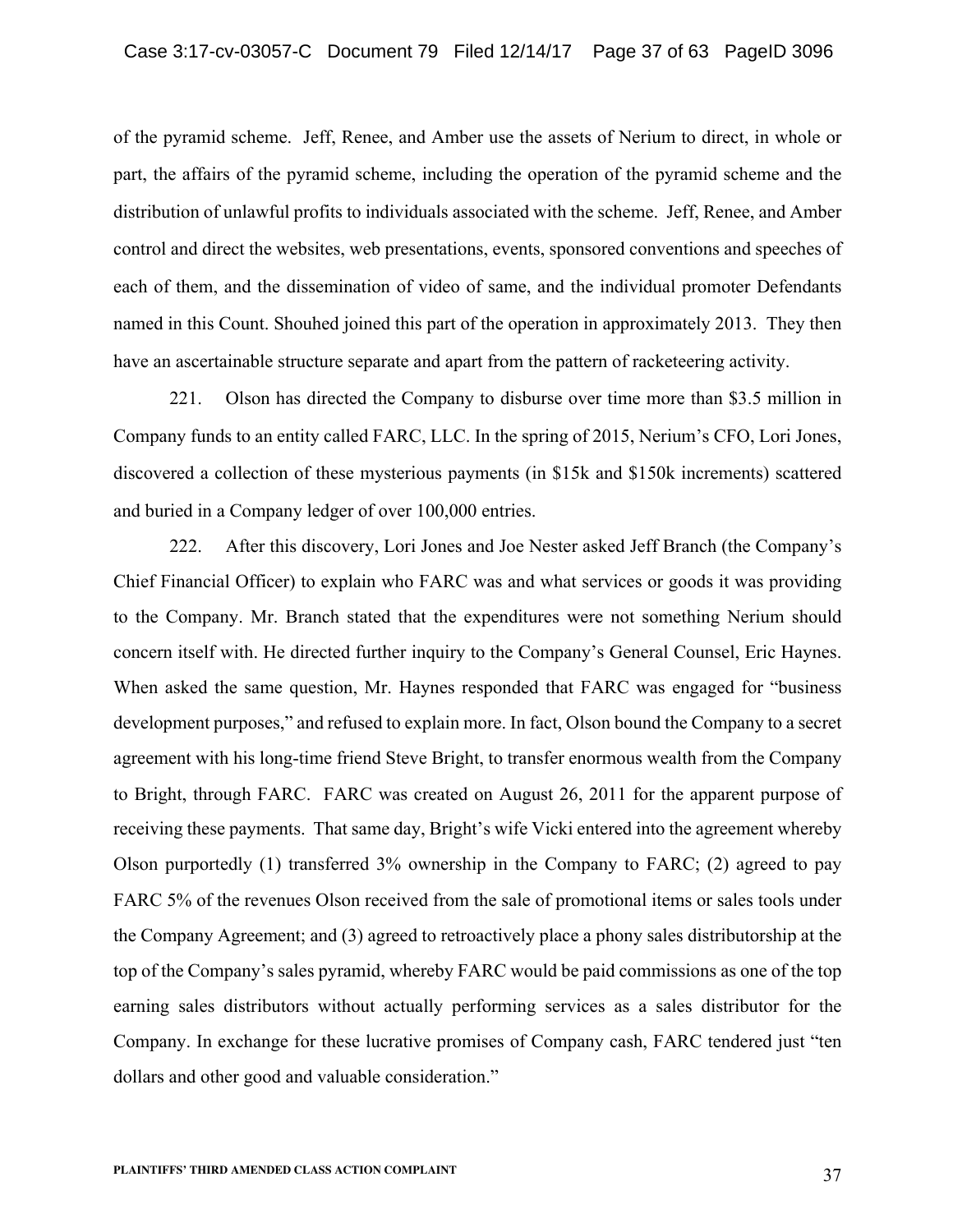of the pyramid scheme. Jeff, Renee, and Amber use the assets of Nerium to direct, in whole or part, the affairs of the pyramid scheme, including the operation of the pyramid scheme and the distribution of unlawful profits to individuals associated with the scheme. Jeff, Renee, and Amber control and direct the websites, web presentations, events, sponsored conventions and speeches of each of them, and the dissemination of video of same, and the individual promoter Defendants named in this Count. Shouhed joined this part of the operation in approximately 2013. They then have an ascertainable structure separate and apart from the pattern of racketeering activity.

221. Olson has directed the Company to disburse over time more than $3.5 million in Company funds to an entity called FARC, LLC. In the spring of 2015, Nerium's CFO, Lori Jones, discovered a collection of these mysterious payments (in $15k and $150k increments) scattered and buried in a Company ledger of over 100,000 entries.

222. After this discovery, Lori Jones and Joe Nester asked Jeff Branch (the Company's Chief Financial Officer) to explain who FARC was and what services or goods it was providing to the Company. Mr. Branch stated that the expenditures were not something Nerium should concern itself with. He directed further inquiry to the Company's General Counsel, Eric Haynes. When asked the same question, Mr. Haynes responded that FARC was engaged for "business development purposes," and refused to explain more. In fact, Olson bound the Company to a secret agreement with his long-time friend Steve Bright, to transfer enormous wealth from the Company to Bright, through FARC. FARC was created on August 26, 2011 for the apparent purpose of receiving these payments. That same day, Bright's wife Vicki entered into the agreement whereby Olson purportedly (1) transferred 3% ownership in the Company to FARC; (2) agreed to pay FARC 5% of the revenues Olson received from the sale of promotional items or sales tools under the Company Agreement; and (3) agreed to retroactively place a phony sales distributorship at the top of the Company's sales pyramid, whereby FARC would be paid commissions as one of the top earning sales distributors without actually performing services as a sales distributor for the Company. In exchange for these lucrative promises of Company cash, FARC tendered just "ten dollars and other good and valuable consideration."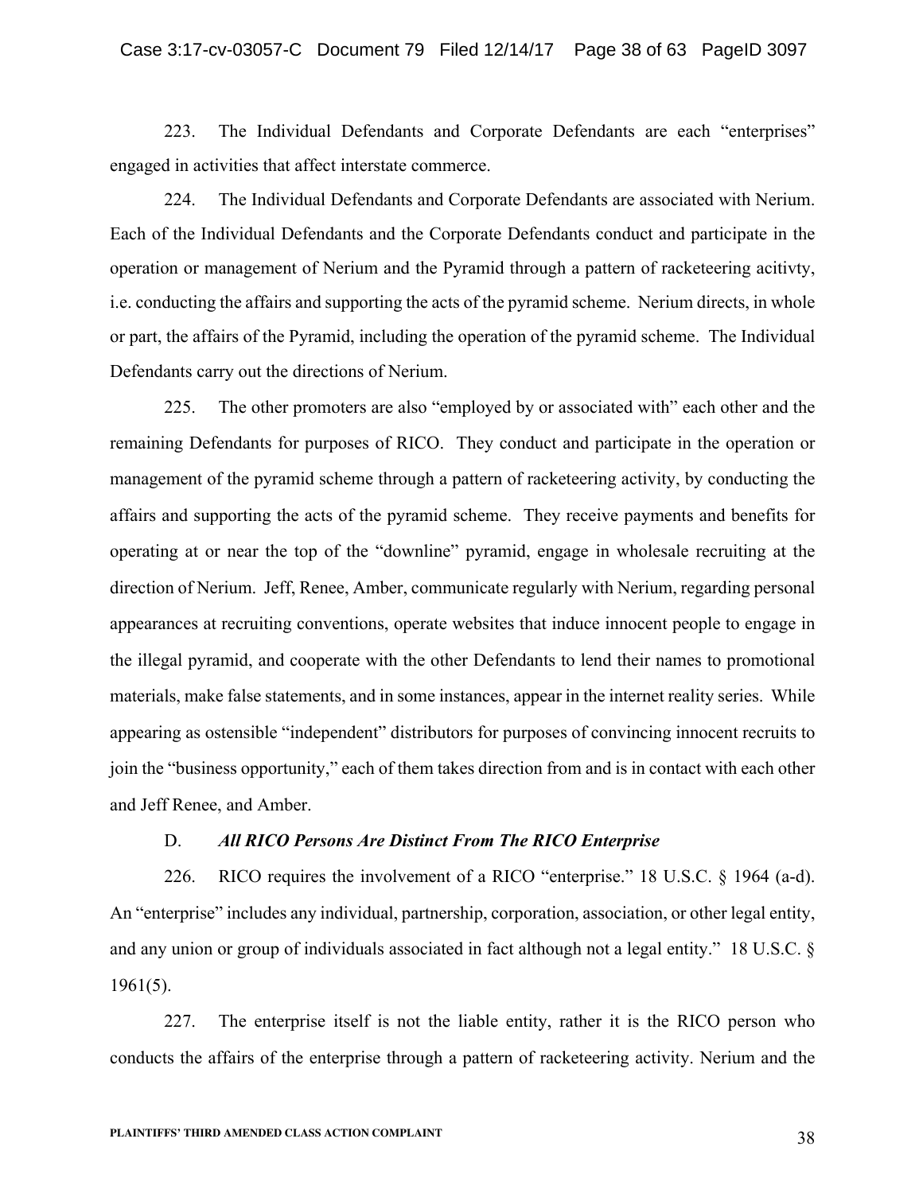223. The Individual Defendants and Corporate Defendants are each "enterprises" engaged in activities that affect interstate commerce.

224. The Individual Defendants and Corporate Defendants are associated with Nerium. Each of the Individual Defendants and the Corporate Defendants conduct and participate in the operation or management of Nerium and the Pyramid through a pattern of racketeering acitivty, i.e. conducting the affairs and supporting the acts of the pyramid scheme. Nerium directs, in whole or part, the affairs of the Pyramid, including the operation of the pyramid scheme. The Individual Defendants carry out the directions of Nerium.

225. The other promoters are also "employed by or associated with" each other and the remaining Defendants for purposes of RICO. They conduct and participate in the operation or management of the pyramid scheme through a pattern of racketeering activity, by conducting the affairs and supporting the acts of the pyramid scheme. They receive payments and benefits for operating at or near the top of the "downline" pyramid, engage in wholesale recruiting at the direction of Nerium. Jeff, Renee, Amber, communicate regularly with Nerium, regarding personal appearances at recruiting conventions, operate websites that induce innocent people to engage in the illegal pyramid, and cooperate with the other Defendants to lend their names to promotional materials, make false statements, and in some instances, appear in the internet reality series. While appearing as ostensible "independent" distributors for purposes of convincing innocent recruits to join the "business opportunity," each of them takes direction from and is in contact with each other and Jeff Renee, and Amber.

### D. *All RICO Persons Are Distinct From The RICO Enterprise*

226. RICO requires the involvement of a RICO "enterprise." 18 U.S.C. § 1964 (a-d). An "enterprise" includes any individual, partnership, corporation, association, or other legal entity, and any union or group of individuals associated in fact although not a legal entity." 18 U.S.C. § 1961(5).

227. The enterprise itself is not the liable entity, rather it is the RICO person who conducts the affairs of the enterprise through a pattern of racketeering activity. Nerium and the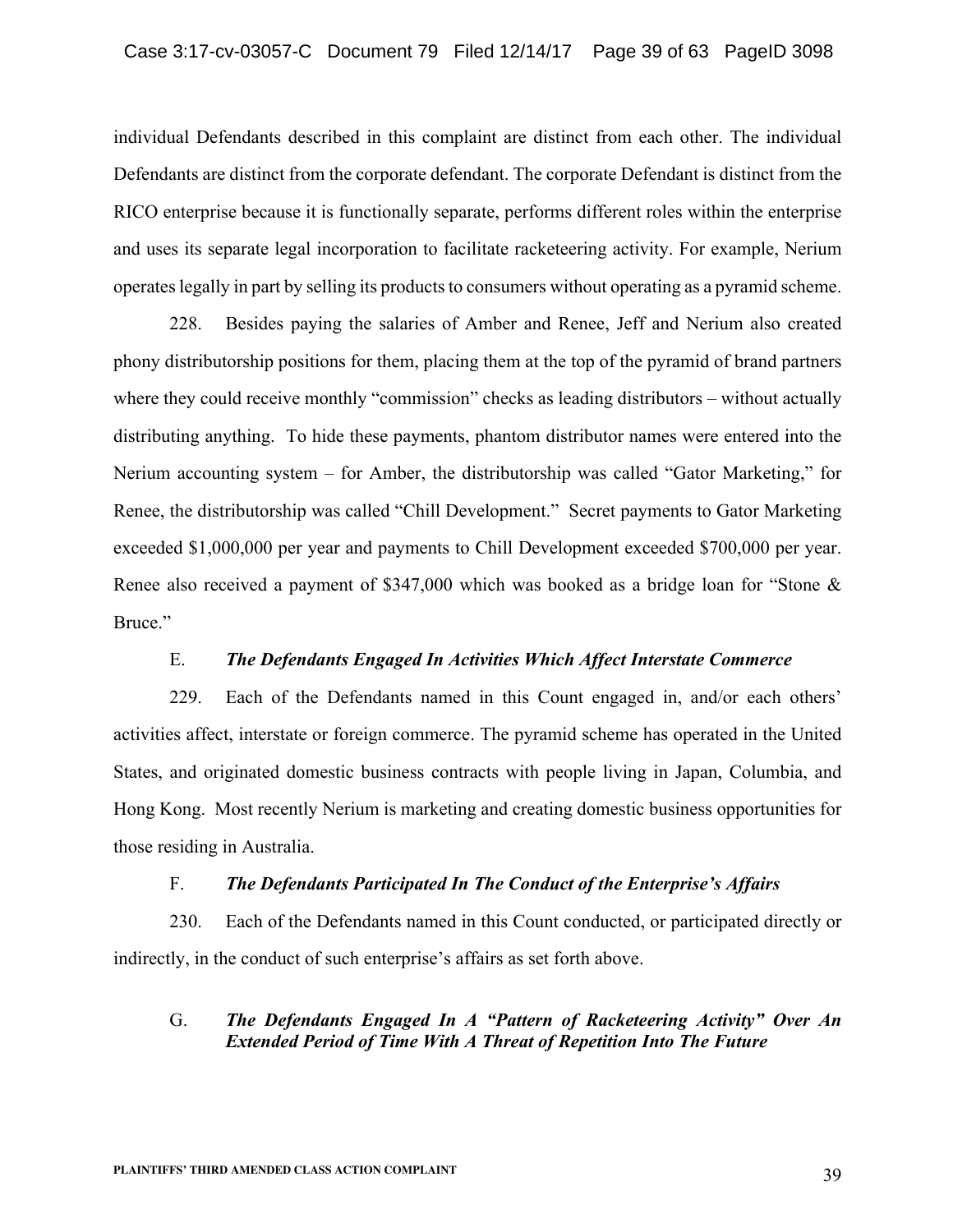individual Defendants described in this complaint are distinct from each other. The individual Defendants are distinct from the corporate defendant. The corporate Defendant is distinct from the RICO enterprise because it is functionally separate, performs different roles within the enterprise and uses its separate legal incorporation to facilitate racketeering activity. For example, Nerium operates legally in part by selling its products to consumers without operating as a pyramid scheme.

228. Besides paying the salaries of Amber and Renee, Jeff and Nerium also created phony distributorship positions for them, placing them at the top of the pyramid of brand partners where they could receive monthly "commission" checks as leading distributors – without actually distributing anything. To hide these payments, phantom distributor names were entered into the Nerium accounting system – for Amber, the distributorship was called "Gator Marketing," for Renee, the distributorship was called "Chill Development." Secret payments to Gator Marketing exceeded $1,000,000 per year and payments to Chill Development exceeded $700,000 per year. Renee also received a payment of $347,000 which was booked as a bridge loan for "Stone & Bruce."

E. ***The Defendants Engaged In Activities Which Affect Interstate Commerce***

229. Each of the Defendants named in this Count engaged in, and/or each others' activities affect, interstate or foreign commerce. The pyramid scheme has operated in the United States, and originated domestic business contracts with people living in Japan, Columbia, and Hong Kong. Most recently Nerium is marketing and creating domestic business opportunities for those residing in Australia.

F. ***The Defendants Participated In The Conduct of the Enterprise's Affairs***

230. Each of the Defendants named in this Count conducted, or participated directly or indirectly, in the conduct of such enterprise's affairs as set forth above.

G. ***The Defendants Engaged In A "Pattern of Racketeering Activity" Over An Extended Period of Time With A Threat of Repetition Into The Future***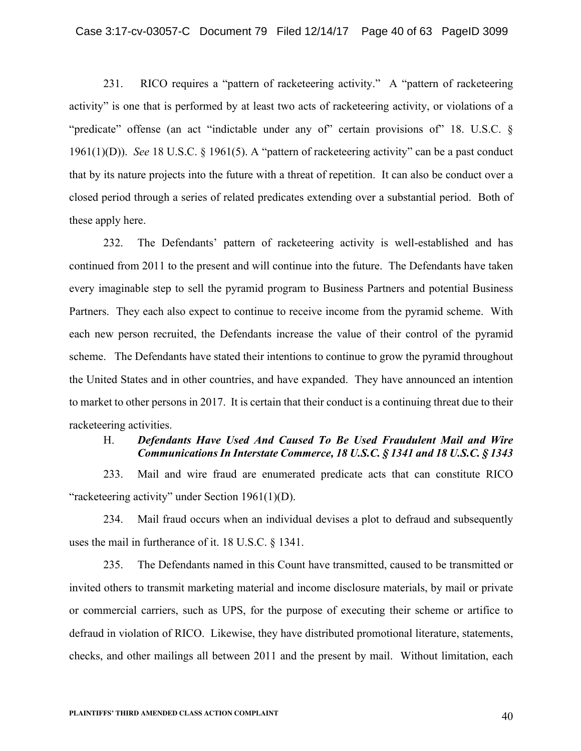231. RICO requires a "pattern of racketeering activity." A "pattern of racketeering activity" is one that is performed by at least two acts of racketeering activity, or violations of a "predicate" offense (an act "indictable under any of" certain provisions of" 18. U.S.C. § 1961(1)(D)). *See* 18 U.S.C. § 1961(5). A "pattern of racketeering activity" can be a past conduct that by its nature projects into the future with a threat of repetition. It can also be conduct over a closed period through a series of related predicates extending over a substantial period. Both of these apply here.

232. The Defendants' pattern of racketeering activity is well-established and has continued from 2011 to the present and will continue into the future. The Defendants have taken every imaginable step to sell the pyramid program to Business Partners and potential Business Partners. They each also expect to continue to receive income from the pyramid scheme. With each new person recruited, the Defendants increase the value of their control of the pyramid scheme. The Defendants have stated their intentions to continue to grow the pyramid throughout the United States and in other countries, and have expanded. They have announced an intention to market to other persons in 2017. It is certain that their conduct is a continuing threat due to their racketeering activities.

### H. ***Defendants Have Used And Caused To Be Used Fraudulent Mail and Wire Communications In Interstate Commerce, 18 U.S.C. § 1341 and 18 U.S.C. § 1343***

233. Mail and wire fraud are enumerated predicate acts that can constitute RICO "racketeering activity" under Section 1961(1)(D).

234. Mail fraud occurs when an individual devises a plot to defraud and subsequently uses the mail in furtherance of it. 18 U.S.C. § 1341.

235. The Defendants named in this Count have transmitted, caused to be transmitted or invited others to transmit marketing material and income disclosure materials, by mail or private or commercial carriers, such as UPS, for the purpose of executing their scheme or artifice to defraud in violation of RICO. Likewise, they have distributed promotional literature, statements, checks, and other mailings all between 2011 and the present by mail. Without limitation, each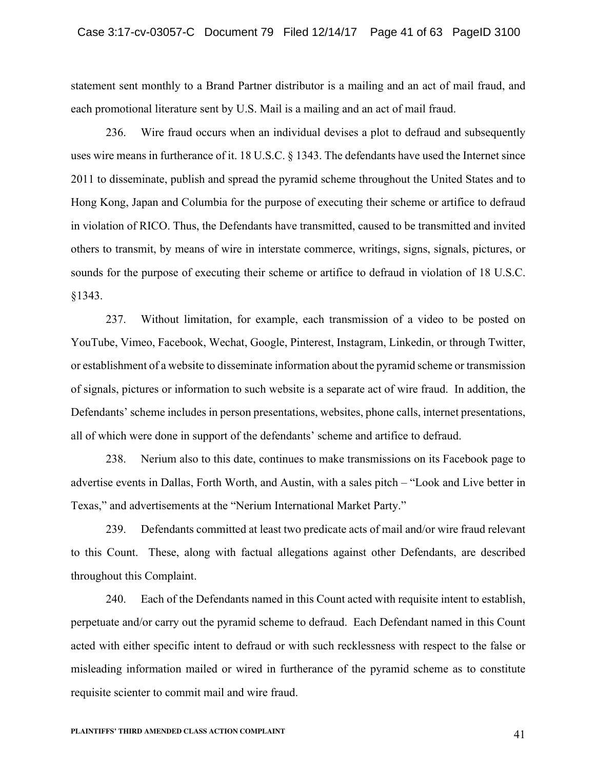statement sent monthly to a Brand Partner distributor is a mailing and an act of mail fraud, and each promotional literature sent by U.S. Mail is a mailing and an act of mail fraud.

236. Wire fraud occurs when an individual devises a plot to defraud and subsequently uses wire means in furtherance of it. 18 U.S.C. § 1343. The defendants have used the Internet since 2011 to disseminate, publish and spread the pyramid scheme throughout the United States and to Hong Kong, Japan and Columbia for the purpose of executing their scheme or artifice to defraud in violation of RICO. Thus, the Defendants have transmitted, caused to be transmitted and invited others to transmit, by means of wire in interstate commerce, writings, signs, signals, pictures, or sounds for the purpose of executing their scheme or artifice to defraud in violation of 18 U.S.C. §1343.

237. Without limitation, for example, each transmission of a video to be posted on YouTube, Vimeo, Facebook, Wechat, Google, Pinterest, Instagram, Linkedin, or through Twitter, or establishment of a website to disseminate information about the pyramid scheme or transmission of signals, pictures or information to such website is a separate act of wire fraud. In addition, the Defendants' scheme includes in person presentations, websites, phone calls, internet presentations, all of which were done in support of the defendants' scheme and artifice to defraud.

238. Nerium also to this date, continues to make transmissions on its Facebook page to advertise events in Dallas, Forth Worth, and Austin, with a sales pitch – "Look and Live better in Texas," and advertisements at the "Nerium International Market Party."

239. Defendants committed at least two predicate acts of mail and/or wire fraud relevant to this Count. These, along with factual allegations against other Defendants, are described throughout this Complaint.

240. Each of the Defendants named in this Count acted with requisite intent to establish, perpetuate and/or carry out the pyramid scheme to defraud. Each Defendant named in this Count acted with either specific intent to defraud or with such recklessness with respect to the false or misleading information mailed or wired in furtherance of the pyramid scheme as to constitute requisite scienter to commit mail and wire fraud.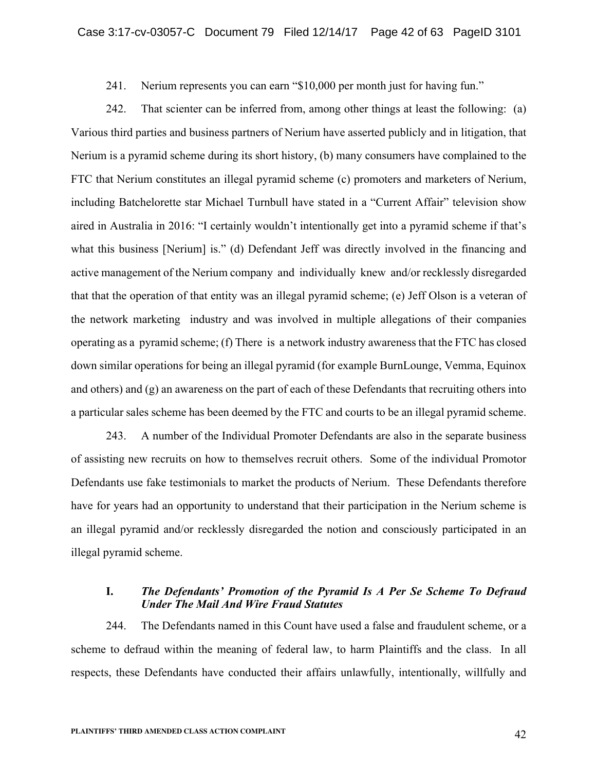241. Nerium represents you can earn "$10,000 per month just for having fun."

242. That scienter can be inferred from, among other things at least the following: (a) Various third parties and business partners of Nerium have asserted publicly and in litigation, that Nerium is a pyramid scheme during its short history, (b) many consumers have complained to the FTC that Nerium constitutes an illegal pyramid scheme (c) promoters and marketers of Nerium, including Batchelorette star Michael Turnbull have stated in a "Current Affair" television show aired in Australia in 2016: "I certainly wouldn't intentionally get into a pyramid scheme if that's what this business [Nerium] is." (d) Defendant Jeff was directly involved in the financing and active management of the Nerium company and individually knew and/or recklessly disregarded that that the operation of that entity was an illegal pyramid scheme; (e) Jeff Olson is a veteran of the network marketing industry and was involved in multiple allegations of their companies operating as a pyramid scheme; (f) There is a network industry awareness that the FTC has closed down similar operations for being an illegal pyramid (for example BurnLounge, Vemma, Equinox and others) and (g) an awareness on the part of each of these Defendants that recruiting others into a particular sales scheme has been deemed by the FTC and courts to be an illegal pyramid scheme.

243. A number of the Individual Promoter Defendants are also in the separate business of assisting new recruits on how to themselves recruit others. Some of the individual Promotor Defendants use fake testimonials to market the products of Nerium. These Defendants therefore have for years had an opportunity to understand that their participation in the Nerium scheme is an illegal pyramid and/or recklessly disregarded the notion and consciously participated in an illegal pyramid scheme.

### I. *The Defendants' Promotion of the Pyramid Is A Per Se Scheme To Defraud Under The Mail And Wire Fraud Statutes*

244. The Defendants named in this Count have used a false and fraudulent scheme, or a scheme to defraud within the meaning of federal law, to harm Plaintiffs and the class. In all respects, these Defendants have conducted their affairs unlawfully, intentionally, willfully and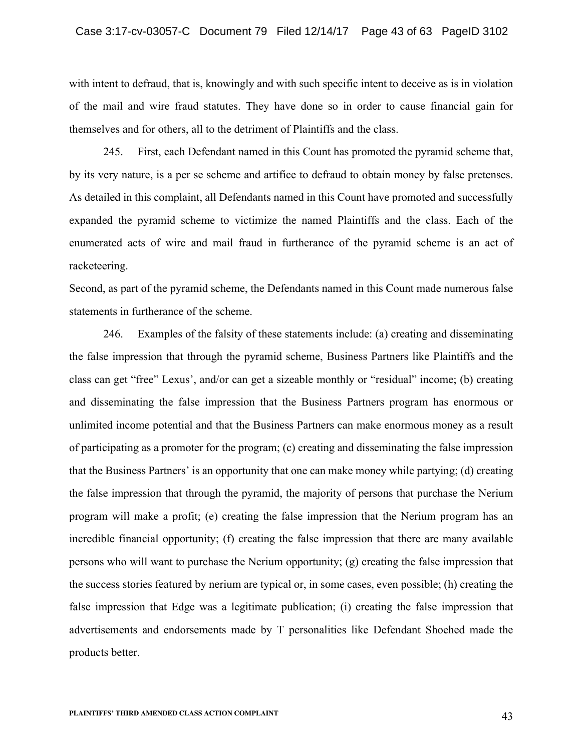with intent to defraud, that is, knowingly and with such specific intent to deceive as is in violation of the mail and wire fraud statutes. They have done so in order to cause financial gain for themselves and for others, all to the detriment of Plaintiffs and the class.

245. First, each Defendant named in this Count has promoted the pyramid scheme that, by its very nature, is a per se scheme and artifice to defraud to obtain money by false pretenses. As detailed in this complaint, all Defendants named in this Count have promoted and successfully expanded the pyramid scheme to victimize the named Plaintiffs and the class. Each of the enumerated acts of wire and mail fraud in furtherance of the pyramid scheme is an act of racketeering.

Second, as part of the pyramid scheme, the Defendants named in this Count made numerous false statements in furtherance of the scheme.

246. Examples of the falsity of these statements include: (a) creating and disseminating the false impression that through the pyramid scheme, Business Partners like Plaintiffs and the class can get "free" Lexus', and/or can get a sizeable monthly or "residual" income; (b) creating and disseminating the false impression that the Business Partners program has enormous or unlimited income potential and that the Business Partners can make enormous money as a result of participating as a promoter for the program; (c) creating and disseminating the false impression that the Business Partners' is an opportunity that one can make money while partying; (d) creating the false impression that through the pyramid, the majority of persons that purchase the Nerium program will make a profit; (e) creating the false impression that the Nerium program has an incredible financial opportunity; (f) creating the false impression that there are many available persons who will want to purchase the Nerium opportunity; (g) creating the false impression that the success stories featured by nerium are typical or, in some cases, even possible; (h) creating the false impression that Edge was a legitimate publication; (i) creating the false impression that advertisements and endorsements made by T personalities like Defendant Shoehed made the products better.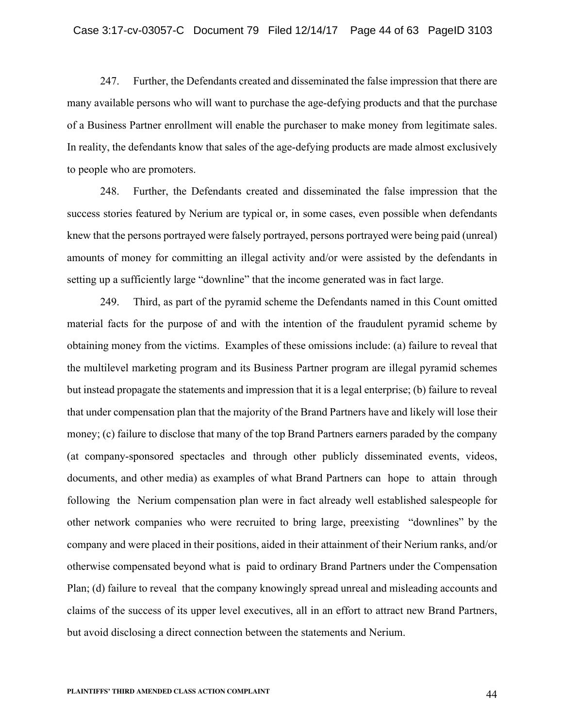247. Further, the Defendants created and disseminated the false impression that there are many available persons who will want to purchase the age-defying products and that the purchase of a Business Partner enrollment will enable the purchaser to make money from legitimate sales. In reality, the defendants know that sales of the age-defying products are made almost exclusively to people who are promoters.

248. Further, the Defendants created and disseminated the false impression that the success stories featured by Nerium are typical or, in some cases, even possible when defendants knew that the persons portrayed were falsely portrayed, persons portrayed were being paid (unreal) amounts of money for committing an illegal activity and/or were assisted by the defendants in setting up a sufficiently large "downline" that the income generated was in fact large.

249. Third, as part of the pyramid scheme the Defendants named in this Count omitted material facts for the purpose of and with the intention of the fraudulent pyramid scheme by obtaining money from the victims. Examples of these omissions include: (a) failure to reveal that the multilevel marketing program and its Business Partner program are illegal pyramid schemes but instead propagate the statements and impression that it is a legal enterprise; (b) failure to reveal that under compensation plan that the majority of the Brand Partners have and likely will lose their money; (c) failure to disclose that many of the top Brand Partners earners paraded by the company (at company-sponsored spectacles and through other publicly disseminated events, videos, documents, and other media) as examples of what Brand Partners can hope to attain through following the Nerium compensation plan were in fact already well established salespeople for other network companies who were recruited to bring large, preexisting "downlines" by the company and were placed in their positions, aided in their attainment of their Nerium ranks, and/or otherwise compensated beyond what is paid to ordinary Brand Partners under the Compensation Plan; (d) failure to reveal that the company knowingly spread unreal and misleading accounts and claims of the success of its upper level executives, all in an effort to attract new Brand Partners, but avoid disclosing a direct connection between the statements and Nerium.

**PLAINTIFFS' THIRD AMENDED CLASS ACTION COMPLAINT**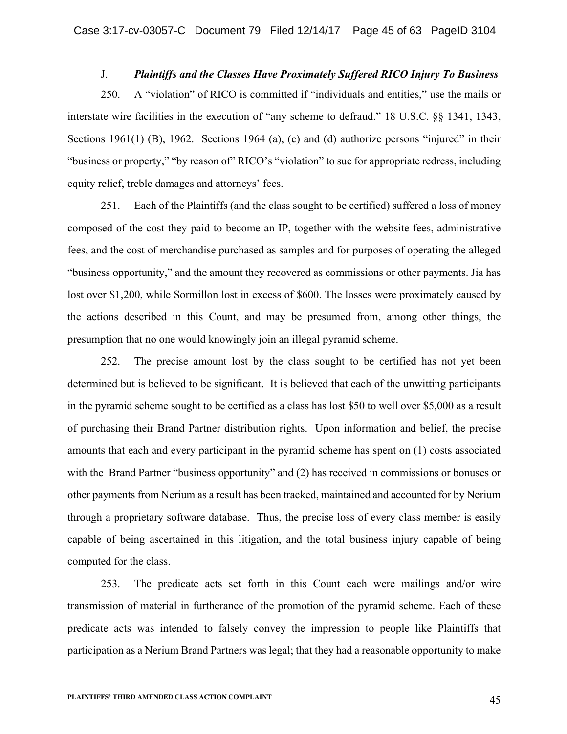### J. *Plaintiffs and the Classes Have Proximately Suffered RICO Injury To Business*

250. A "violation" of RICO is committed if "individuals and entities," use the mails or interstate wire facilities in the execution of "any scheme to defraud." 18 U.S.C. §§ 1341, 1343, Sections 1961(1) (B), 1962. Sections 1964 (a), (c) and (d) authorize persons "injured" in their "business or property," "by reason of" RICO's "violation" to sue for appropriate redress, including equity relief, treble damages and attorneys' fees.

251. Each of the Plaintiffs (and the class sought to be certified) suffered a loss of money composed of the cost they paid to become an IP, together with the website fees, administrative fees, and the cost of merchandise purchased as samples and for purposes of operating the alleged "business opportunity," and the amount they recovered as commissions or other payments. Jia has lost over $1,200, while Sormillon lost in excess of $600. The losses were proximately caused by the actions described in this Count, and may be presumed from, among other things, the presumption that no one would knowingly join an illegal pyramid scheme.

252. The precise amount lost by the class sought to be certified has not yet been determined but is believed to be significant. It is believed that each of the unwitting participants in the pyramid scheme sought to be certified as a class has lost $50 to well over $5,000 as a result of purchasing their Brand Partner distribution rights. Upon information and belief, the precise amounts that each and every participant in the pyramid scheme has spent on (1) costs associated with the Brand Partner "business opportunity" and (2) has received in commissions or bonuses or other payments from Nerium as a result has been tracked, maintained and accounted for by Nerium through a proprietary software database. Thus, the precise loss of every class member is easily capable of being ascertained in this litigation, and the total business injury capable of being computed for the class.

253. The predicate acts set forth in this Count each were mailings and/or wire transmission of material in furtherance of the promotion of the pyramid scheme. Each of these predicate acts was intended to falsely convey the impression to people like Plaintiffs that participation as a Nerium Brand Partners was legal; that they had a reasonable opportunity to make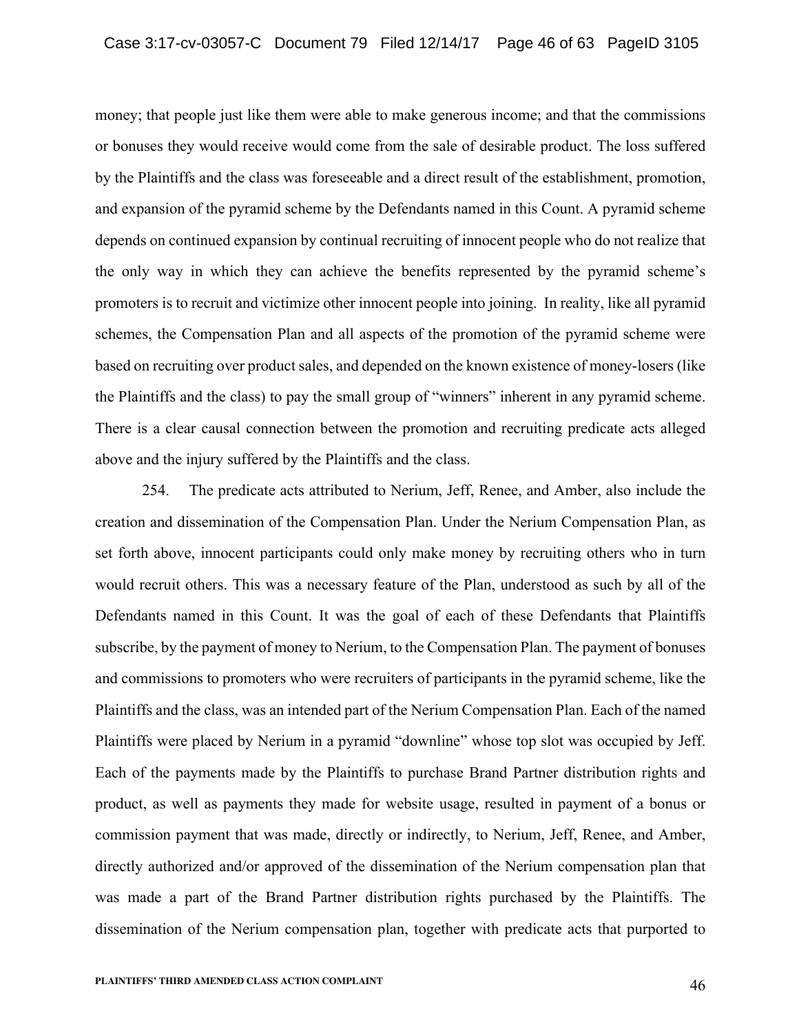money; that people just like them were able to make generous income; and that the commissions or bonuses they would receive would come from the sale of desirable product. The loss suffered by the Plaintiffs and the class was foreseeable and a direct result of the establishment, promotion, and expansion of the pyramid scheme by the Defendants named in this Count. A pyramid scheme depends on continued expansion by continual recruiting of innocent people who do not realize that the only way in which they can achieve the benefits represented by the pyramid scheme's promoters is to recruit and victimize other innocent people into joining. In reality, like all pyramid schemes, the Compensation Plan and all aspects of the promotion of the pyramid scheme were based on recruiting over product sales, and depended on the known existence of money-losers (like the Plaintiffs and the class) to pay the small group of "winners" inherent in any pyramid scheme. There is a clear causal connection between the promotion and recruiting predicate acts alleged above and the injury suffered by the Plaintiffs and the class.

254. The predicate acts attributed to Nerium, Jeff, Renee, and Amber, also include the creation and dissemination of the Compensation Plan. Under the Nerium Compensation Plan, as set forth above, innocent participants could only make money by recruiting others who in turn would recruit others. This was a necessary feature of the Plan, understood as such by all of the Defendants named in this Count. It was the goal of each of these Defendants that Plaintiffs subscribe, by the payment of money to Nerium, to the Compensation Plan. The payment of bonuses and commissions to promoters who were recruiters of participants in the pyramid scheme, like the Plaintiffs and the class, was an intended part of the Nerium Compensation Plan. Each of the named Plaintiffs were placed by Nerium in a pyramid "downline" whose top slot was occupied by Jeff. Each of the payments made by the Plaintiffs to purchase Brand Partner distribution rights and product, as well as payments they made for website usage, resulted in payment of a bonus or commission payment that was made, directly or indirectly, to Nerium, Jeff, Renee, and Amber, directly authorized and/or approved of the dissemination of the Nerium compensation plan that was made a part of the Brand Partner distribution rights purchased by the Plaintiffs. The dissemination of the Nerium compensation plan, together with predicate acts that purported to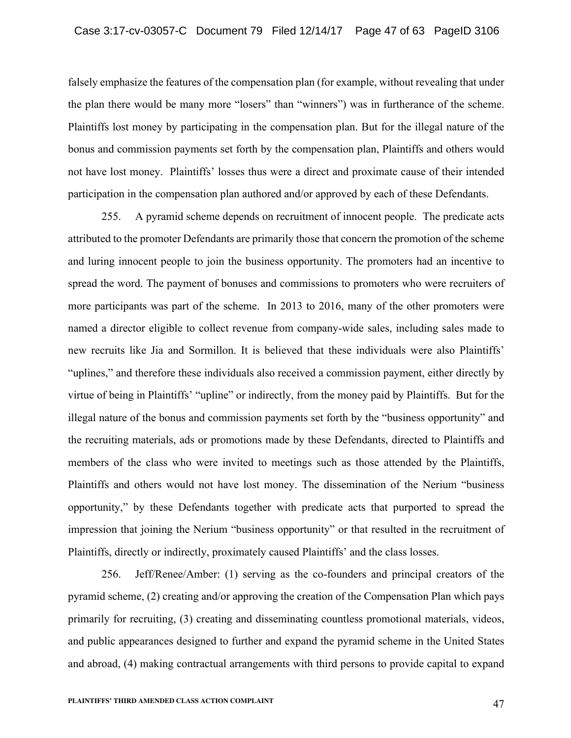falsely emphasize the features of the compensation plan (for example, without revealing that under the plan there would be many more "losers" than "winners") was in furtherance of the scheme. Plaintiffs lost money by participating in the compensation plan. But for the illegal nature of the bonus and commission payments set forth by the compensation plan, Plaintiffs and others would not have lost money. Plaintiffs' losses thus were a direct and proximate cause of their intended participation in the compensation plan authored and/or approved by each of these Defendants.

255. A pyramid scheme depends on recruitment of innocent people. The predicate acts attributed to the promoter Defendants are primarily those that concern the promotion of the scheme and luring innocent people to join the business opportunity. The promoters had an incentive to spread the word. The payment of bonuses and commissions to promoters who were recruiters of more participants was part of the scheme. In 2013 to 2016, many of the other promoters were named a director eligible to collect revenue from company-wide sales, including sales made to new recruits like Jia and Sormillon. It is believed that these individuals were also Plaintiffs' "uplines," and therefore these individuals also received a commission payment, either directly by virtue of being in Plaintiffs' "upline" or indirectly, from the money paid by Plaintiffs. But for the illegal nature of the bonus and commission payments set forth by the "business opportunity" and the recruiting materials, ads or promotions made by these Defendants, directed to Plaintiffs and members of the class who were invited to meetings such as those attended by the Plaintiffs, Plaintiffs and others would not have lost money. The dissemination of the Nerium "business opportunity," by these Defendants together with predicate acts that purported to spread the impression that joining the Nerium "business opportunity" or that resulted in the recruitment of Plaintiffs, directly or indirectly, proximately caused Plaintiffs' and the class losses.

256. Jeff/Renee/Amber: (1) serving as the co-founders and principal creators of the pyramid scheme, (2) creating and/or approving the creation of the Compensation Plan which pays primarily for recruiting, (3) creating and disseminating countless promotional materials, videos, and public appearances designed to further and expand the pyramid scheme in the United States and abroad, (4) making contractual arrangements with third persons to provide capital to expand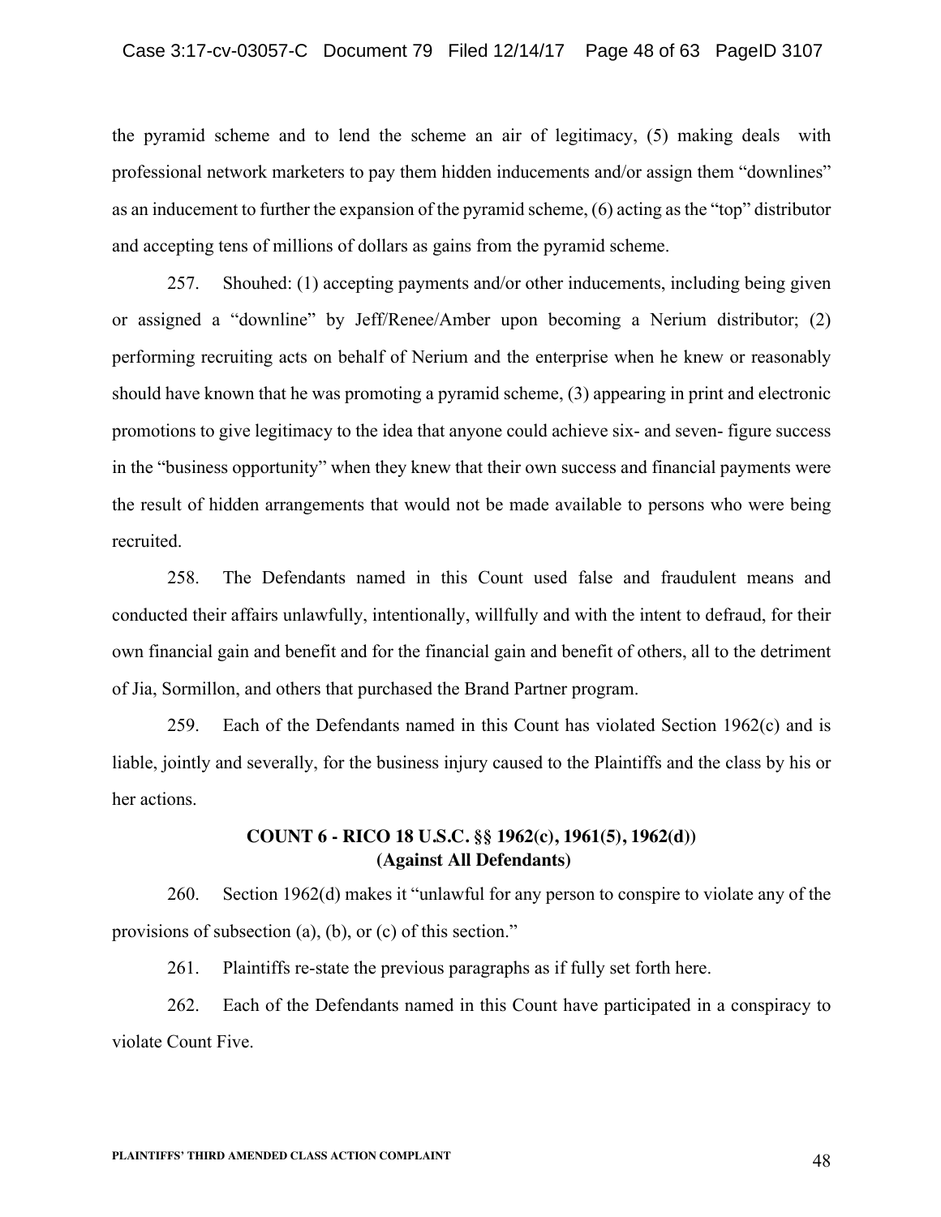the pyramid scheme and to lend the scheme an air of legitimacy, (5) making deals with professional network marketers to pay them hidden inducements and/or assign them "downlines" as an inducement to further the expansion of the pyramid scheme, (6) acting as the "top" distributor and accepting tens of millions of dollars as gains from the pyramid scheme.

257. Shouhed: (1) accepting payments and/or other inducements, including being given or assigned a "downline" by Jeff/Renee/Amber upon becoming a Nerium distributor; (2) performing recruiting acts on behalf of Nerium and the enterprise when he knew or reasonably should have known that he was promoting a pyramid scheme, (3) appearing in print and electronic promotions to give legitimacy to the idea that anyone could achieve six- and seven- figure success in the "business opportunity" when they knew that their own success and financial payments were the result of hidden arrangements that would not be made available to persons who were being recruited.

258. The Defendants named in this Count used false and fraudulent means and conducted their affairs unlawfully, intentionally, willfully and with the intent to defraud, for their own financial gain and benefit and for the financial gain and benefit of others, all to the detriment of Jia, Sormillon, and others that purchased the Brand Partner program.

259. Each of the Defendants named in this Count has violated Section 1962(c) and is liable, jointly and severally, for the business injury caused to the Plaintiffs and the class by his or her actions.

**COUNT 6 - RICO 18 U.S.C. §§ 1962(c), 1961(5), 1962(d))**
**(Against All Defendants)**

260. Section 1962(d) makes it "unlawful for any person to conspire to violate any of the provisions of subsection (a), (b), or (c) of this section."

261. Plaintiffs re-state the previous paragraphs as if fully set forth here.

262. Each of the Defendants named in this Count have participated in a conspiracy to violate Count Five.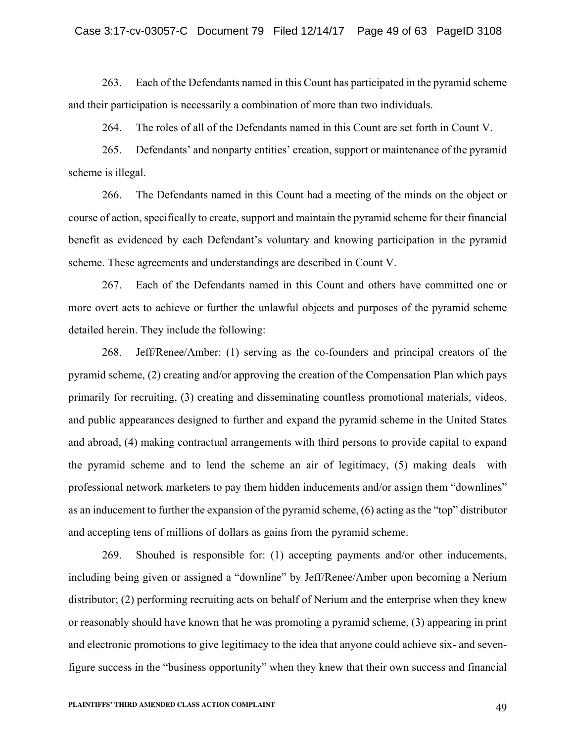263. Each of the Defendants named in this Count has participated in the pyramid scheme and their participation is necessarily a combination of more than two individuals.

264. The roles of all of the Defendants named in this Count are set forth in Count V.

265. Defendants' and nonparty entities' creation, support or maintenance of the pyramid scheme is illegal.

266. The Defendants named in this Count had a meeting of the minds on the object or course of action, specifically to create, support and maintain the pyramid scheme for their financial benefit as evidenced by each Defendant's voluntary and knowing participation in the pyramid scheme. These agreements and understandings are described in Count V.

267. Each of the Defendants named in this Count and others have committed one or more overt acts to achieve or further the unlawful objects and purposes of the pyramid scheme detailed herein. They include the following:

268. Jeff/Renee/Amber: (1) serving as the co-founders and principal creators of the pyramid scheme, (2) creating and/or approving the creation of the Compensation Plan which pays primarily for recruiting, (3) creating and disseminating countless promotional materials, videos, and public appearances designed to further and expand the pyramid scheme in the United States and abroad, (4) making contractual arrangements with third persons to provide capital to expand the pyramid scheme and to lend the scheme an air of legitimacy, (5) making deals with professional network marketers to pay them hidden inducements and/or assign them "downlines" as an inducement to further the expansion of the pyramid scheme, (6) acting as the "top" distributor and accepting tens of millions of dollars as gains from the pyramid scheme.

269. Shouhed is responsible for: (1) accepting payments and/or other inducements, including being given or assigned a "downline" by Jeff/Renee/Amber upon becoming a Nerium distributor; (2) performing recruiting acts on behalf of Nerium and the enterprise when they knew or reasonably should have known that he was promoting a pyramid scheme, (3) appearing in print and electronic promotions to give legitimacy to the idea that anyone could achieve six- and seven-figure success in the "business opportunity" when they knew that their own success and financial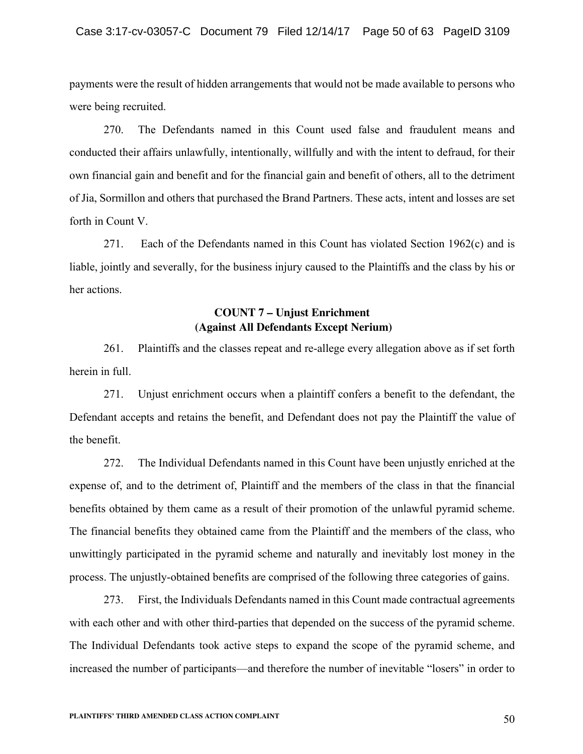payments were the result of hidden arrangements that would not be made available to persons who were being recruited.

270. The Defendants named in this Count used false and fraudulent means and conducted their affairs unlawfully, intentionally, willfully and with the intent to defraud, for their own financial gain and benefit and for the financial gain and benefit of others, all to the detriment of Jia, Sormillon and others that purchased the Brand Partners. These acts, intent and losses are set forth in Count V.

271. Each of the Defendants named in this Count has violated Section 1962(c) and is liable, jointly and severally, for the business injury caused to the Plaintiffs and the class by his or her actions.

**COUNT 7 – Unjust Enrichment**
**(Against All Defendants Except Nerium)**

261. Plaintiffs and the classes repeat and re-allege every allegation above as if set forth herein in full.

271. Unjust enrichment occurs when a plaintiff confers a benefit to the defendant, the Defendant accepts and retains the benefit, and Defendant does not pay the Plaintiff the value of the benefit.

272. The Individual Defendants named in this Count have been unjustly enriched at the expense of, and to the detriment of, Plaintiff and the members of the class in that the financial benefits obtained by them came as a result of their promotion of the unlawful pyramid scheme. The financial benefits they obtained came from the Plaintiff and the members of the class, who unwittingly participated in the pyramid scheme and naturally and inevitably lost money in the process. The unjustly-obtained benefits are comprised of the following three categories of gains.

273. First, the Individuals Defendants named in this Count made contractual agreements with each other and with other third-parties that depended on the success of the pyramid scheme. The Individual Defendants took active steps to expand the scope of the pyramid scheme, and increased the number of participants—and therefore the number of inevitable "losers" in order to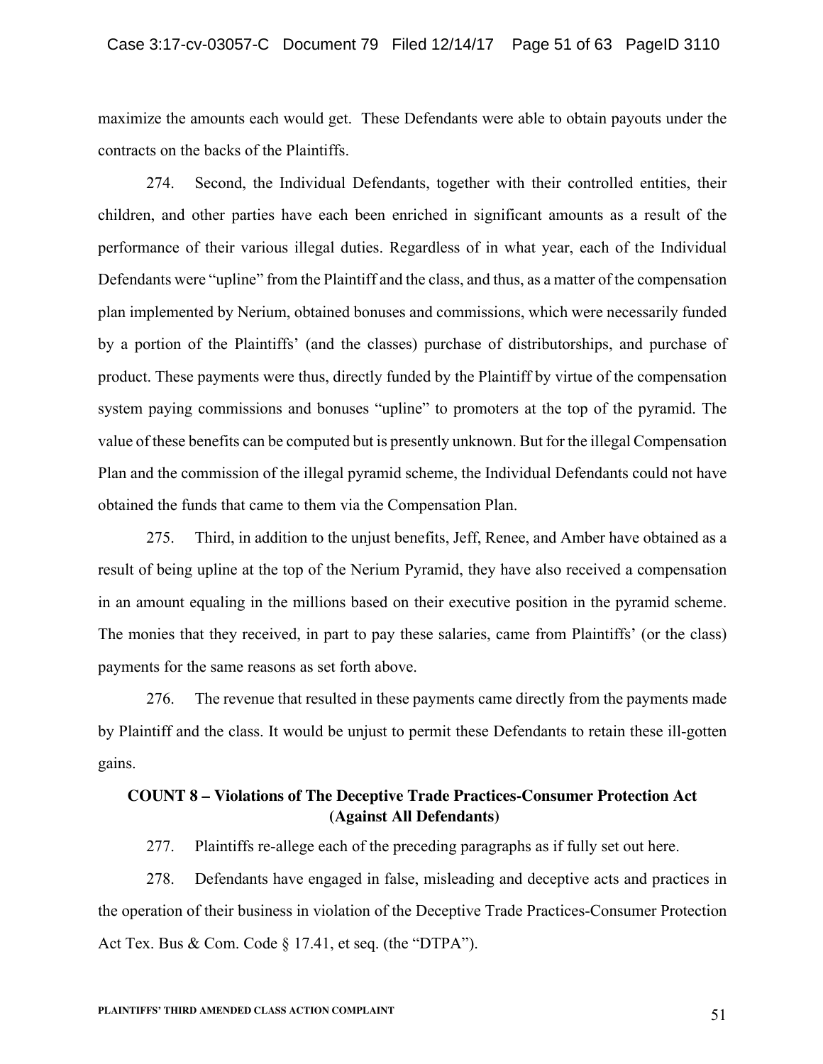maximize the amounts each would get. These Defendants were able to obtain payouts under the contracts on the backs of the Plaintiffs.

274. Second, the Individual Defendants, together with their controlled entities, their children, and other parties have each been enriched in significant amounts as a result of the performance of their various illegal duties. Regardless of in what year, each of the Individual Defendants were "upline" from the Plaintiff and the class, and thus, as a matter of the compensation plan implemented by Nerium, obtained bonuses and commissions, which were necessarily funded by a portion of the Plaintiffs' (and the classes) purchase of distributorships, and purchase of product. These payments were thus, directly funded by the Plaintiff by virtue of the compensation system paying commissions and bonuses "upline" to promoters at the top of the pyramid. The value of these benefits can be computed but is presently unknown. But for the illegal Compensation Plan and the commission of the illegal pyramid scheme, the Individual Defendants could not have obtained the funds that came to them via the Compensation Plan.

275. Third, in addition to the unjust benefits, Jeff, Renee, and Amber have obtained as a result of being upline at the top of the Nerium Pyramid, they have also received a compensation in an amount equaling in the millions based on their executive position in the pyramid scheme. The monies that they received, in part to pay these salaries, came from Plaintiffs' (or the class) payments for the same reasons as set forth above.

276. The revenue that resulted in these payments came directly from the payments made by Plaintiff and the class. It would be unjust to permit these Defendants to retain these ill-gotten gains.

**COUNT 8 – Violations of The Deceptive Trade Practices-Consumer Protection Act (Against All Defendants)**

277. Plaintiffs re-allege each of the preceding paragraphs as if fully set out here.

278. Defendants have engaged in false, misleading and deceptive acts and practices in the operation of their business in violation of the Deceptive Trade Practices-Consumer Protection Act Tex. Bus & Com. Code § 17.41, et seq. (the "DTPA").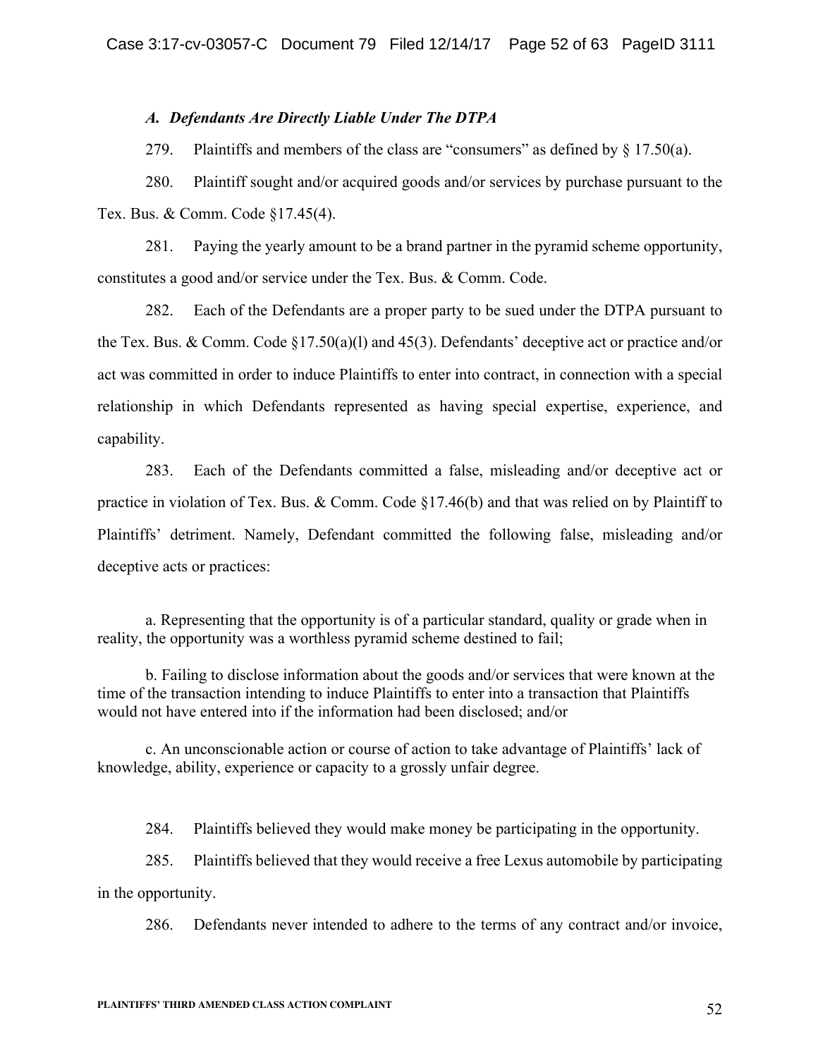### *A. Defendants Are Directly Liable Under The DTPA*

279. Plaintiffs and members of the class are "consumers" as defined by § 17.50(a).

280. Plaintiff sought and/or acquired goods and/or services by purchase pursuant to the Tex. Bus. & Comm. Code §17.45(4).

281. Paying the yearly amount to be a brand partner in the pyramid scheme opportunity, constitutes a good and/or service under the Tex. Bus. & Comm. Code.

282. Each of the Defendants are a proper party to be sued under the DTPA pursuant to the Tex. Bus. & Comm. Code §17.50(a)(l) and 45(3). Defendants' deceptive act or practice and/or act was committed in order to induce Plaintiffs to enter into contract, in connection with a special relationship in which Defendants represented as having special expertise, experience, and capability.

283. Each of the Defendants committed a false, misleading and/or deceptive act or practice in violation of Tex. Bus. & Comm. Code §17.46(b) and that was relied on by Plaintiff to Plaintiffs' detriment. Namely, Defendant committed the following false, misleading and/or deceptive acts or practices:

a. Representing that the opportunity is of a particular standard, quality or grade when in reality, the opportunity was a worthless pyramid scheme destined to fail;

b. Failing to disclose information about the goods and/or services that were known at the time of the transaction intending to induce Plaintiffs to enter into a transaction that Plaintiffs would not have entered into if the information had been disclosed; and/or

c. An unconscionable action or course of action to take advantage of Plaintiffs' lack of knowledge, ability, experience or capacity to a grossly unfair degree.

284. Plaintiffs believed they would make money be participating in the opportunity.

285. Plaintiffs believed that they would receive a free Lexus automobile by participating in the opportunity.

286. Defendants never intended to adhere to the terms of any contract and/or invoice,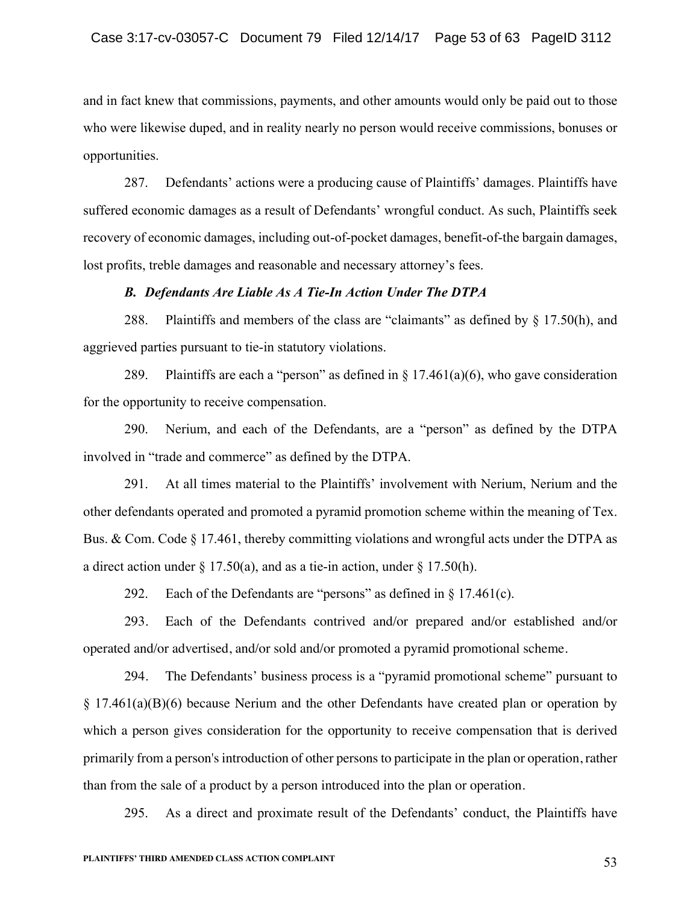and in fact knew that commissions, payments, and other amounts would only be paid out to those who were likewise duped, and in reality nearly no person would receive commissions, bonuses or opportunities.

287. Defendants' actions were a producing cause of Plaintiffs' damages. Plaintiffs have suffered economic damages as a result of Defendants' wrongful conduct. As such, Plaintiffs seek recovery of economic damages, including out-of-pocket damages, benefit-of-the bargain damages, lost profits, treble damages and reasonable and necessary attorney's fees.

***B. Defendants Are Liable As A Tie-In Action Under The DTPA***

288. Plaintiffs and members of the class are "claimants" as defined by § 17.50(h), and aggrieved parties pursuant to tie-in statutory violations.

289. Plaintiffs are each a "person" as defined in § 17.461(a)(6), who gave consideration for the opportunity to receive compensation.

290. Nerium, and each of the Defendants, are a "person" as defined by the DTPA involved in "trade and commerce" as defined by the DTPA.

291. At all times material to the Plaintiffs' involvement with Nerium, Nerium and the other defendants operated and promoted a pyramid promotion scheme within the meaning of Tex. Bus. & Com. Code § 17.461, thereby committing violations and wrongful acts under the DTPA as a direct action under § 17.50(a), and as a tie-in action, under § 17.50(h).

292. Each of the Defendants are "persons" as defined in § 17.461(c).

293. Each of the Defendants contrived and/or prepared and/or established and/or operated and/or advertised, and/or sold and/or promoted a pyramid promotional scheme.

294. The Defendants' business process is a "pyramid promotional scheme" pursuant to § 17.461(a)(B)(6) because Nerium and the other Defendants have created plan or operation by which a person gives consideration for the opportunity to receive compensation that is derived primarily from a person's introduction of other persons to participate in the plan or operation, rather than from the sale of a product by a person introduced into the plan or operation.

295. As a direct and proximate result of the Defendants' conduct, the Plaintiffs have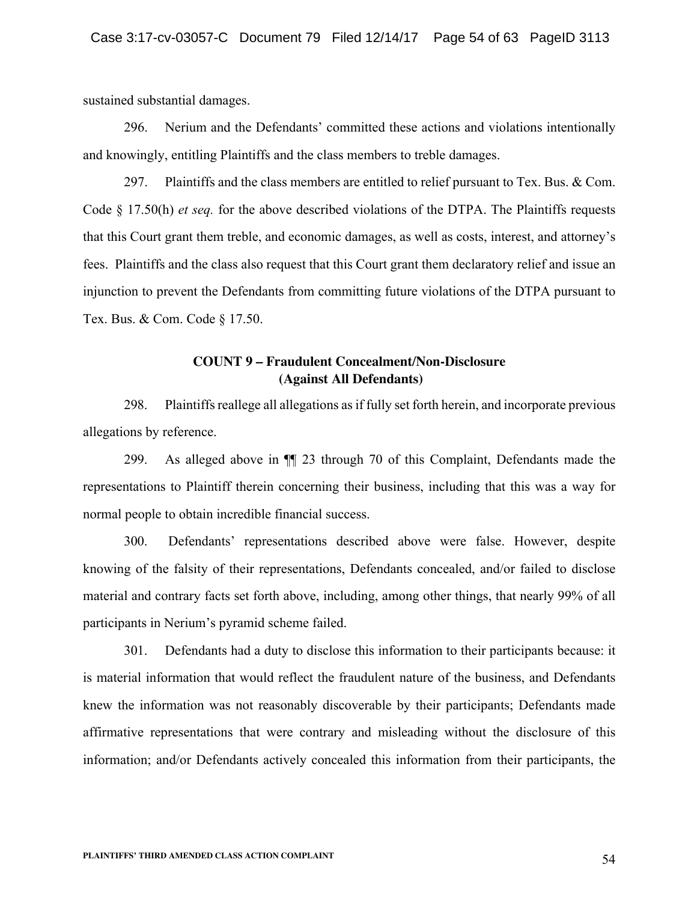sustained substantial damages.

296. Nerium and the Defendants' committed these actions and violations intentionally and knowingly, entitling Plaintiffs and the class members to treble damages.

297. Plaintiffs and the class members are entitled to relief pursuant to Tex. Bus. & Com. Code § 17.50(h) *et seq.* for the above described violations of the DTPA. The Plaintiffs requests that this Court grant them treble, and economic damages, as well as costs, interest, and attorney's fees. Plaintiffs and the class also request that this Court grant them declaratory relief and issue an injunction to prevent the Defendants from committing future violations of the DTPA pursuant to Tex. Bus. & Com. Code § 17.50.

**COUNT 9 – Fraudulent Concealment/Non-Disclosure**
**(Against All Defendants)**

298. Plaintiffs reallege all allegations as if fully set forth herein, and incorporate previous allegations by reference.

299. As alleged above in ¶¶ 23 through 70 of this Complaint, Defendants made the representations to Plaintiff therein concerning their business, including that this was a way for normal people to obtain incredible financial success.

300. Defendants' representations described above were false. However, despite knowing of the falsity of their representations, Defendants concealed, and/or failed to disclose material and contrary facts set forth above, including, among other things, that nearly 99% of all participants in Nerium's pyramid scheme failed.

301. Defendants had a duty to disclose this information to their participants because: it is material information that would reflect the fraudulent nature of the business, and Defendants knew the information was not reasonably discoverable by their participants; Defendants made affirmative representations that were contrary and misleading without the disclosure of this information; and/or Defendants actively concealed this information from their participants, the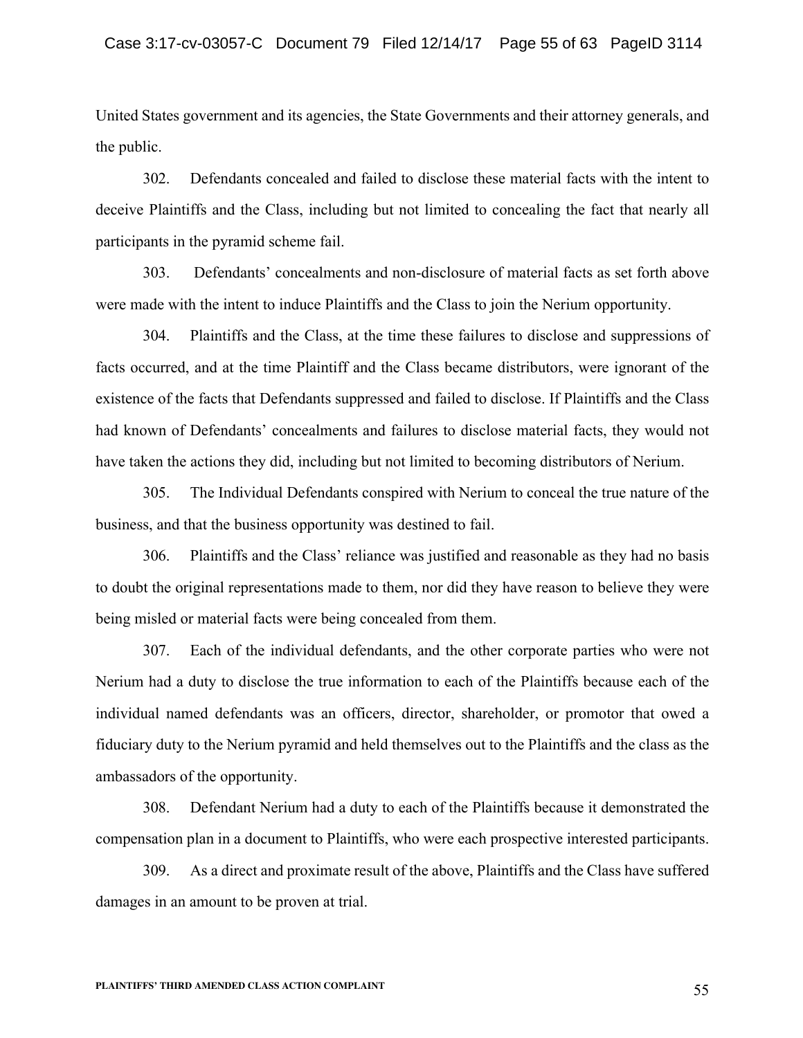United States government and its agencies, the State Governments and their attorney generals, and the public.

302. Defendants concealed and failed to disclose these material facts with the intent to deceive Plaintiffs and the Class, including but not limited to concealing the fact that nearly all participants in the pyramid scheme fail.

303. Defendants' concealments and non-disclosure of material facts as set forth above were made with the intent to induce Plaintiffs and the Class to join the Nerium opportunity.

304. Plaintiffs and the Class, at the time these failures to disclose and suppressions of facts occurred, and at the time Plaintiff and the Class became distributors, were ignorant of the existence of the facts that Defendants suppressed and failed to disclose. If Plaintiffs and the Class had known of Defendants' concealments and failures to disclose material facts, they would not have taken the actions they did, including but not limited to becoming distributors of Nerium.

305. The Individual Defendants conspired with Nerium to conceal the true nature of the business, and that the business opportunity was destined to fail.

306. Plaintiffs and the Class' reliance was justified and reasonable as they had no basis to doubt the original representations made to them, nor did they have reason to believe they were being misled or material facts were being concealed from them.

307. Each of the individual defendants, and the other corporate parties who were not Nerium had a duty to disclose the true information to each of the Plaintiffs because each of the individual named defendants was an officers, director, shareholder, or promotor that owed a fiduciary duty to the Nerium pyramid and held themselves out to the Plaintiffs and the class as the ambassadors of the opportunity.

308. Defendant Nerium had a duty to each of the Plaintiffs because it demonstrated the compensation plan in a document to Plaintiffs, who were each prospective interested participants.

309. As a direct and proximate result of the above, Plaintiffs and the Class have suffered damages in an amount to be proven at trial.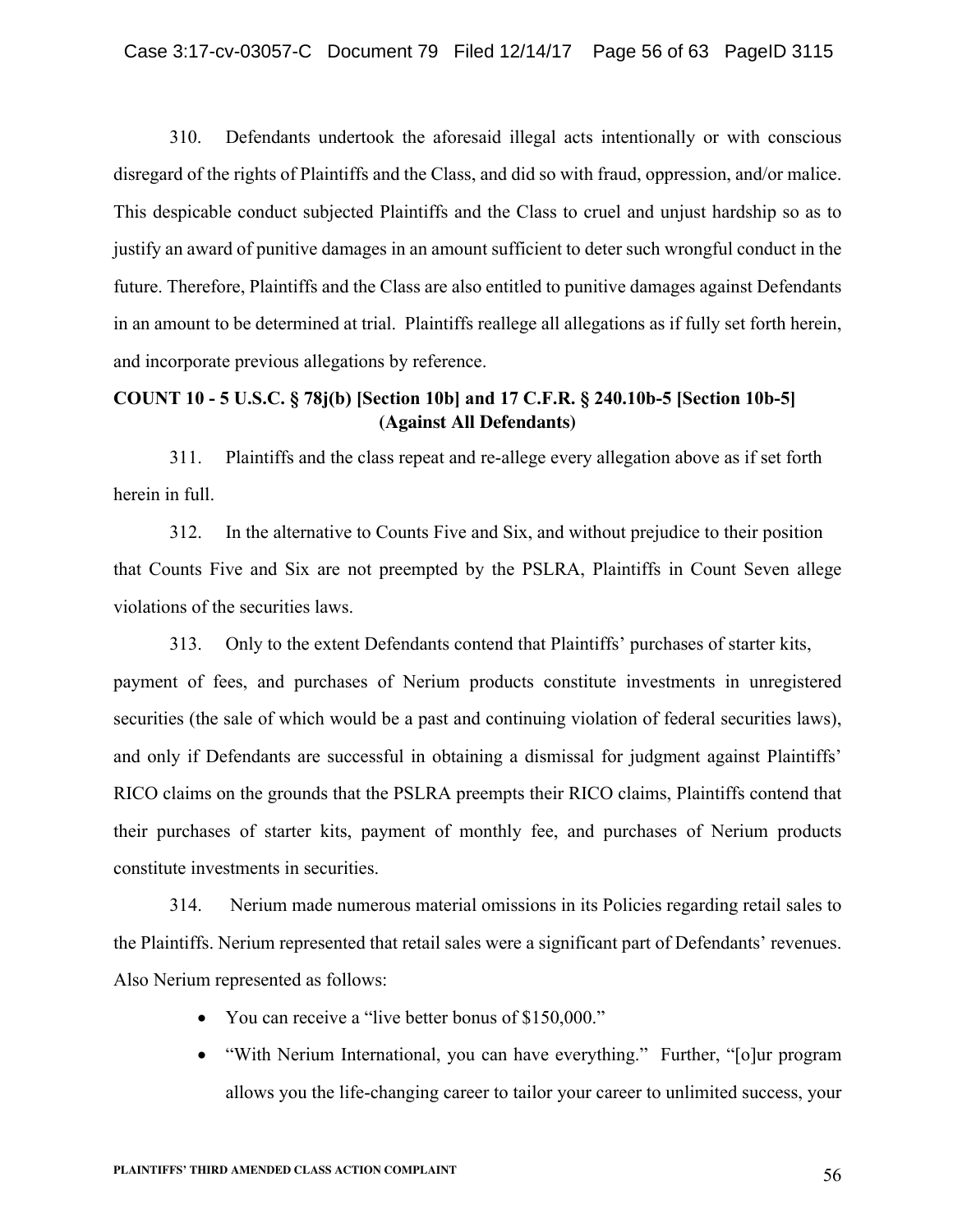310. Defendants undertook the aforesaid illegal acts intentionally or with conscious disregard of the rights of Plaintiffs and the Class, and did so with fraud, oppression, and/or malice. This despicable conduct subjected Plaintiffs and the Class to cruel and unjust hardship so as to justify an award of punitive damages in an amount sufficient to deter such wrongful conduct in the future. Therefore, Plaintiffs and the Class are also entitled to punitive damages against Defendants in an amount to be determined at trial. Plaintiffs reallege all allegations as if fully set forth herein, and incorporate previous allegations by reference.

**COUNT 10 - 5 U.S.C. § 78j(b) [Section 10b] and 17 C.F.R. § 240.10b-5 [Section 10b-5] (Against All Defendants)**

311. Plaintiffs and the class repeat and re-allege every allegation above as if set forth herein in full.

312. In the alternative to Counts Five and Six, and without prejudice to their position that Counts Five and Six are not preempted by the PSLRA, Plaintiffs in Count Seven allege violations of the securities laws.

313. Only to the extent Defendants contend that Plaintiffs' purchases of starter kits, payment of fees, and purchases of Nerium products constitute investments in unregistered securities (the sale of which would be a past and continuing violation of federal securities laws), and only if Defendants are successful in obtaining a dismissal for judgment against Plaintiffs' RICO claims on the grounds that the PSLRA preempts their RICO claims, Plaintiffs contend that their purchases of starter kits, payment of monthly fee, and purchases of Nerium products constitute investments in securities.

314. Nerium made numerous material omissions in its Policies regarding retail sales to the Plaintiffs. Nerium represented that retail sales were a significant part of Defendants' revenues. Also Nerium represented as follows:

- You can receive a "live better bonus of $150,000."
- "With Nerium International, you can have everything." Further, "[o]ur program allows you the life-changing career to tailor your career to unlimited success, your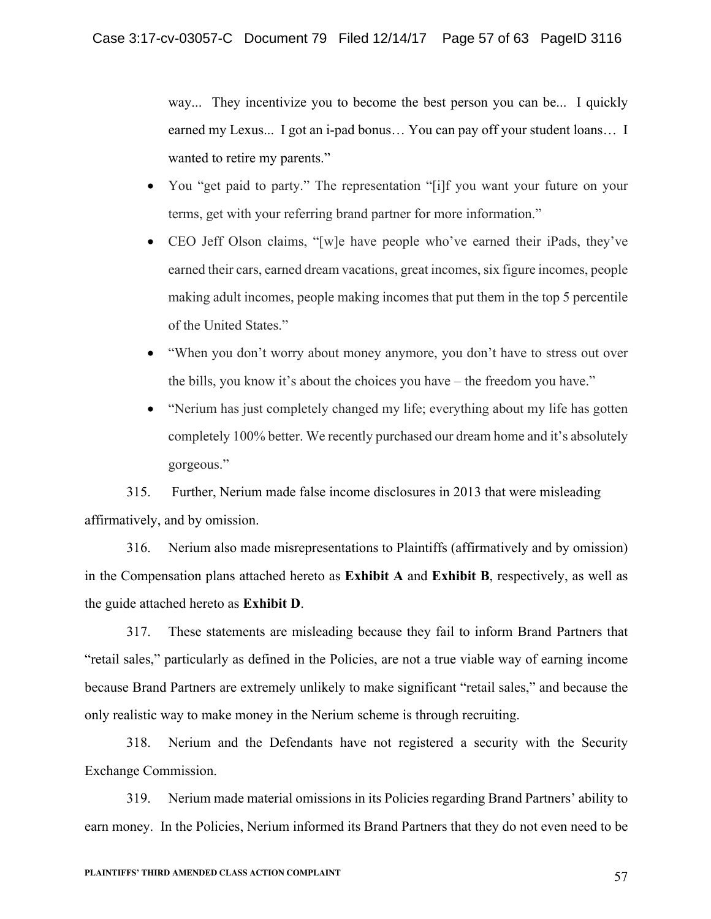way... They incentivize you to become the best person you can be... I quickly earned my Lexus... I got an i-pad bonus… You can pay off your student loans… I wanted to retire my parents."

- You "get paid to party." The representation "[i]f you want your future on your terms, get with your referring brand partner for more information."
- CEO Jeff Olson claims, "[w]e have people who've earned their iPads, they've earned their cars, earned dream vacations, great incomes, six figure incomes, people making adult incomes, people making incomes that put them in the top 5 percentile of the United States."
- "When you don't worry about money anymore, you don't have to stress out over the bills, you know it's about the choices you have – the freedom you have."
- "Nerium has just completely changed my life; everything about my life has gotten completely 100% better. We recently purchased our dream home and it's absolutely gorgeous."

315. Further, Nerium made false income disclosures in 2013 that were misleading affirmatively, and by omission.

316. Nerium also made misrepresentations to Plaintiffs (affirmatively and by omission) in the Compensation plans attached hereto as **Exhibit A** and **Exhibit B**, respectively, as well as the guide attached hereto as **Exhibit D**.

317. These statements are misleading because they fail to inform Brand Partners that "retail sales," particularly as defined in the Policies, are not a true viable way of earning income because Brand Partners are extremely unlikely to make significant "retail sales," and because the only realistic way to make money in the Nerium scheme is through recruiting.

318. Nerium and the Defendants have not registered a security with the Security Exchange Commission.

319. Nerium made material omissions in its Policies regarding Brand Partners' ability to earn money. In the Policies, Nerium informed its Brand Partners that they do not even need to be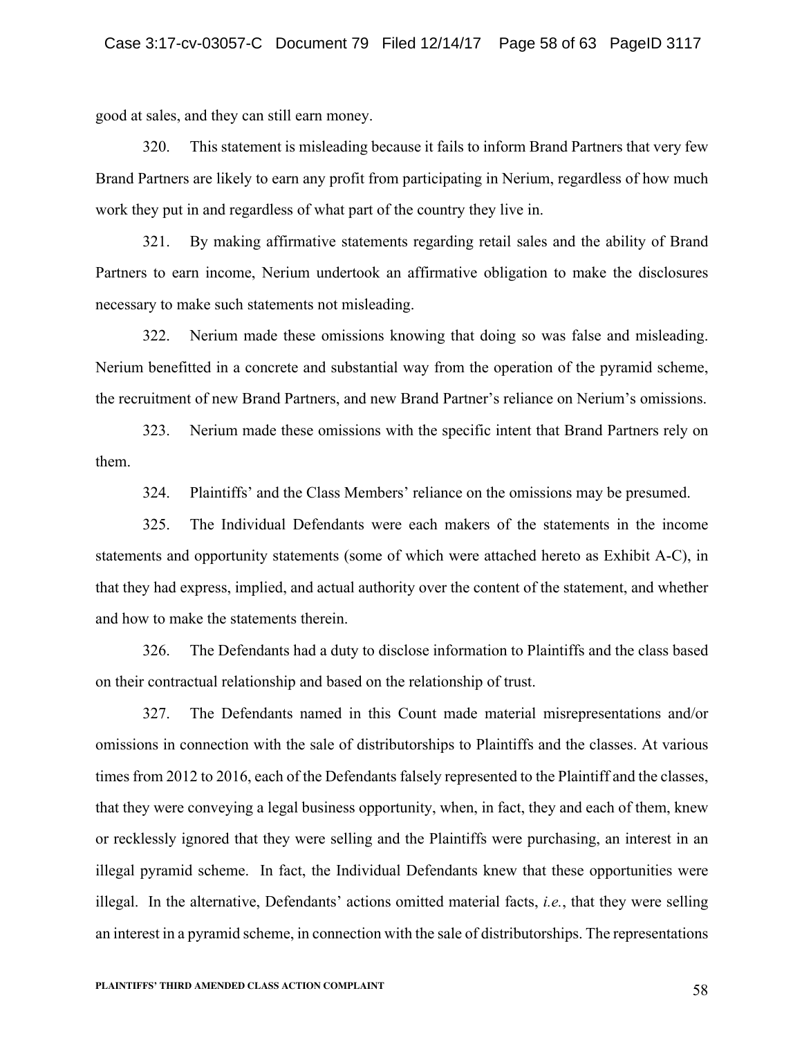good at sales, and they can still earn money.

320. This statement is misleading because it fails to inform Brand Partners that very few Brand Partners are likely to earn any profit from participating in Nerium, regardless of how much work they put in and regardless of what part of the country they live in.

321. By making affirmative statements regarding retail sales and the ability of Brand Partners to earn income, Nerium undertook an affirmative obligation to make the disclosures necessary to make such statements not misleading.

322. Nerium made these omissions knowing that doing so was false and misleading. Nerium benefitted in a concrete and substantial way from the operation of the pyramid scheme, the recruitment of new Brand Partners, and new Brand Partner's reliance on Nerium's omissions.

323. Nerium made these omissions with the specific intent that Brand Partners rely on them.

324. Plaintiffs' and the Class Members' reliance on the omissions may be presumed.

325. The Individual Defendants were each makers of the statements in the income statements and opportunity statements (some of which were attached hereto as Exhibit A-C), in that they had express, implied, and actual authority over the content of the statement, and whether and how to make the statements therein.

326. The Defendants had a duty to disclose information to Plaintiffs and the class based on their contractual relationship and based on the relationship of trust.

327. The Defendants named in this Count made material misrepresentations and/or omissions in connection with the sale of distributorships to Plaintiffs and the classes. At various times from 2012 to 2016, each of the Defendants falsely represented to the Plaintiff and the classes, that they were conveying a legal business opportunity, when, in fact, they and each of them, knew or recklessly ignored that they were selling and the Plaintiffs were purchasing, an interest in an illegal pyramid scheme. In fact, the Individual Defendants knew that these opportunities were illegal. In the alternative, Defendants' actions omitted material facts, *i.e.*, that they were selling an interest in a pyramid scheme, in connection with the sale of distributorships. The representations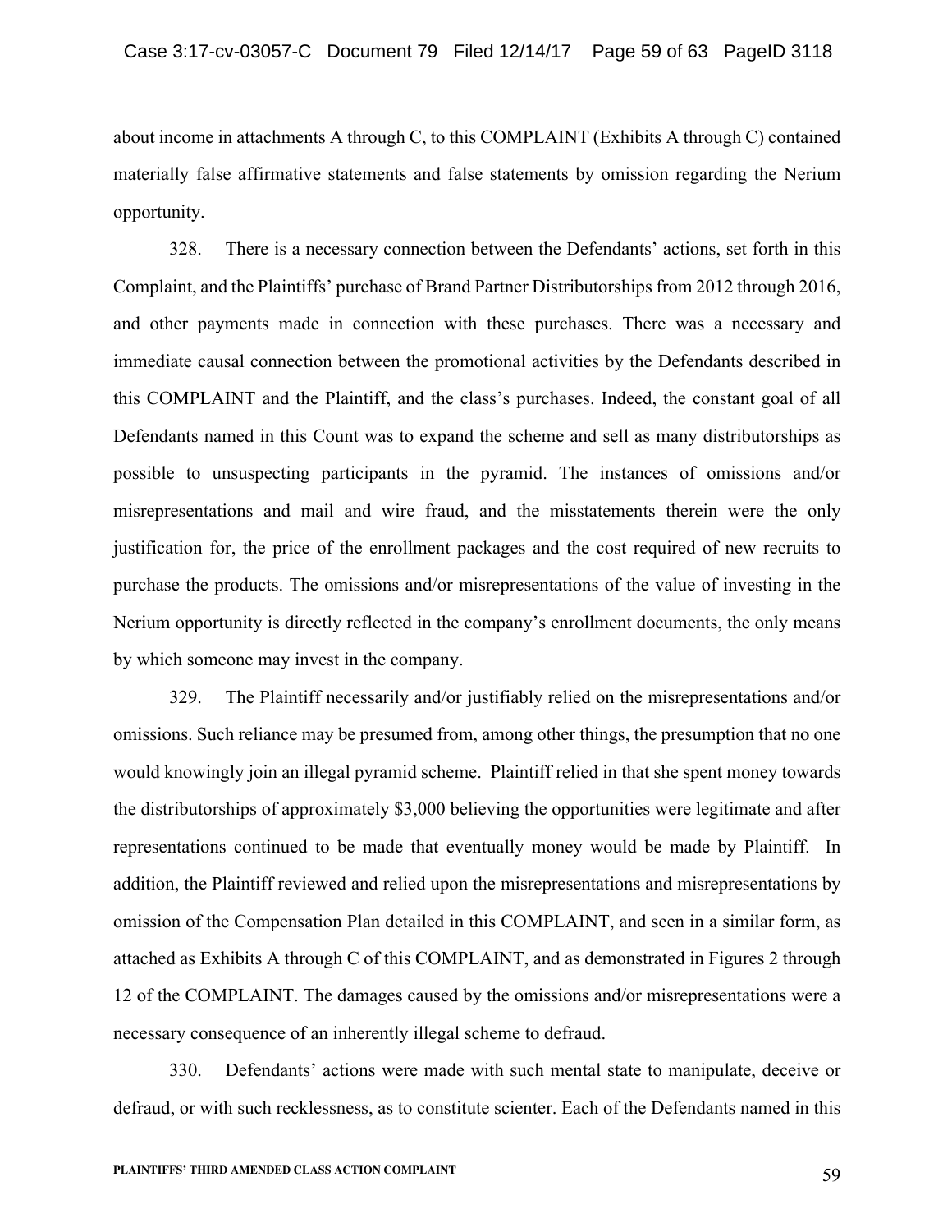about income in attachments A through C, to this COMPLAINT (Exhibits A through C) contained materially false affirmative statements and false statements by omission regarding the Nerium opportunity.

328. There is a necessary connection between the Defendants' actions, set forth in this Complaint, and the Plaintiffs' purchase of Brand Partner Distributorships from 2012 through 2016, and other payments made in connection with these purchases. There was a necessary and immediate causal connection between the promotional activities by the Defendants described in this COMPLAINT and the Plaintiff, and the class's purchases. Indeed, the constant goal of all Defendants named in this Count was to expand the scheme and sell as many distributorships as possible to unsuspecting participants in the pyramid. The instances of omissions and/or misrepresentations and mail and wire fraud, and the misstatements therein were the only justification for, the price of the enrollment packages and the cost required of new recruits to purchase the products. The omissions and/or misrepresentations of the value of investing in the Nerium opportunity is directly reflected in the company's enrollment documents, the only means by which someone may invest in the company.

329. The Plaintiff necessarily and/or justifiably relied on the misrepresentations and/or omissions. Such reliance may be presumed from, among other things, the presumption that no one would knowingly join an illegal pyramid scheme. Plaintiff relied in that she spent money towards the distributorships of approximately $3,000 believing the opportunities were legitimate and after representations continued to be made that eventually money would be made by Plaintiff. In addition, the Plaintiff reviewed and relied upon the misrepresentations and misrepresentations by omission of the Compensation Plan detailed in this COMPLAINT, and seen in a similar form, as attached as Exhibits A through C of this COMPLAINT, and as demonstrated in Figures 2 through 12 of the COMPLAINT. The damages caused by the omissions and/or misrepresentations were a necessary consequence of an inherently illegal scheme to defraud.

330. Defendants' actions were made with such mental state to manipulate, deceive or defraud, or with such recklessness, as to constitute scienter. Each of the Defendants named in this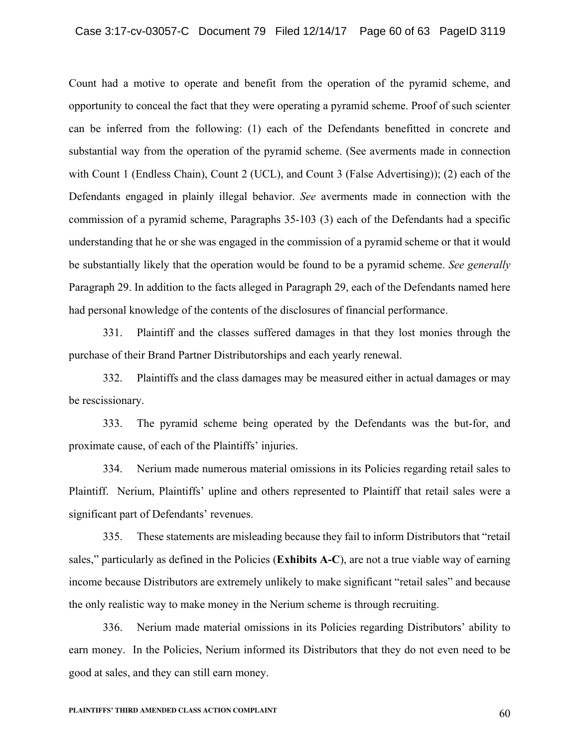Count had a motive to operate and benefit from the operation of the pyramid scheme, and opportunity to conceal the fact that they were operating a pyramid scheme. Proof of such scienter can be inferred from the following: (1) each of the Defendants benefitted in concrete and substantial way from the operation of the pyramid scheme. (See averments made in connection with Count 1 (Endless Chain), Count 2 (UCL), and Count 3 (False Advertising)); (2) each of the Defendants engaged in plainly illegal behavior. *See* averments made in connection with the commission of a pyramid scheme, Paragraphs 35-103 (3) each of the Defendants had a specific understanding that he or she was engaged in the commission of a pyramid scheme or that it would be substantially likely that the operation would be found to be a pyramid scheme. *See generally* Paragraph 29. In addition to the facts alleged in Paragraph 29, each of the Defendants named here had personal knowledge of the contents of the disclosures of financial performance.

331. Plaintiff and the classes suffered damages in that they lost monies through the purchase of their Brand Partner Distributorships and each yearly renewal.

332. Plaintiffs and the class damages may be measured either in actual damages or may be rescissionary.

333. The pyramid scheme being operated by the Defendants was the but-for, and proximate cause, of each of the Plaintiffs' injuries.

334. Nerium made numerous material omissions in its Policies regarding retail sales to Plaintiff. Nerium, Plaintiffs' upline and others represented to Plaintiff that retail sales were a significant part of Defendants' revenues.

335. These statements are misleading because they fail to inform Distributors that "retail sales," particularly as defined in the Policies (**Exhibits A-C**), are not a true viable way of earning income because Distributors are extremely unlikely to make significant "retail sales" and because the only realistic way to make money in the Nerium scheme is through recruiting.

336. Nerium made material omissions in its Policies regarding Distributors' ability to earn money. In the Policies, Nerium informed its Distributors that they do not even need to be good at sales, and they can still earn money.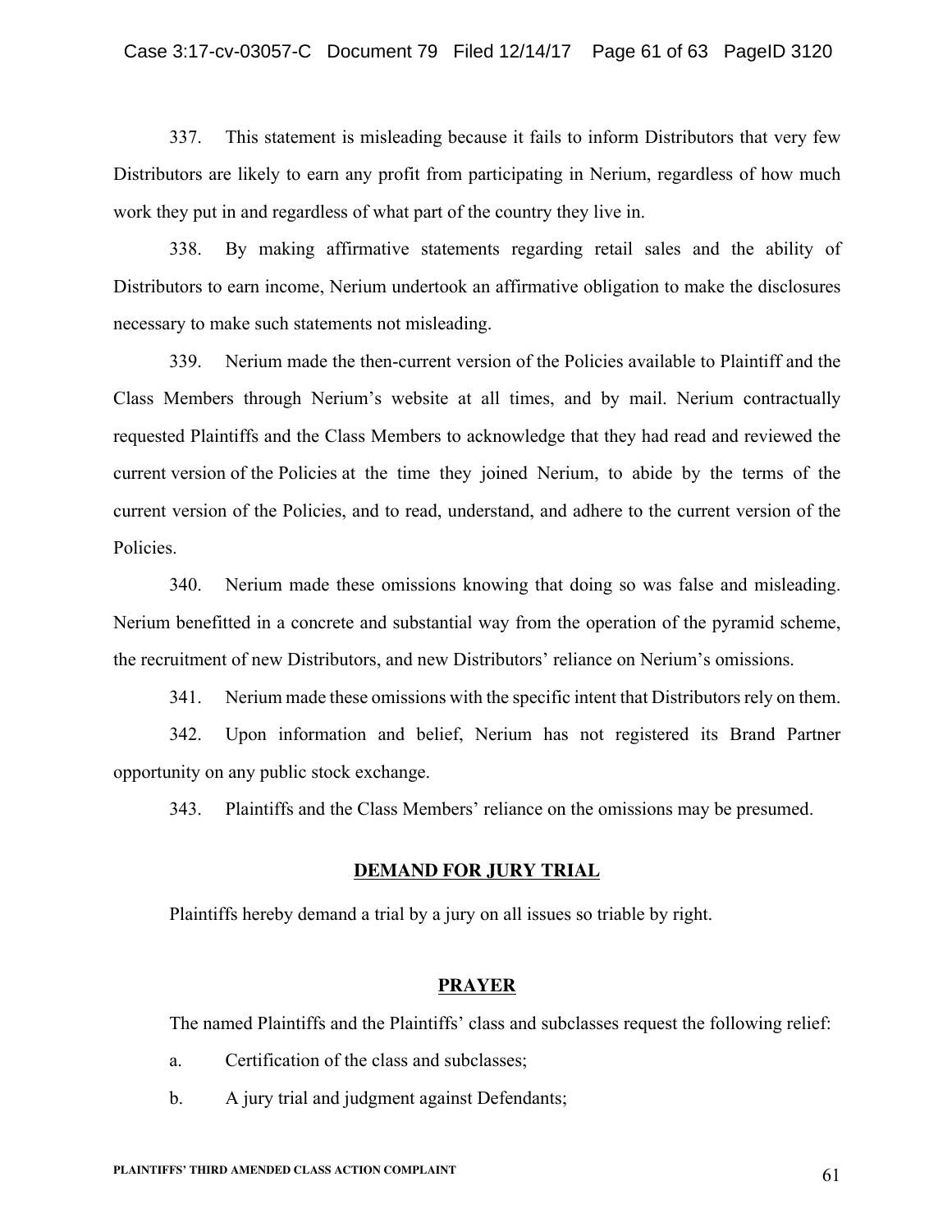337. This statement is misleading because it fails to inform Distributors that very few Distributors are likely to earn any profit from participating in Nerium, regardless of how much work they put in and regardless of what part of the country they live in.

338. By making affirmative statements regarding retail sales and the ability of Distributors to earn income, Nerium undertook an affirmative obligation to make the disclosures necessary to make such statements not misleading.

339. Nerium made the then-current version of the Policies available to Plaintiff and the Class Members through Nerium's website at all times, and by mail. Nerium contractually requested Plaintiffs and the Class Members to acknowledge that they had read and reviewed the current version of the Policies at the time they joined Nerium, to abide by the terms of the current version of the Policies, and to read, understand, and adhere to the current version of the Policies.

340. Nerium made these omissions knowing that doing so was false and misleading. Nerium benefitted in a concrete and substantial way from the operation of the pyramid scheme, the recruitment of new Distributors, and new Distributors' reliance on Nerium's omissions.

341. Nerium made these omissions with the specific intent that Distributors rely on them.

342. Upon information and belief, Nerium has not registered its Brand Partner opportunity on any public stock exchange.

343. Plaintiffs and the Class Members' reliance on the omissions may be presumed.

## DEMAND FOR JURY TRIAL

Plaintiffs hereby demand a trial by a jury on all issues so triable by right.

## PRAYER

The named Plaintiffs and the Plaintiffs' class and subclasses request the following relief:

a. Certification of the class and subclasses;

b. A jury trial and judgment against Defendants;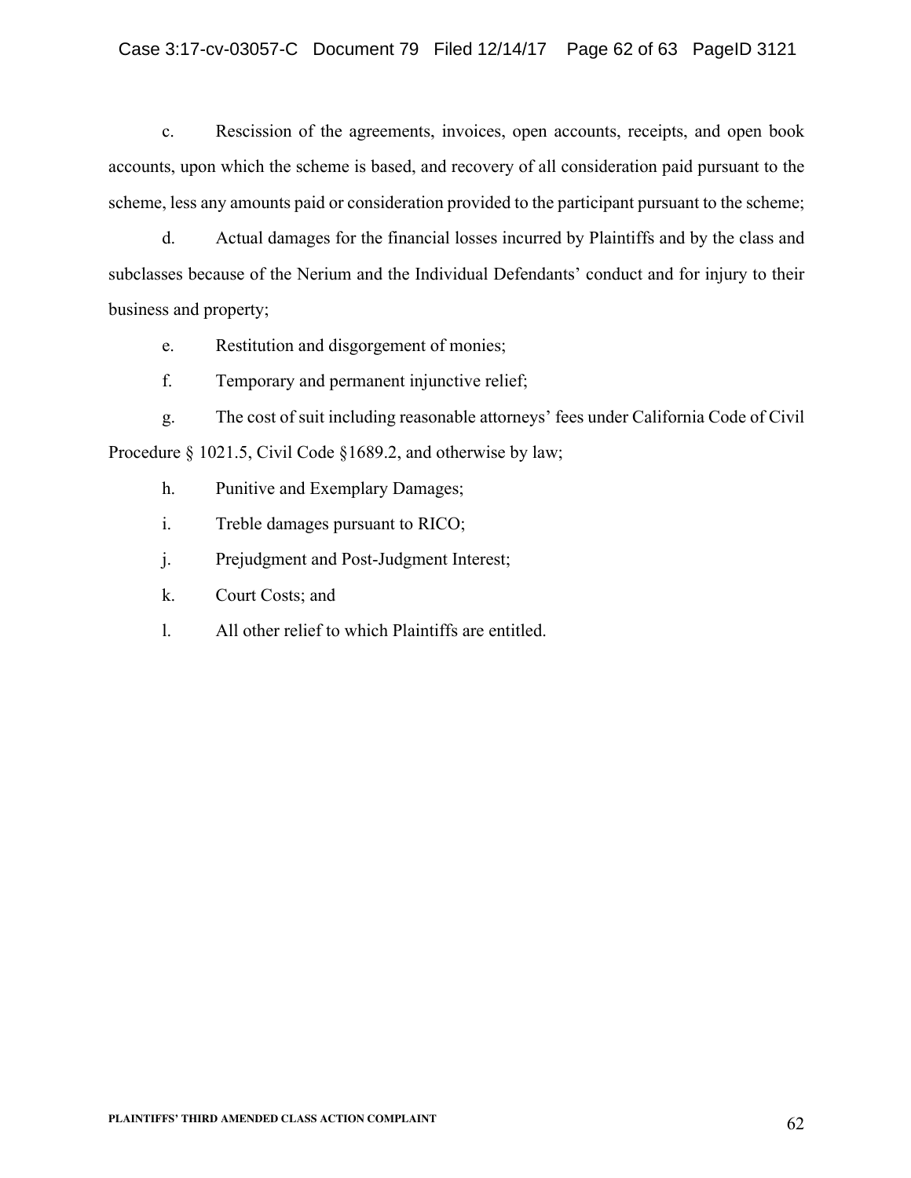c. Rescission of the agreements, invoices, open accounts, receipts, and open book accounts, upon which the scheme is based, and recovery of all consideration paid pursuant to the scheme, less any amounts paid or consideration provided to the participant pursuant to the scheme;

d. Actual damages for the financial losses incurred by Plaintiffs and by the class and subclasses because of the Nerium and the Individual Defendants' conduct and for injury to their business and property;

e. Restitution and disgorgement of monies;

f. Temporary and permanent injunctive relief;

g. The cost of suit including reasonable attorneys' fees under California Code of Civil Procedure § 1021.5, Civil Code §1689.2, and otherwise by law;

h. Punitive and Exemplary Damages;

i. Treble damages pursuant to RICO;

j. Prejudgment and Post-Judgment Interest;

k. Court Costs; and

l. All other relief to which Plaintiffs are entitled.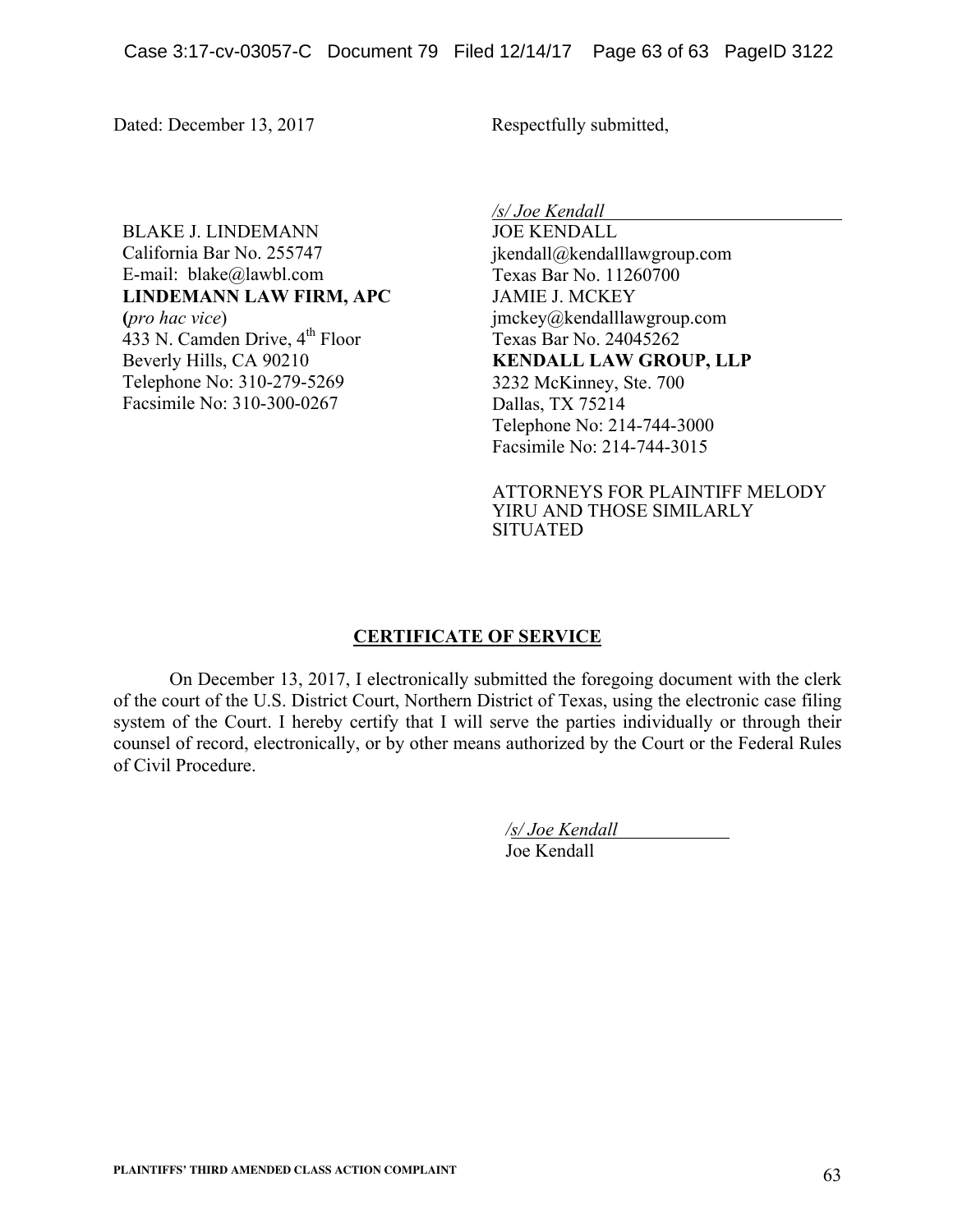Dated: December 13, 2017

Respectfully submitted,

*/s/ Joe Kendall*
JOE KENDALL
jkendall@kendalllawgroup.com
Texas Bar No. 11260700
JAMIE J. MCKEY
jmckey@kendalllawgroup.com
Texas Bar No. 24045262
**KENDALL LAW GROUP, LLP**
3232 McKinney, Ste. 700
Dallas, TX 75214
Telephone No: 214-744-3000
Facsimile No: 214-744-3015

BLAKE J. LINDEMANN
California Bar No. 255747
E-mail: blake@lawbl.com
**LINDEMANN LAW FIRM, APC**
**(***pro hac vice***)**
433 N. Camden Drive, 4th Floor
Beverly Hills, CA 90210
Telephone No: 310-279-5269
Facsimile No: 310-300-0267

ATTORNEYS FOR PLAINTIFF MELODY YIRU AND THOSE SIMILARLY SITUATED

## CERTIFICATE OF SERVICE

On December 13, 2017, I electronically submitted the foregoing document with the clerk of the court of the U.S. District Court, Northern District of Texas, using the electronic case filing system of the Court. I hereby certify that I will serve the parties individually or through their counsel of record, electronically, or by other means authorized by the Court or the Federal Rules of Civil Procedure.

*/s/ Joe Kendall*
Joe Kendall